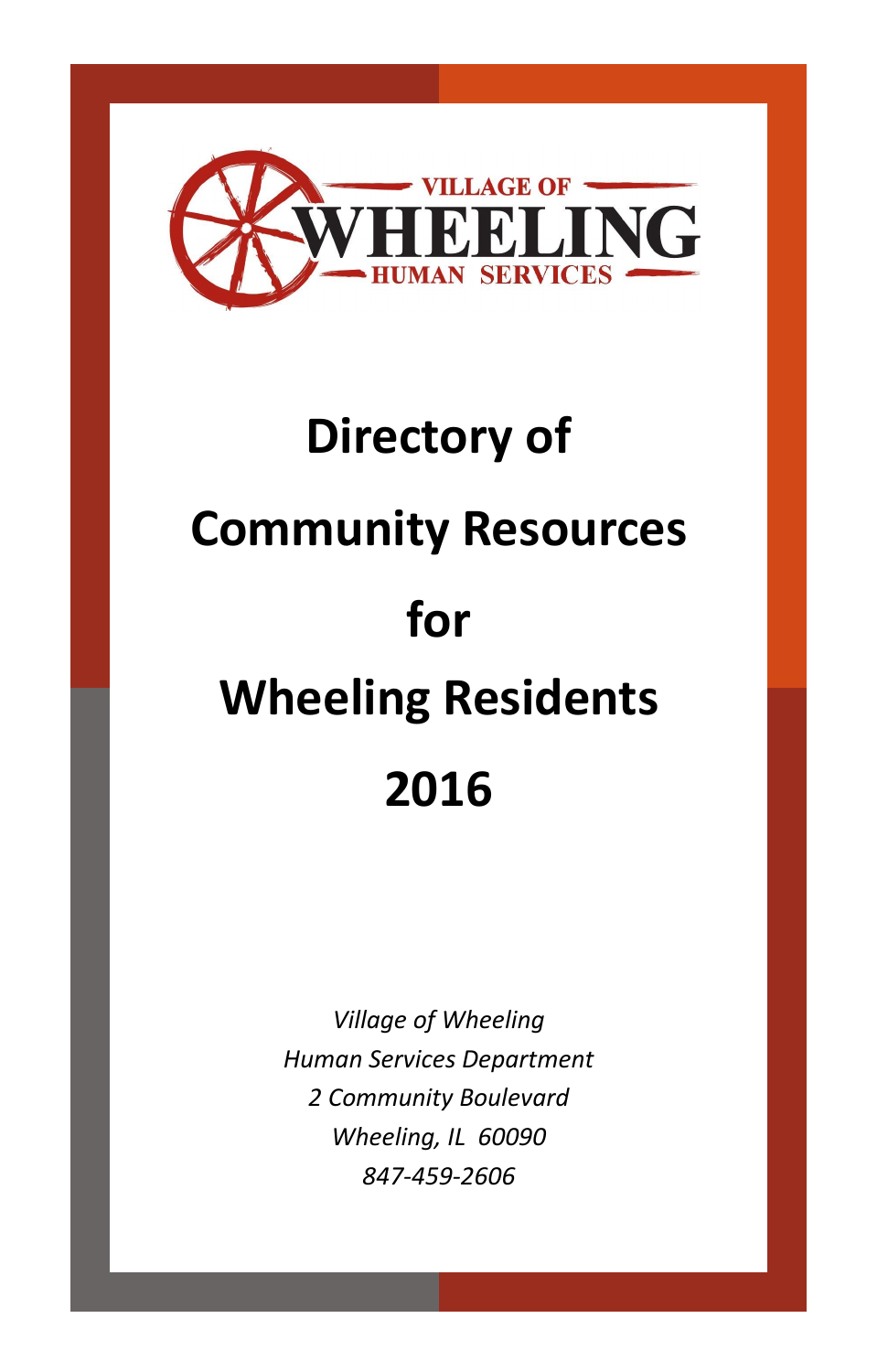VILLAGE OF
WHEELING
HUMAN SERVICES

# Directory of Community Resources for Wheeling Residents 2016

*Village of Wheeling*
*Human Services Department*
*2 Community Boulevard*
*Wheeling, IL 60090*
*847-459-2606*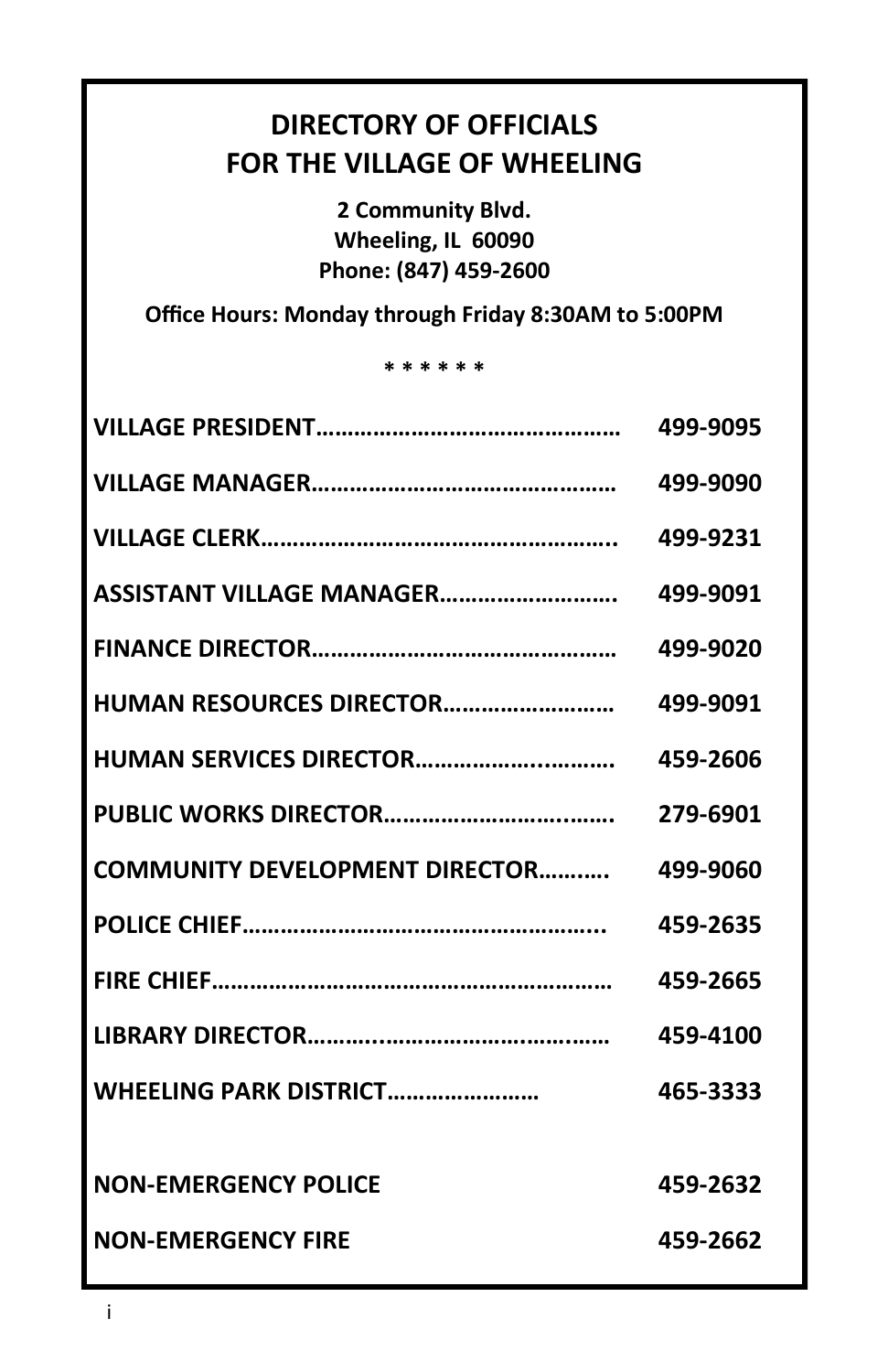# DIRECTORY OF OFFICIALS FOR THE VILLAGE OF WHEELING

**2 Community Blvd.**
**Wheeling, IL 60090**
**Phone: (847) 459-2600**

**Office Hours: Monday through Friday 8:30AM to 5:00PM**

**\* \* \* \* \* \***

| | |
|---|---|
| **VILLAGE PRESIDENT** | **499-9095** |
| **VILLAGE MANAGER** | **499-9090** |
| **VILLAGE CLERK** | **499-9231** |
| **ASSISTANT VILLAGE MANAGER** | **499-9091** |
| **FINANCE DIRECTOR** | **499-9020** |
| **HUMAN RESOURCES DIRECTOR** | **499-9091** |
| **HUMAN SERVICES DIRECTOR** | **459-2606** |
| **PUBLIC WORKS DIRECTOR** | **279-6901** |
| **COMMUNITY DEVELOPMENT DIRECTOR** | **499-9060** |
| **POLICE CHIEF** | **459-2635** |
| **FIRE CHIEF** | **459-2665** |
| **LIBRARY DIRECTOR** | **459-4100** |
| **WHEELING PARK DISTRICT** | **465-3333** |
| | |
| **NON-EMERGENCY POLICE** | **459-2632** |
| **NON-EMERGENCY FIRE** | **459-2662** |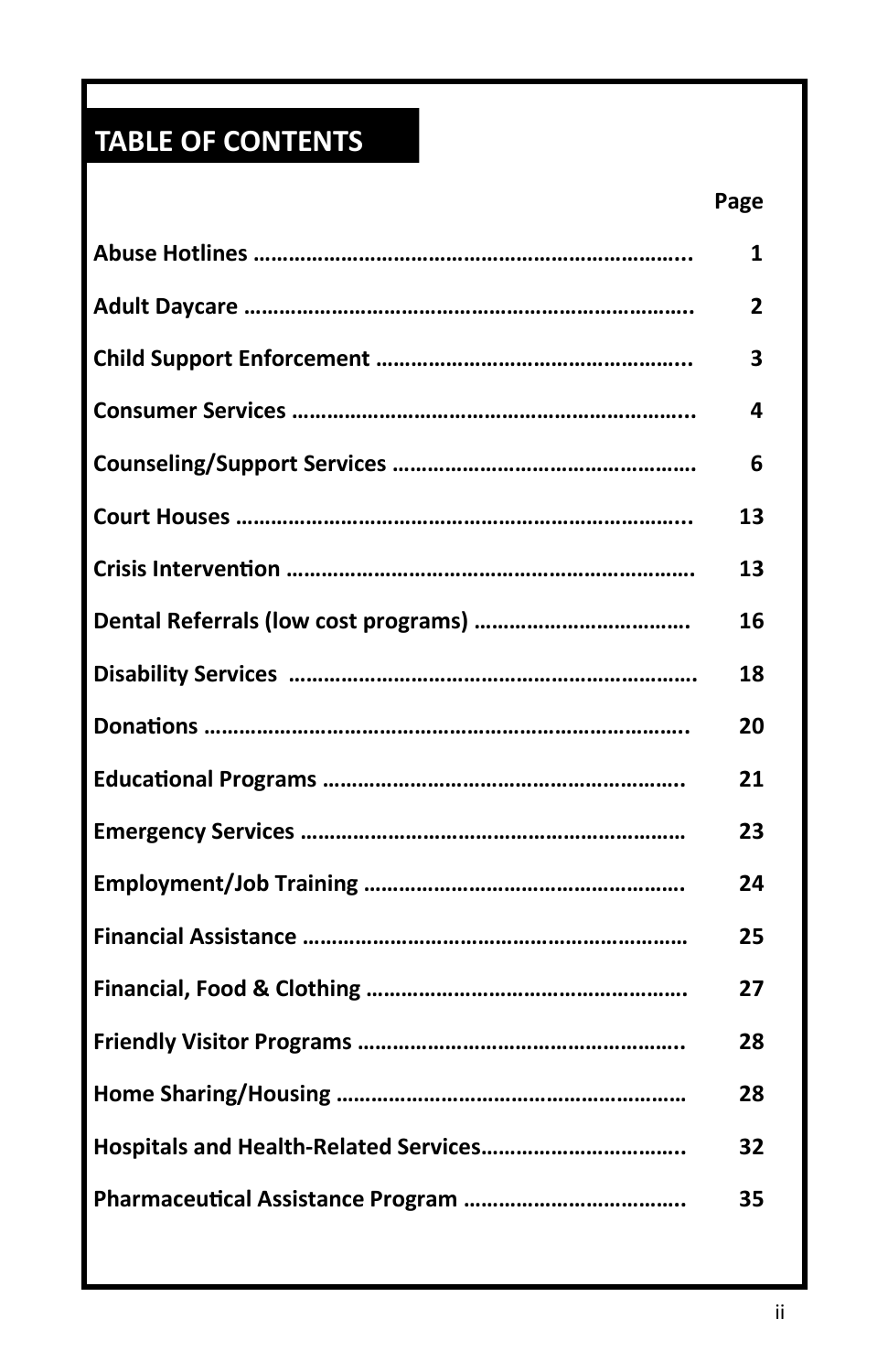# TABLE OF CONTENTS

| | Page |
|---|---|
| **Abuse Hotlines** ………………………………………………………………... | **1** |
| **Adult Daycare** ………………………………………………………………….. | **2** |
| **Child Support Enforcement** …………………………………………….. | **3** |
| **Consumer Services** …………………………………………………………... | **4** |
| **Counseling/Support Services** …………………………………………… | **6** |
| **Court Houses** ……………………………………………………………….... | **13** |
| **Crisis Intervention** …………………………………………………………. | **13** |
| **Dental Referrals (low cost programs)** ………………………………. | **16** |
| **Disability Services** …………………………………………………………. | **18** |
| **Donations** ……………………………………………………………………….. | **20** |
| **Educational Programs** …………………………………………………. | **21** |
| **Emergency Services** ……………………………………………………… | **23** |
| **Employment/Job Training** …………………………………………… | **24** |
| **Financial Assistance** ……………………………………………………… | **25** |
| **Financial, Food & Clothing** ……………………………………………. | **27** |
| **Friendly Visitor Programs** ……………………………………………... | **28** |
| **Home Sharing/Housing** ………………………………………………… | **28** |
| **Hospitals and Health-Related Services**…………………………….. | **32** |
| **Pharmaceutical Assistance Program** ……………………………….. | **35** |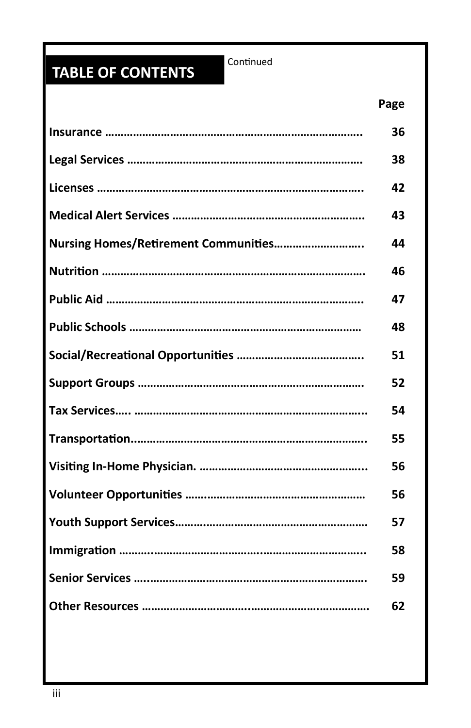# TABLE OF CONTENTS

Continued

| | Page |
|---|---|
| **Insurance** | **36** |
| **Legal Services** | **38** |
| **Licenses** | **42** |
| **Medical Alert Services** | **43** |
| **Nursing Homes/Retirement Communities** | **44** |
| **Nutrition** | **46** |
| **Public Aid** | **47** |
| **Public Schools** | **48** |
| **Social/Recreational Opportunities** | **51** |
| **Support Groups** | **52** |
| **Tax Services** | **54** |
| **Transportation** | **55** |
| **Visiting In-Home Physician.** | **56** |
| **Volunteer Opportunities** | **56** |
| **Youth Support Services** | **57** |
| **Immigration** | **58** |
| **Senior Services** | **59** |
| **Other Resources** | **62** |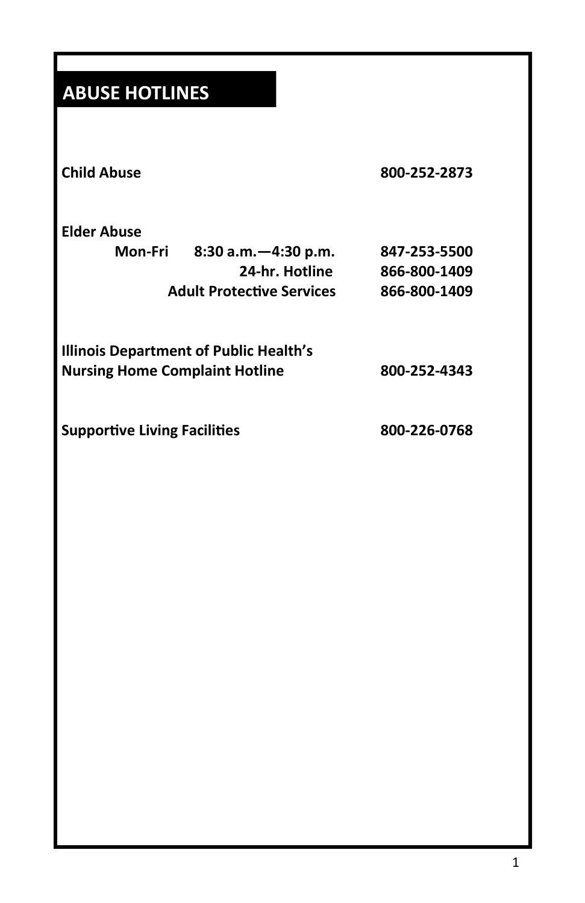## ABUSE HOTLINES

| | |
|---|---|
| **Child Abuse** | **800-252-2873** |
| **Elder Abuse** | |
| **Mon-Fri 8:30 a.m.—4:30 p.m.** | **847-253-5500** |
| **24-hr. Hotline** | **866-800-1409** |
| **Adult Protective Services** | **866-800-1409** |
| **Illinois Department of Public Health's Nursing Home Complaint Hotline** | **800-252-4343** |
| **Supportive Living Facilities** | **800-226-0768** |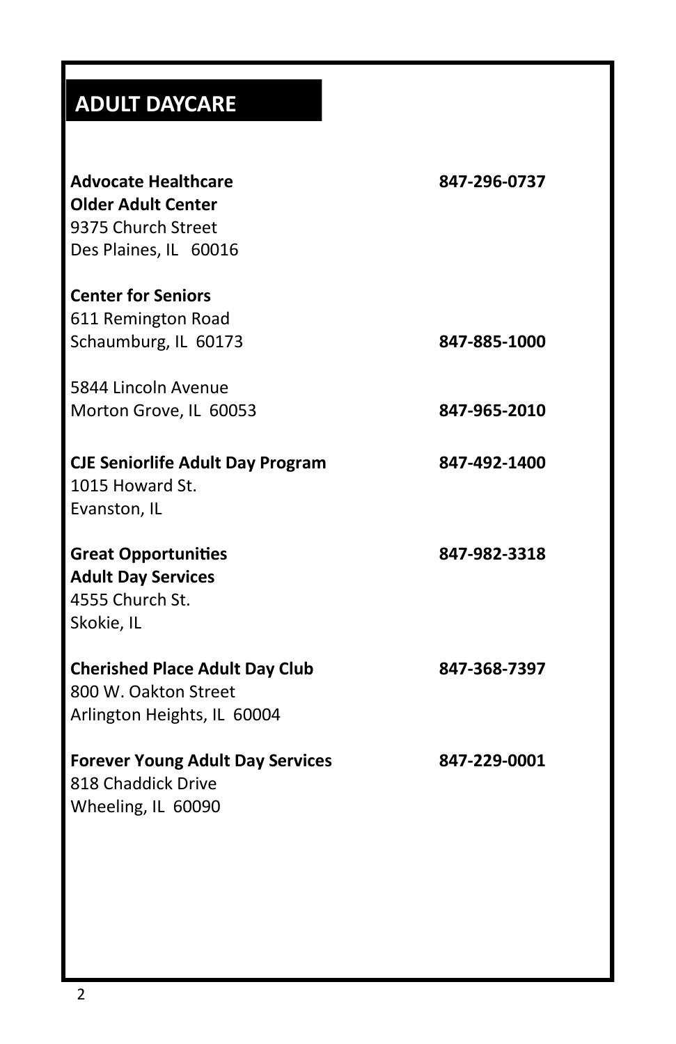## ADULT DAYCARE

**Advocate Healthcare** — **847-296-0737**
**Older Adult Center**
9375 Church Street
Des Plaines, IL 60016

**Center for Seniors**
611 Remington Road
Schaumburg, IL 60173 — **847-885-1000**

5844 Lincoln Avenue
Morton Grove, IL 60053 — **847-965-2010**

**CJE Seniorlife Adult Day Program** — **847-492-1400**
1015 Howard St.
Evanston, IL

**Great Opportunities** — **847-982-3318**
**Adult Day Services**
4555 Church St.
Skokie, IL

**Cherished Place Adult Day Club** — **847-368-7397**
800 W. Oakton Street
Arlington Heights, IL 60004

**Forever Young Adult Day Services** — **847-229-0001**
818 Chaddick Drive
Wheeling, IL 60090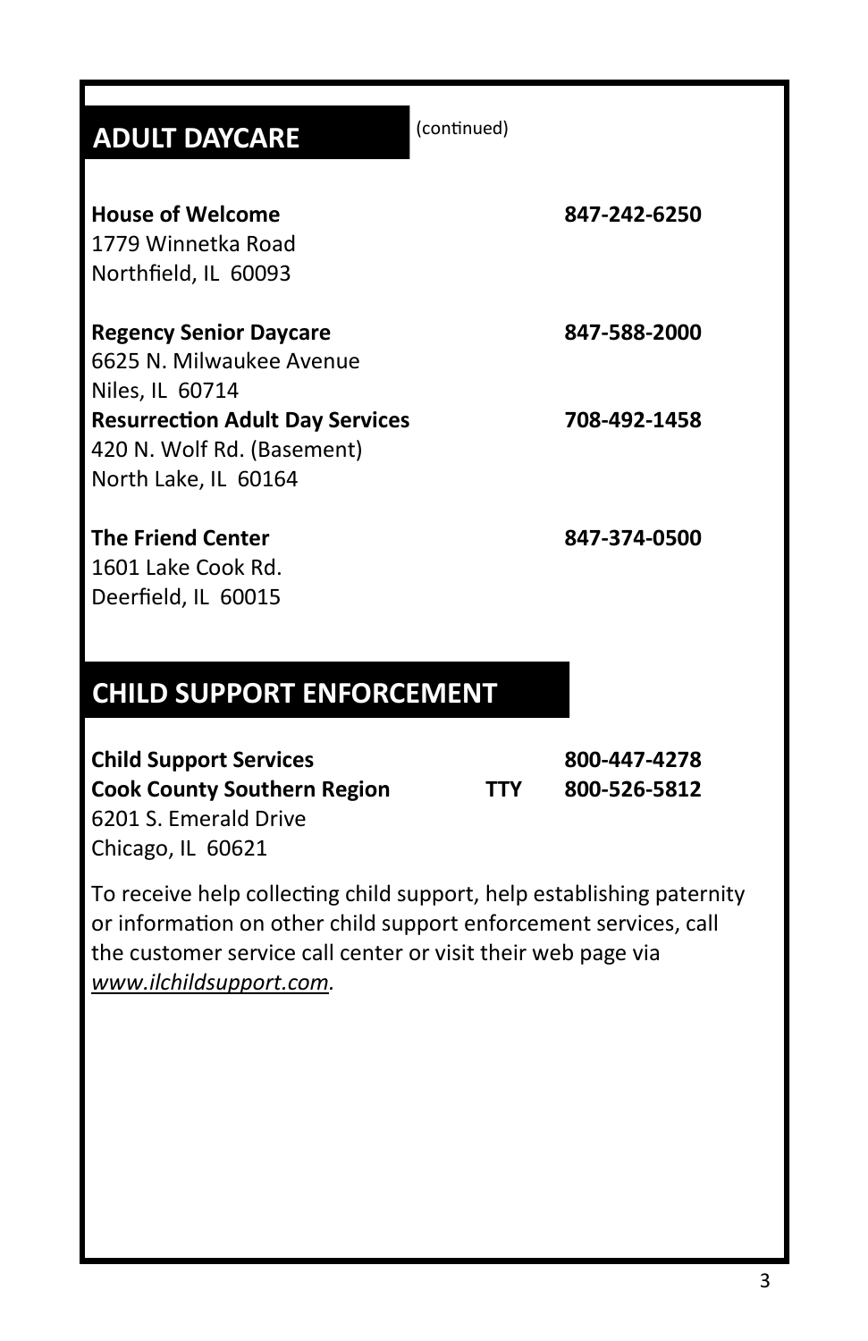## ADULT DAYCARE

(continued)

**House of Welcome** **847-242-6250**
1779 Winnetka Road
Northfield, IL 60093

**Regency Senior Daycare** **847-588-2000**
6625 N. Milwaukee Avenue
Niles, IL 60714

**Resurrection Adult Day Services** **708-492-1458**
420 N. Wolf Rd. (Basement)
North Lake, IL 60164

**The Friend Center** **847-374-0500**
1601 Lake Cook Rd.
Deerfield, IL 60015

## CHILD SUPPORT ENFORCEMENT

**Child Support Services** **800-447-4278**
**Cook County Southern Region** **TTY 800-526-5812**
6201 S. Emerald Drive
Chicago, IL 60621

To receive help collecting child support, help establishing paternity or information on other child support enforcement services, call the customer service call center or visit their web page via *www.ilchildsupport.com.*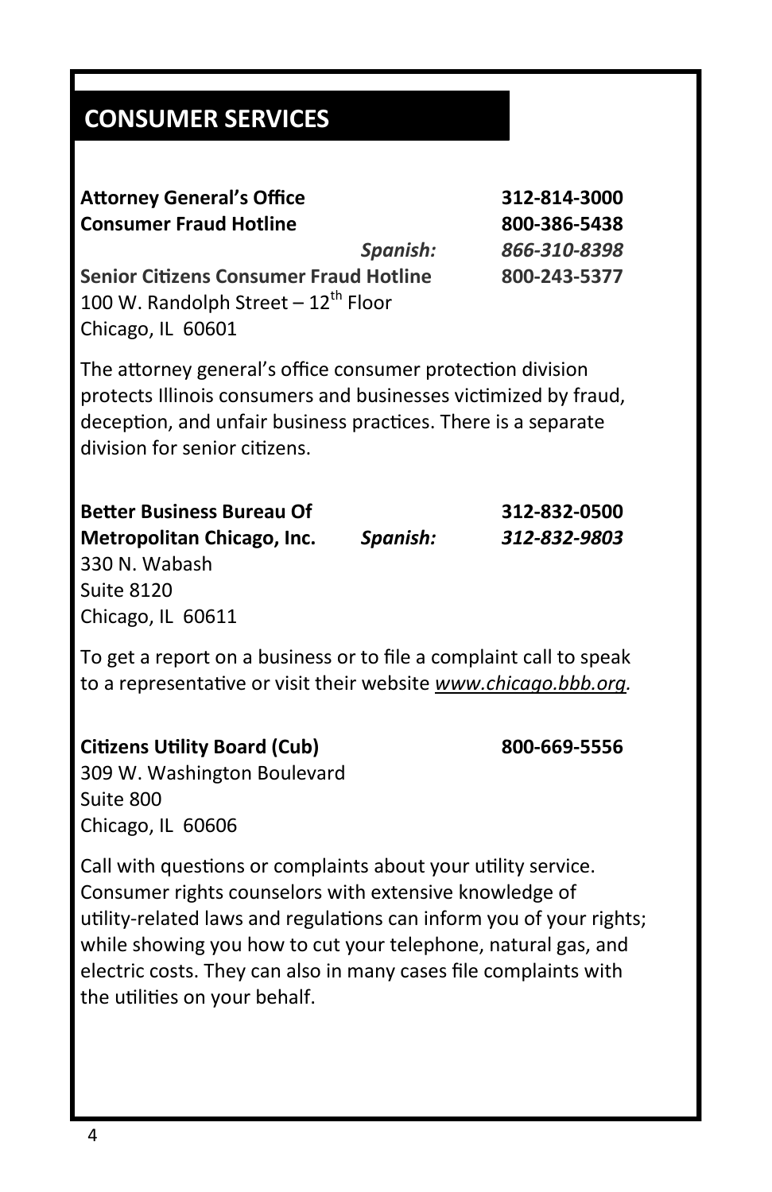## CONSUMER SERVICES

**Attorney General's Office** **312-814-3000**
**Consumer Fraud Hotline** **800-386-5438**
*Spanish:* *866-310-8398*
**Senior Citizens Consumer Fraud Hotline** **800-243-5377**
100 W. Randolph Street – 12$^{th}$ Floor
Chicago, IL 60601

The attorney general's office consumer protection division protects Illinois consumers and businesses victimized by fraud, deception, and unfair business practices. There is a separate division for senior citizens.

**Better Business Bureau Of** **312-832-0500**
**Metropolitan Chicago, Inc.** *Spanish:* *312-832-9803*
330 N. Wabash
Suite 8120
Chicago, IL 60611

To get a report on a business or to file a complaint call to speak to a representative or visit their website *www.chicago.bbb.org.*

**Citizens Utility Board (Cub)** **800-669-5556**
309 W. Washington Boulevard
Suite 800
Chicago, IL 60606

Call with questions or complaints about your utility service. Consumer rights counselors with extensive knowledge of utility-related laws and regulations can inform you of your rights; while showing you how to cut your telephone, natural gas, and electric costs. They can also in many cases file complaints with the utilities on your behalf.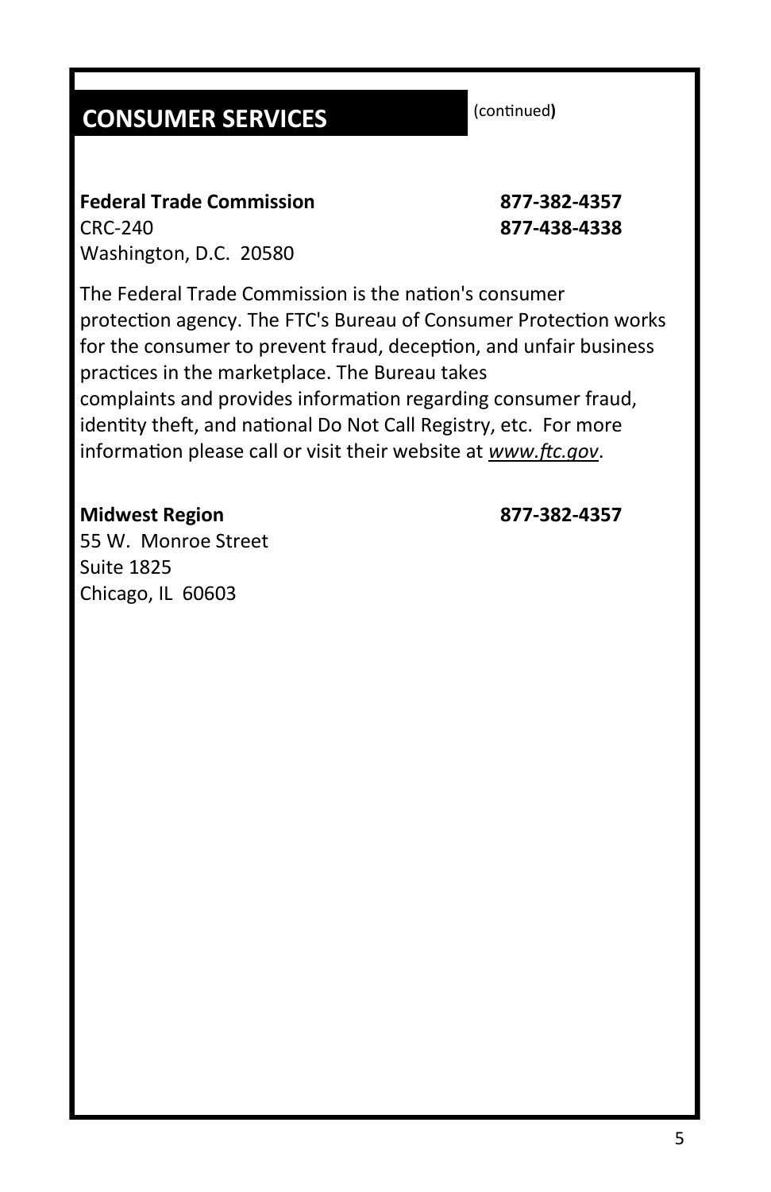## CONSUMER SERVICES (continued)

**Federal Trade Commission** **877-382-4357**
CRC-240 **877-438-4338**
Washington, D.C. 20580

The Federal Trade Commission is the nation's consumer protection agency. The FTC's Bureau of Consumer Protection works for the consumer to prevent fraud, deception, and unfair business practices in the marketplace. The Bureau takes complaints and provides information regarding consumer fraud, identity theft, and national Do Not Call Registry, etc. For more information please call or visit their website at *www.ftc.gov*.

**Midwest Region** **877-382-4357**
55 W. Monroe Street
Suite 1825
Chicago, IL 60603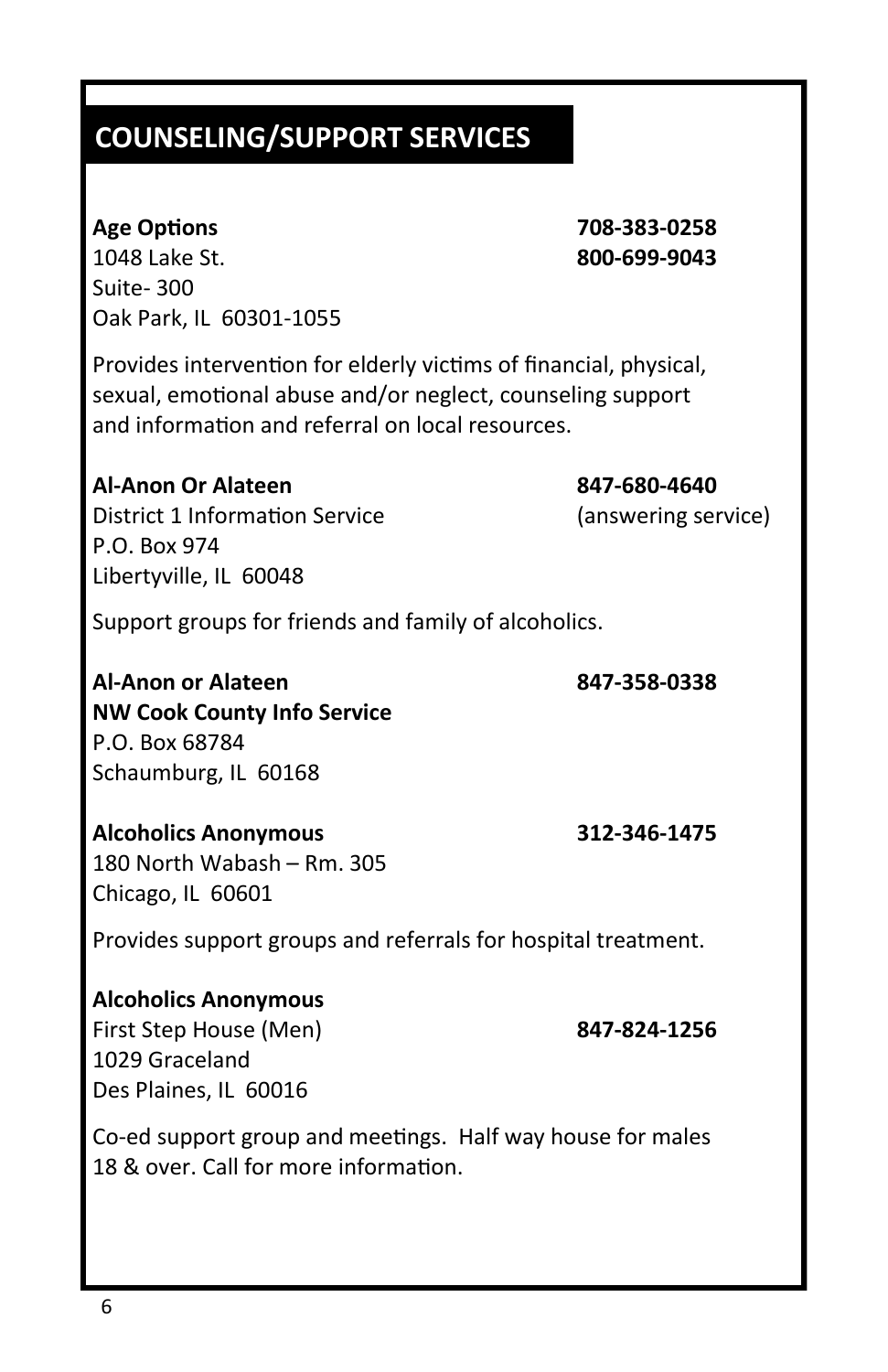## COUNSELING/SUPPORT SERVICES

**Age Options** **708-383-0258**
1048 Lake St. **800-699-9043**
Suite- 300
Oak Park, IL 60301-1055

Provides intervention for elderly victims of financial, physical, sexual, emotional abuse and/or neglect, counseling support and information and referral on local resources.

**Al-Anon Or Alateen** **847-680-4640**
District 1 Information Service (answering service)
P.O. Box 974
Libertyville, IL 60048

Support groups for friends and family of alcoholics.

**Al-Anon or Alateen** **847-358-0338**
**NW Cook County Info Service**
P.O. Box 68784
Schaumburg, IL 60168

**Alcoholics Anonymous** **312-346-1475**
180 North Wabash – Rm. 305
Chicago, IL 60601

Provides support groups and referrals for hospital treatment.

**Alcoholics Anonymous**
First Step House (Men) **847-824-1256**
1029 Graceland
Des Plaines, IL 60016

Co-ed support group and meetings. Half way house for males 18 & over. Call for more information.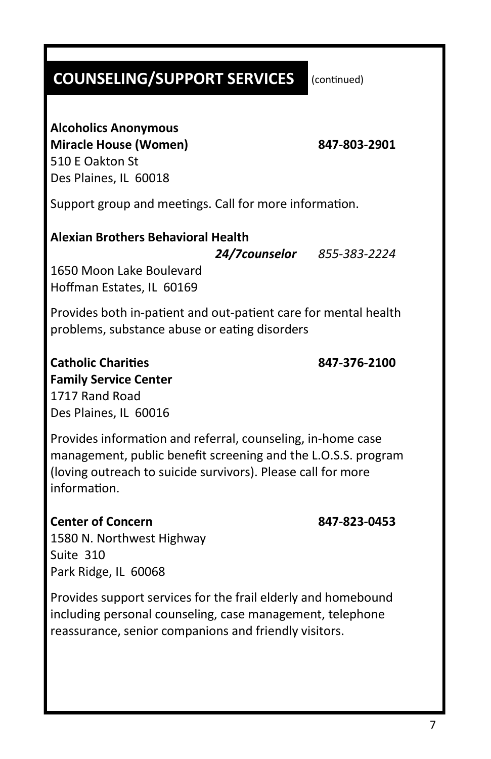## COUNSELING/SUPPORT SERVICES (continued)

**Alcoholics Anonymous**
**Miracle House (Women)** **847-803-2901**
510 E Oakton St
Des Plaines, IL 60018

Support group and meetings. Call for more information.

**Alexian Brothers Behavioral Health**
***24/7counselor*** *855-383-2224*
1650 Moon Lake Boulevard
Hoffman Estates, IL 60169

Provides both in-patient and out-patient care for mental health problems, substance abuse or eating disorders

**Catholic Charities** **847-376-2100**
**Family Service Center**
1717 Rand Road
Des Plaines, IL 60016

Provides information and referral, counseling, in-home case management, public benefit screening and the L.O.S.S. program (loving outreach to suicide survivors). Please call for more information.

**Center of Concern** **847-823-0453**
1580 N. Northwest Highway
Suite 310
Park Ridge, IL 60068

Provides support services for the frail elderly and homebound including personal counseling, case management, telephone reassurance, senior companions and friendly visitors.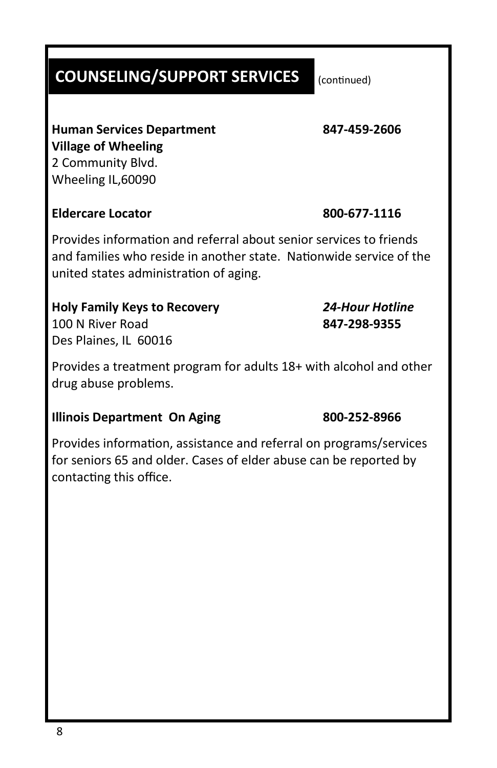## COUNSELING/SUPPORT SERVICES (continued)

**Human Services Department** **847-459-2606**
**Village of Wheeling**
2 Community Blvd.
Wheeling IL,60090

**Eldercare Locator** **800-677-1116**

Provides information and referral about senior services to friends and families who reside in another state. Nationwide service of the united states administration of aging.

**Holy Family Keys to Recovery** ***24-Hour Hotline***
100 N River Road **847-298-9355**
Des Plaines, IL 60016

Provides a treatment program for adults 18+ with alcohol and other drug abuse problems.

**Illinois Department On Aging** **800-252-8966**

Provides information, assistance and referral on programs/services for seniors 65 and older. Cases of elder abuse can be reported by contacting this office.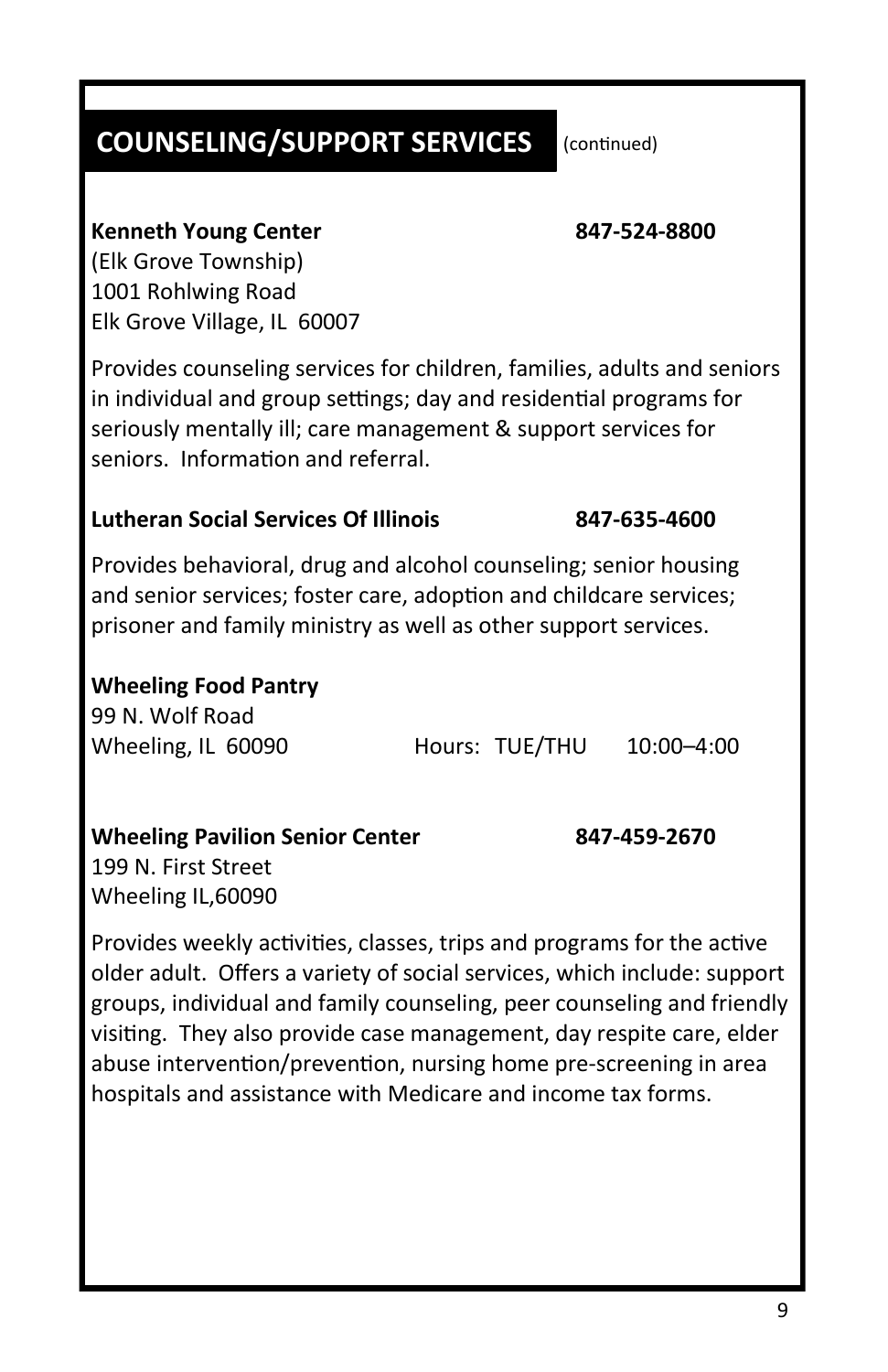## COUNSELING/SUPPORT SERVICES (continued)

**Kenneth Young Center** **847-524-8800**
(Elk Grove Township)
1001 Rohlwing Road
Elk Grove Village, IL 60007

Provides counseling services for children, families, adults and seniors in individual and group settings; day and residential programs for seriously mentally ill; care management & support services for seniors. Information and referral.

**Lutheran Social Services Of Illinois** **847-635-4600**

Provides behavioral, drug and alcohol counseling; senior housing and senior services; foster care, adoption and childcare services; prisoner and family ministry as well as other support services.

**Wheeling Food Pantry**
99 N. Wolf Road
Wheeling, IL 60090 Hours: TUE/THU 10:00–4:00

**Wheeling Pavilion Senior Center** **847-459-2670**
199 N. First Street
Wheeling IL,60090

Provides weekly activities, classes, trips and programs for the active older adult. Offers a variety of social services, which include: support groups, individual and family counseling, peer counseling and friendly visiting. They also provide case management, day respite care, elder abuse intervention/prevention, nursing home pre-screening in area hospitals and assistance with Medicare and income tax forms.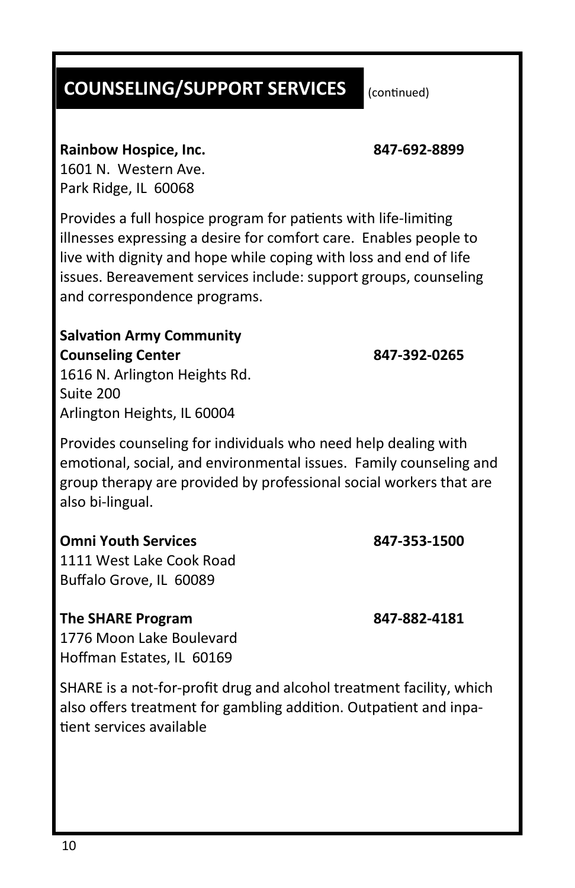## COUNSELING/SUPPORT SERVICES (continued)

**Rainbow Hospice, Inc.** **847-692-8899**
1601 N. Western Ave.
Park Ridge, IL 60068

Provides a full hospice program for patients with life-limiting illnesses expressing a desire for comfort care. Enables people to live with dignity and hope while coping with loss and end of life issues. Bereavement services include: support groups, counseling and correspondence programs.

**Salvation Army Community Counseling Center** **847-392-0265**
1616 N. Arlington Heights Rd.
Suite 200
Arlington Heights, IL 60004

Provides counseling for individuals who need help dealing with emotional, social, and environmental issues. Family counseling and group therapy are provided by professional social workers that are also bi-lingual.

**Omni Youth Services** **847-353-1500**
1111 West Lake Cook Road
Buffalo Grove, IL 60089

**The SHARE Program** **847-882-4181**
1776 Moon Lake Boulevard
Hoffman Estates, IL 60169

SHARE is a not-for-profit drug and alcohol treatment facility, which also offers treatment for gambling addition. Outpatient and inpatient services available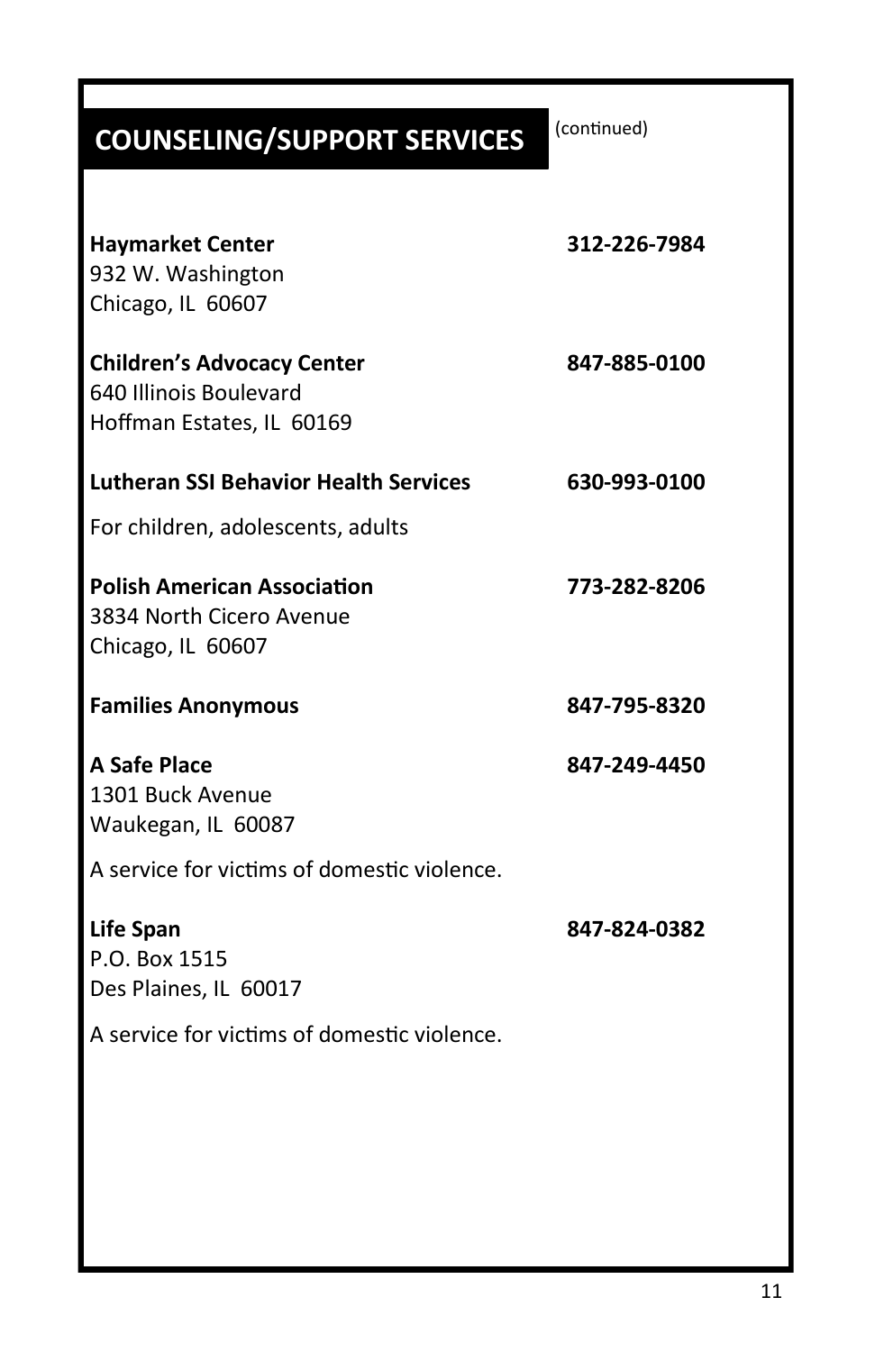## COUNSELING/SUPPORT SERVICES (continued)

**Haymarket Center** — **312-226-7984**
932 W. Washington
Chicago, IL 60607

**Children's Advocacy Center** — **847-885-0100**
640 Illinois Boulevard
Hoffman Estates, IL 60169

**Lutheran SSI Behavior Health Services** — **630-993-0100**

For children, adolescents, adults

**Polish American Association** — **773-282-8206**
3834 North Cicero Avenue
Chicago, IL 60607

**Families Anonymous** — **847-795-8320**

**A Safe Place** — **847-249-4450**
1301 Buck Avenue
Waukegan, IL 60087

A service for victims of domestic violence.

**Life Span** — **847-824-0382**
P.O. Box 1515
Des Plaines, IL 60017

A service for victims of domestic violence.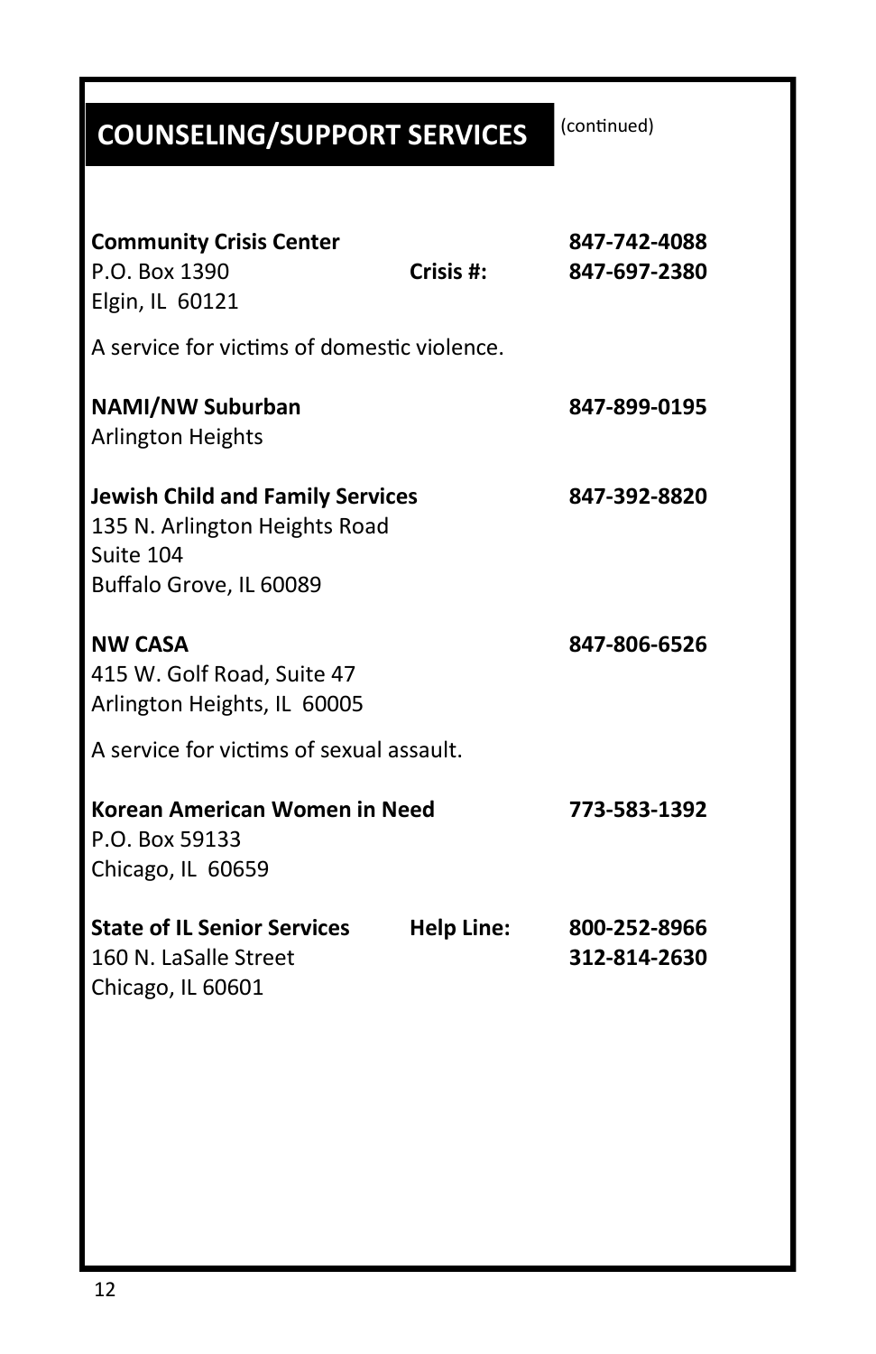## COUNSELING/SUPPORT SERVICES (continued)

**Community Crisis Center** **847-742-4088**
P.O. Box 1390 **Crisis #: 847-697-2380**
Elgin, IL 60121

A service for victims of domestic violence.

**NAMI/NW Suburban** **847-899-0195**
Arlington Heights

**Jewish Child and Family Services** **847-392-8820**
135 N. Arlington Heights Road
Suite 104
Buffalo Grove, IL 60089

**NW CASA** **847-806-6526**
415 W. Golf Road, Suite 47
Arlington Heights, IL 60005

A service for victims of sexual assault.

**Korean American Women in Need** **773-583-1392**
P.O. Box 59133
Chicago, IL 60659

**State of IL Senior Services** **Help Line: 800-252-8966**
160 N. LaSalle Street **312-814-2630**
Chicago, IL 60601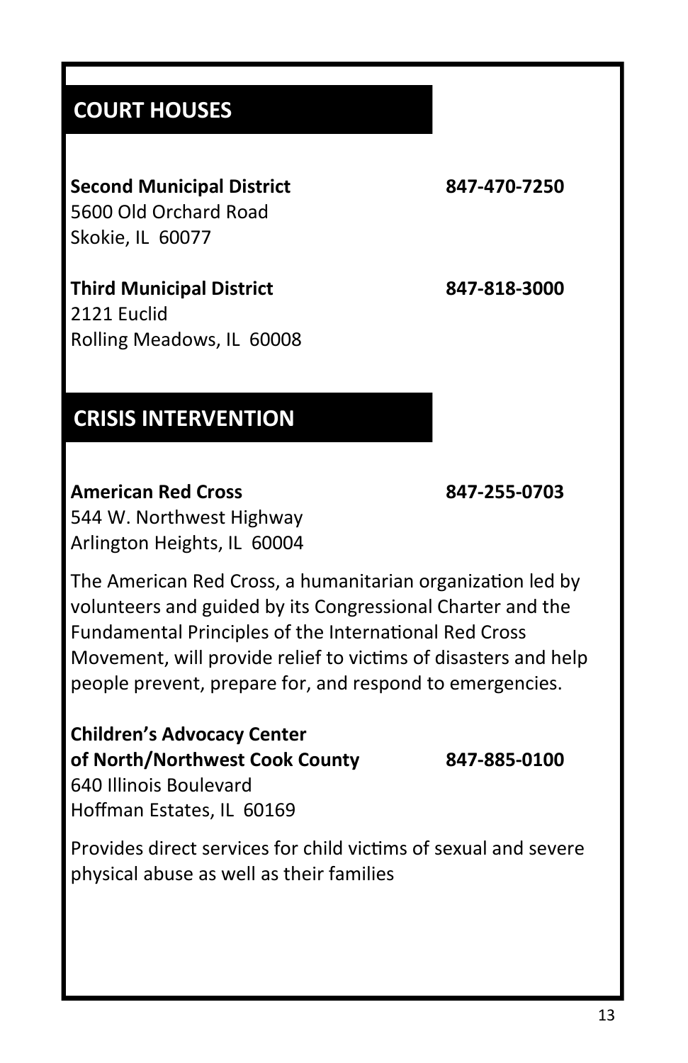## COURT HOUSES

**Second Municipal District** **847-470-7250**
5600 Old Orchard Road
Skokie, IL 60077

**Third Municipal District** **847-818-3000**
2121 Euclid
Rolling Meadows, IL 60008

## CRISIS INTERVENTION

**American Red Cross** **847-255-0703**
544 W. Northwest Highway
Arlington Heights, IL 60004

The American Red Cross, a humanitarian organization led by volunteers and guided by its Congressional Charter and the Fundamental Principles of the International Red Cross Movement, will provide relief to victims of disasters and help people prevent, prepare for, and respond to emergencies.

**Children's Advocacy Center of North/Northwest Cook County** **847-885-0100**
640 Illinois Boulevard
Hoffman Estates, IL 60169

Provides direct services for child victims of sexual and severe physical abuse as well as their families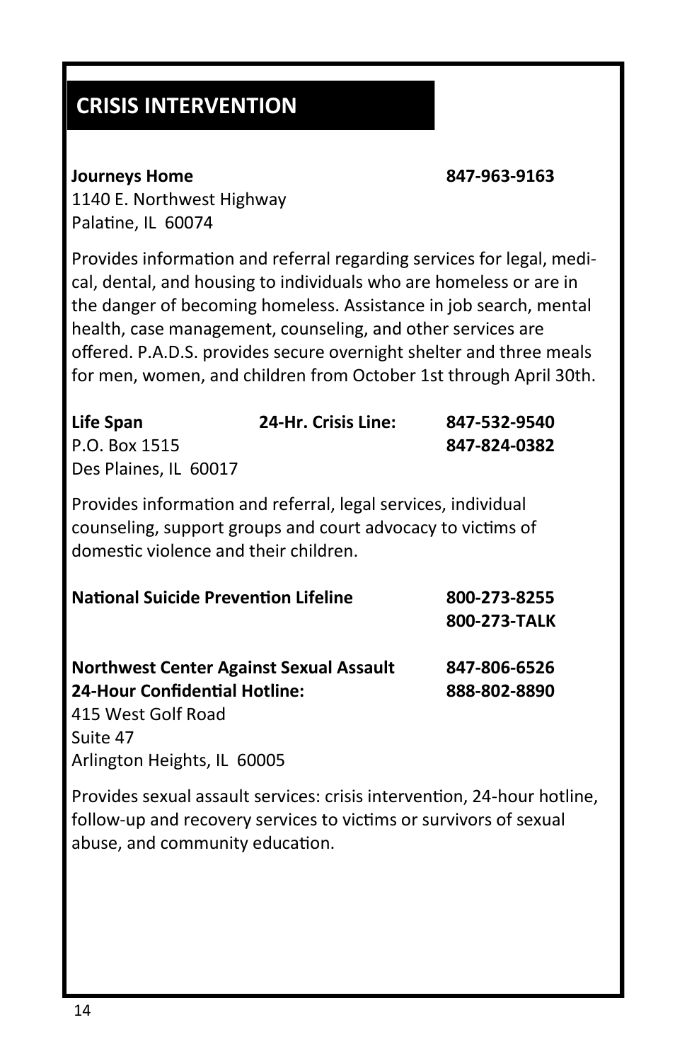## CRISIS INTERVENTION

**Journeys Home** **847-963-9163**
1140 E. Northwest Highway
Palatine, IL 60074

Provides information and referral regarding services for legal, medical, dental, and housing to individuals who are homeless or are in the danger of becoming homeless. Assistance in job search, mental health, case management, counseling, and other services are offered. P.A.D.S. provides secure overnight shelter and three meals for men, women, and children from October 1st through April 30th.

**Life Span** **24-Hr. Crisis Line:** **847-532-9540**
P.O. Box 1515 **847-824-0382**
Des Plaines, IL 60017

Provides information and referral, legal services, individual counseling, support groups and court advocacy to victims of domestic violence and their children.

**National Suicide Prevention Lifeline** **800-273-8255**
**800-273-TALK**

**Northwest Center Against Sexual Assault** **847-806-6526**
**24-Hour Confidential Hotline:** **888-802-8890**
415 West Golf Road
Suite 47
Arlington Heights, IL 60005

Provides sexual assault services: crisis intervention, 24-hour hotline, follow-up and recovery services to victims or survivors of sexual abuse, and community education.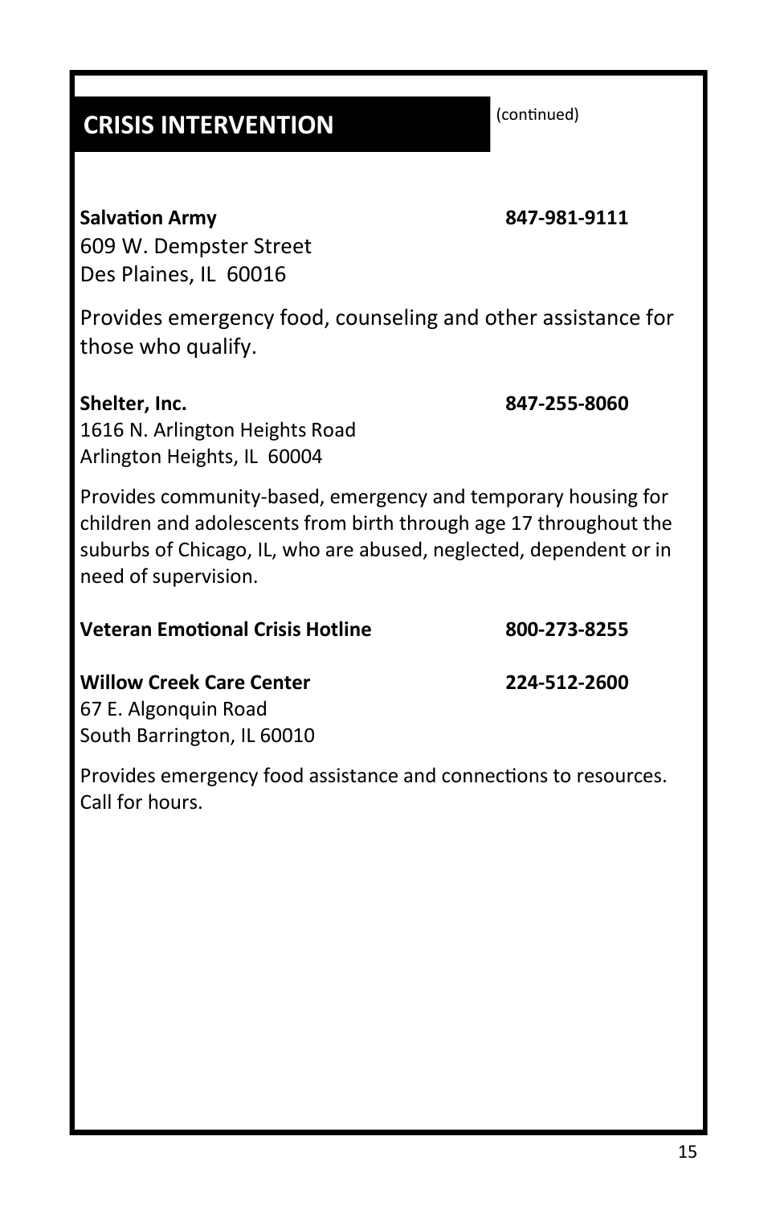## CRISIS INTERVENTION

(continued)

**Salvation Army** **847-981-9111**
609 W. Dempster Street
Des Plaines, IL 60016

Provides emergency food, counseling and other assistance for those who qualify.

**Shelter, Inc.** **847-255-8060**
1616 N. Arlington Heights Road
Arlington Heights, IL 60004

Provides community-based, emergency and temporary housing for children and adolescents from birth through age 17 throughout the suburbs of Chicago, IL, who are abused, neglected, dependent or in need of supervision.

**Veteran Emotional Crisis Hotline** **800-273-8255**

**Willow Creek Care Center** **224-512-2600**
67 E. Algonquin Road
South Barrington, IL 60010

Provides emergency food assistance and connections to resources. Call for hours.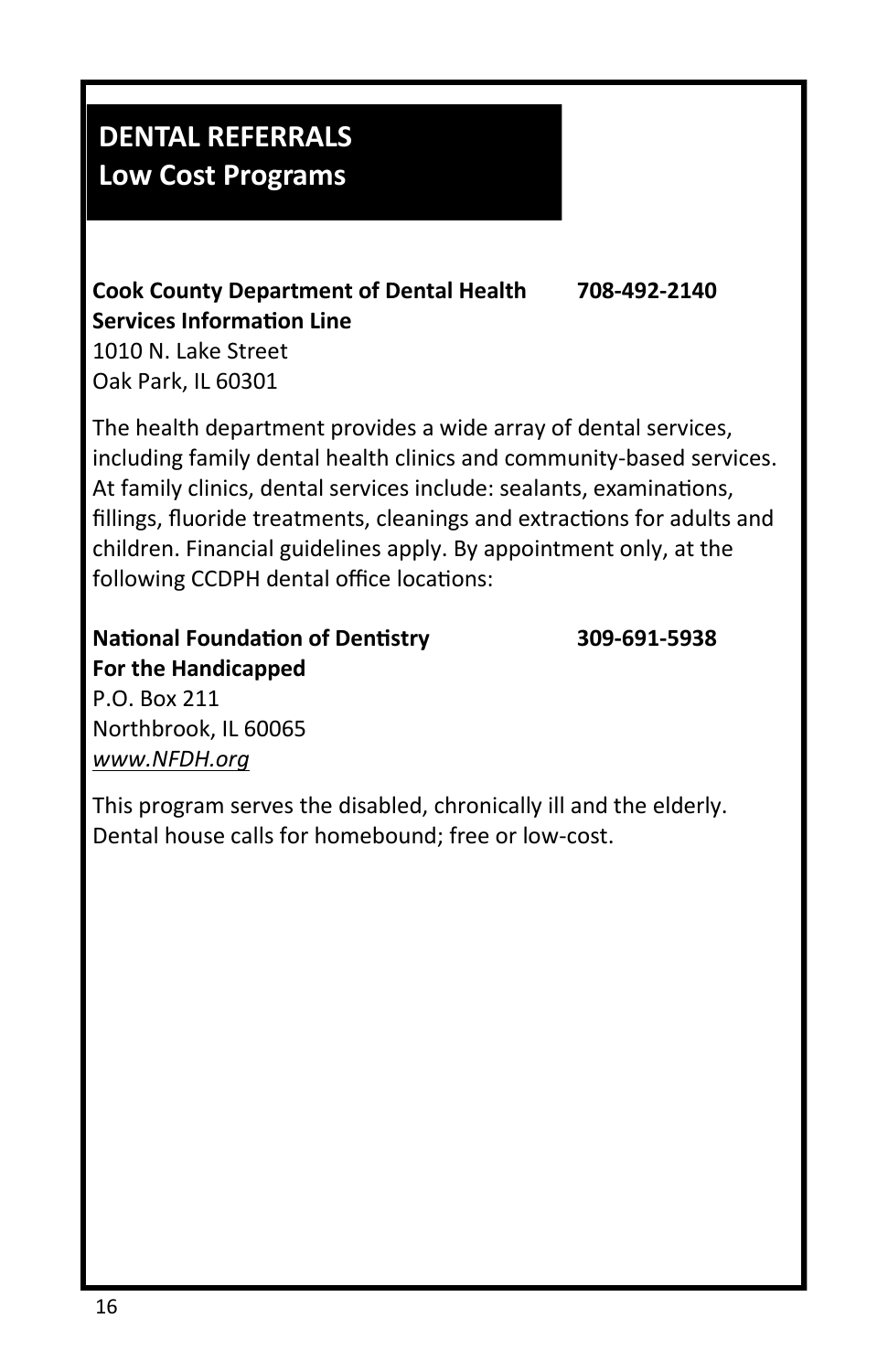## DENTAL REFERRALS
## Low Cost Programs

**Cook County Department of Dental Health Services Information Line** **708-492-2140**
1010 N. Lake Street
Oak Park, IL 60301

The health department provides a wide array of dental services, including family dental health clinics and community-based services. At family clinics, dental services include: sealants, examinations, fillings, fluoride treatments, cleanings and extractions for adults and children. Financial guidelines apply. By appointment only, at the following CCDPH dental office locations:

**National Foundation of Dentistry For the Handicapped** **309-691-5938**
P.O. Box 211
Northbrook, IL 60065
*www.NFDH.org*

This program serves the disabled, chronically ill and the elderly. Dental house calls for homebound; free or low-cost.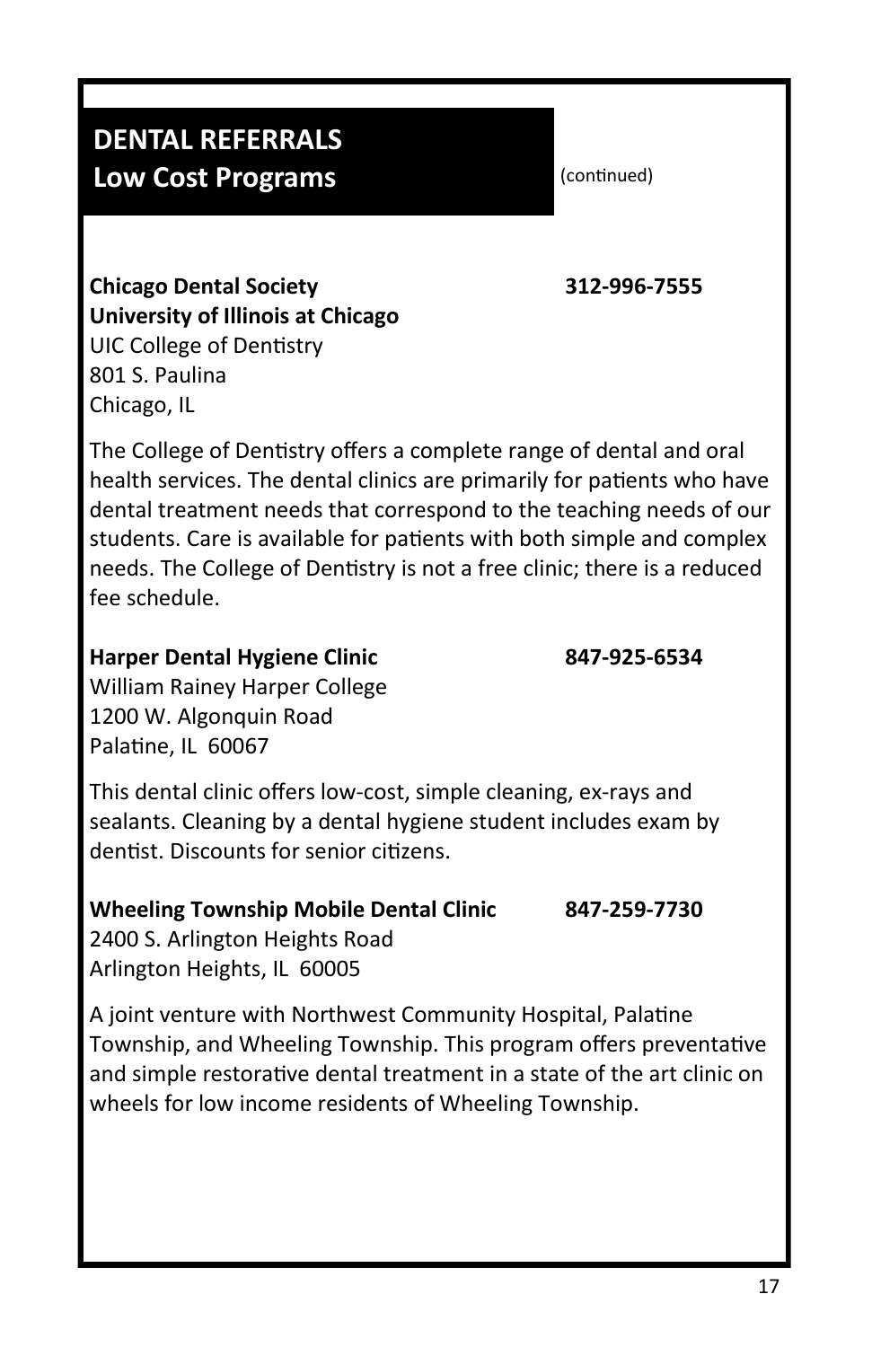# DENTAL REFERRALS
## Low Cost Programs

(continued)

**Chicago Dental Society** **312-996-7555**
**University of Illinois at Chicago**
UIC College of Dentistry
801 S. Paulina
Chicago, IL

The College of Dentistry offers a complete range of dental and oral health services. The dental clinics are primarily for patients who have dental treatment needs that correspond to the teaching needs of our students. Care is available for patients with both simple and complex needs. The College of Dentistry is not a free clinic; there is a reduced fee schedule.

**Harper Dental Hygiene Clinic** **847-925-6534**
William Rainey Harper College
1200 W. Algonquin Road
Palatine, IL 60067

This dental clinic offers low-cost, simple cleaning, ex-rays and sealants. Cleaning by a dental hygiene student includes exam by dentist. Discounts for senior citizens.

**Wheeling Township Mobile Dental Clinic** **847-259-7730**
2400 S. Arlington Heights Road
Arlington Heights, IL 60005

A joint venture with Northwest Community Hospital, Palatine Township, and Wheeling Township. This program offers preventative and simple restorative dental treatment in a state of the art clinic on wheels for low income residents of Wheeling Township.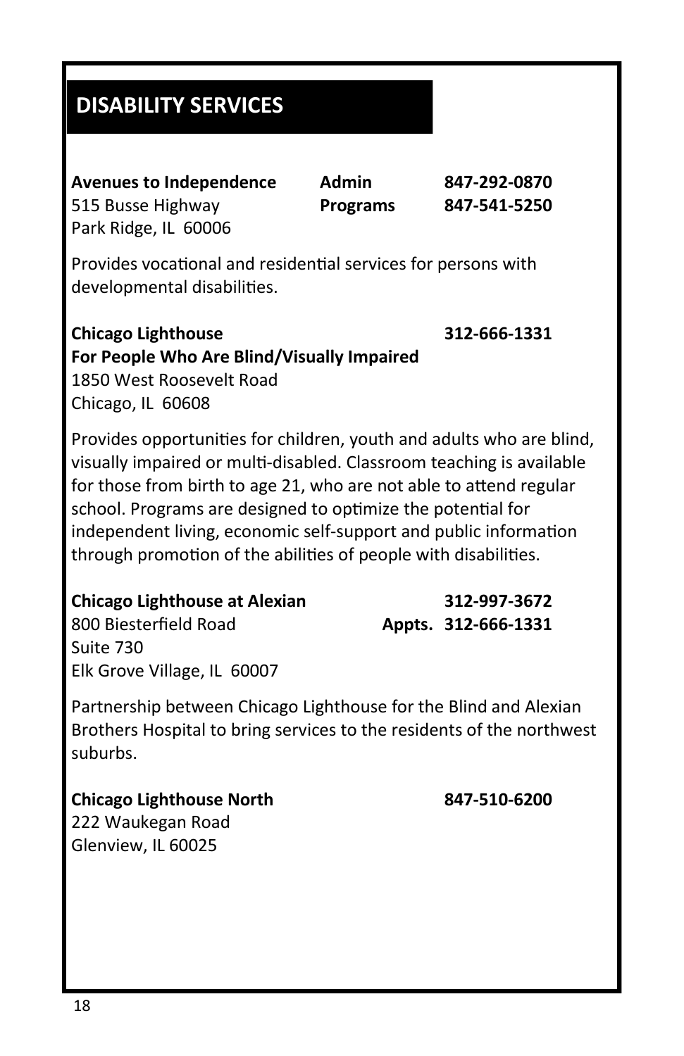## DISABILITY SERVICES

**Avenues to Independence** **Admin** **847-292-0870**
515 Busse Highway **Programs** **847-541-5250**
Park Ridge, IL 60006

Provides vocational and residential services for persons with developmental disabilities.

**Chicago Lighthouse** **312-666-1331**
**For People Who Are Blind/Visually Impaired**
1850 West Roosevelt Road
Chicago, IL 60608

Provides opportunities for children, youth and adults who are blind, visually impaired or multi-disabled. Classroom teaching is available for those from birth to age 21, who are not able to attend regular school. Programs are designed to optimize the potential for independent living, economic self-support and public information through promotion of the abilities of people with disabilities.

**Chicago Lighthouse at Alexian** **312-997-3672**
800 Biesterfield Road **Appts. 312-666-1331**
Suite 730
Elk Grove Village, IL 60007

Partnership between Chicago Lighthouse for the Blind and Alexian Brothers Hospital to bring services to the residents of the northwest suburbs.

**Chicago Lighthouse North** **847-510-6200**
222 Waukegan Road
Glenview, IL 60025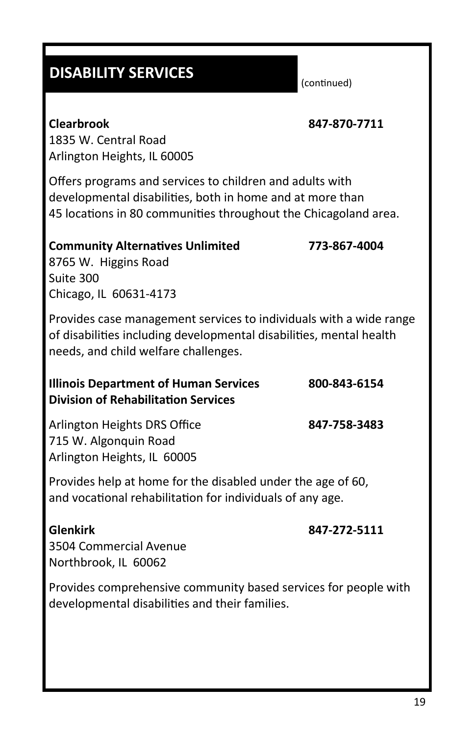## DISABILITY SERVICES

(continued)

**Clearbrook** **847-870-7711**
1835 W. Central Road
Arlington Heights, IL 60005

Offers programs and services to children and adults with developmental disabilities, both in home and at more than 45 locations in 80 communities throughout the Chicagoland area.

**Community Alternatives Unlimited** **773-867-4004**
8765 W. Higgins Road
Suite 300
Chicago, IL 60631-4173

Provides case management services to individuals with a wide range of disabilities including developmental disabilities, mental health needs, and child welfare challenges.

**Illinois Department of Human Services** **800-843-6154**
**Division of Rehabilitation Services**

Arlington Heights DRS Office **847-758-3483**
715 W. Algonquin Road
Arlington Heights, IL 60005

Provides help at home for the disabled under the age of 60, and vocational rehabilitation for individuals of any age.

**Glenkirk** **847-272-5111**
3504 Commercial Avenue
Northbrook, IL 60062

Provides comprehensive community based services for people with developmental disabilities and their families.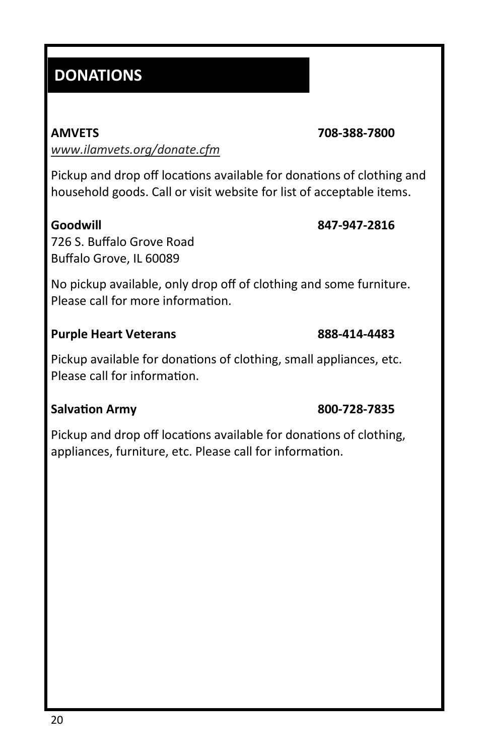## DONATIONS

**AMVETS** **708-388-7800**
*www.ilamvets.org/donate.cfm*

Pickup and drop off locations available for donations of clothing and household goods. Call or visit website for list of acceptable items.

**Goodwill** **847-947-2816**
726 S. Buffalo Grove Road
Buffalo Grove, IL 60089

No pickup available, only drop off of clothing and some furniture. Please call for more information.

**Purple Heart Veterans** **888-414-4483**

Pickup available for donations of clothing, small appliances, etc. Please call for information.

**Salvation Army** **800-728-7835**

Pickup and drop off locations available for donations of clothing, appliances, furniture, etc. Please call for information.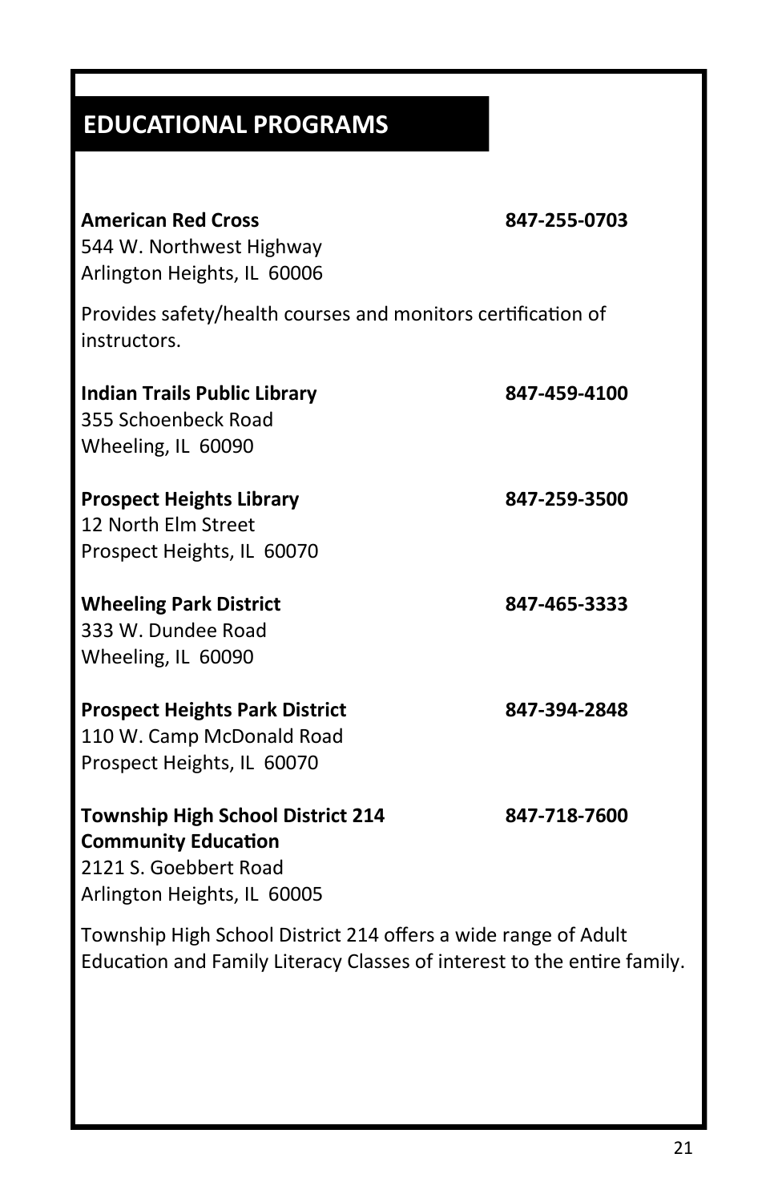## EDUCATIONAL PROGRAMS

**American Red Cross** **847-255-0703**
544 W. Northwest Highway
Arlington Heights, IL 60006

Provides safety/health courses and monitors certification of instructors.

**Indian Trails Public Library** **847-459-4100**
355 Schoenbeck Road
Wheeling, IL 60090

**Prospect Heights Library** **847-259-3500**
12 North Elm Street
Prospect Heights, IL 60070

**Wheeling Park District** **847-465-3333**
333 W. Dundee Road
Wheeling, IL 60090

**Prospect Heights Park District** **847-394-2848**
110 W. Camp McDonald Road
Prospect Heights, IL 60070

**Township High School District 214** **847-718-7600**
**Community Education**
2121 S. Goebbert Road
Arlington Heights, IL 60005

Township High School District 214 offers a wide range of Adult Education and Family Literacy Classes of interest to the entire family.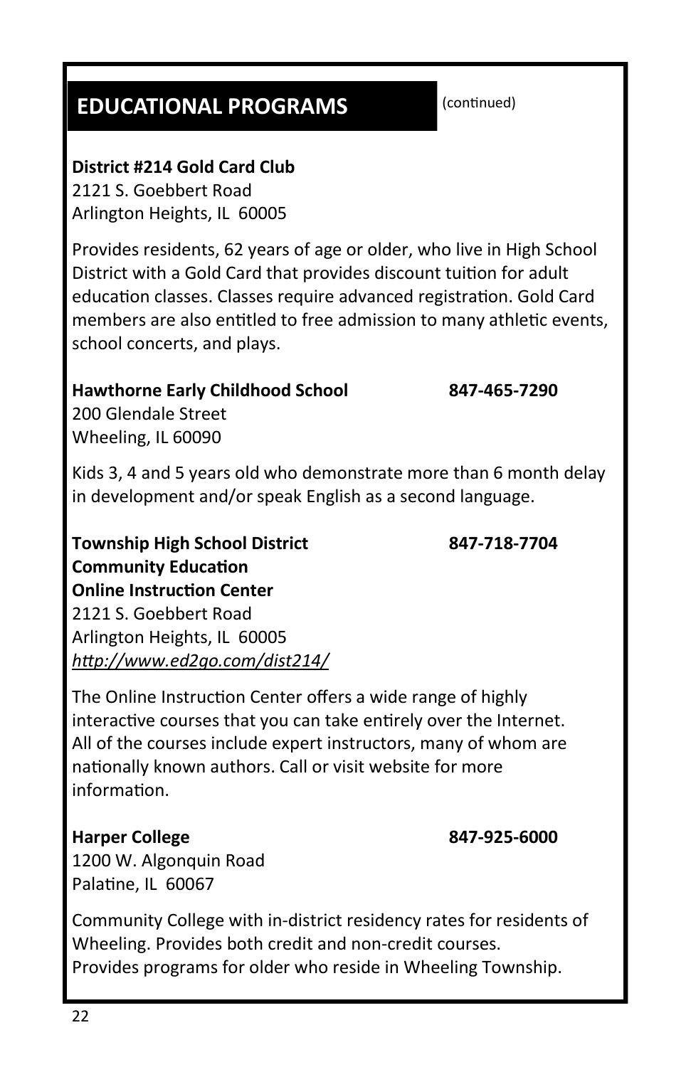## EDUCATIONAL PROGRAMS

(continued)

**District #214 Gold Card Club**
2121 S. Goebbert Road
Arlington Heights, IL 60005

Provides residents, 62 years of age or older, who live in High School District with a Gold Card that provides discount tuition for adult education classes. Classes require advanced registration. Gold Card members are also entitled to free admission to many athletic events, school concerts, and plays.

**Hawthorne Early Childhood School** **847-465-7290**
200 Glendale Street
Wheeling, IL 60090

Kids 3, 4 and 5 years old who demonstrate more than 6 month delay in development and/or speak English as a second language.

**Township High School District** **847-718-7704**
**Community Education**
**Online Instruction Center**
2121 S. Goebbert Road
Arlington Heights, IL 60005
*http://www.ed2go.com/dist214/*

The Online Instruction Center offers a wide range of highly interactive courses that you can take entirely over the Internet. All of the courses include expert instructors, many of whom are nationally known authors. Call or visit website for more information.

**Harper College** **847-925-6000**
1200 W. Algonquin Road
Palatine, IL 60067

Community College with in-district residency rates for residents of Wheeling. Provides both credit and non-credit courses.
Provides programs for older who reside in Wheeling Township.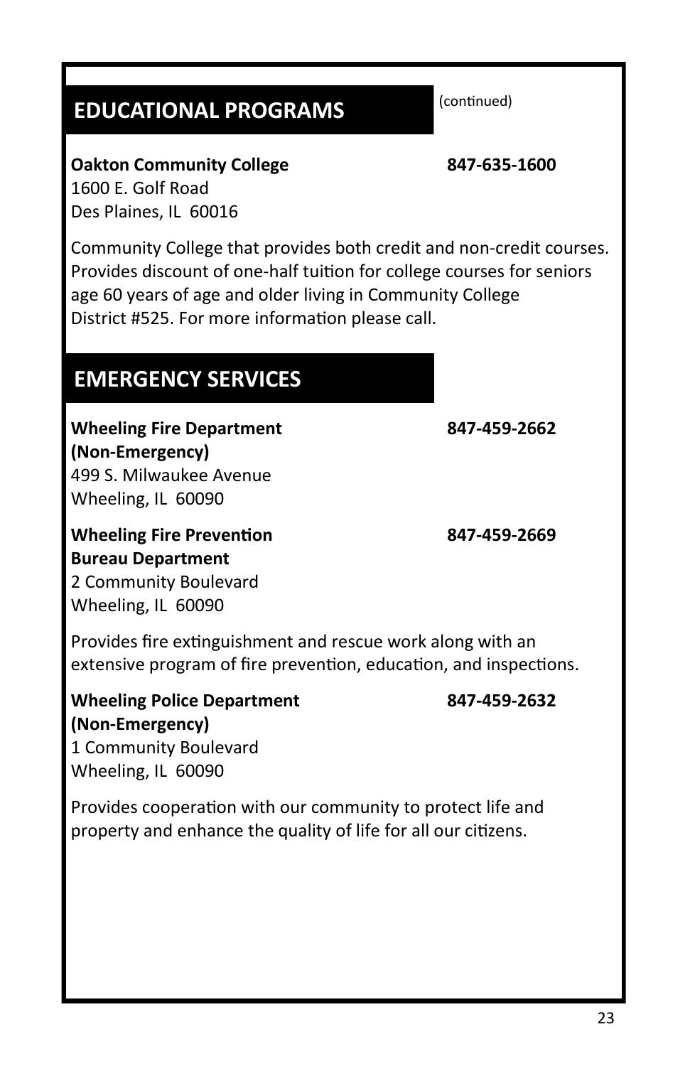## EDUCATIONAL PROGRAMS

(continued)

**Oakton Community College** **847-635-1600**
1600 E. Golf Road
Des Plaines, IL 60016

Community College that provides both credit and non-credit courses. Provides discount of one-half tuition for college courses for seniors age 60 years of age and older living in Community College District #525. For more information please call.

## EMERGENCY SERVICES

**Wheeling Fire Department (Non-Emergency)** **847-459-2662**
499 S. Milwaukee Avenue
Wheeling, IL 60090

**Wheeling Fire Prevention Bureau Department** **847-459-2669**
2 Community Boulevard
Wheeling, IL 60090

Provides fire extinguishment and rescue work along with an extensive program of fire prevention, education, and inspections.

**Wheeling Police Department (Non-Emergency)** **847-459-2632**
1 Community Boulevard
Wheeling, IL 60090

Provides cooperation with our community to protect life and property and enhance the quality of life for all our citizens.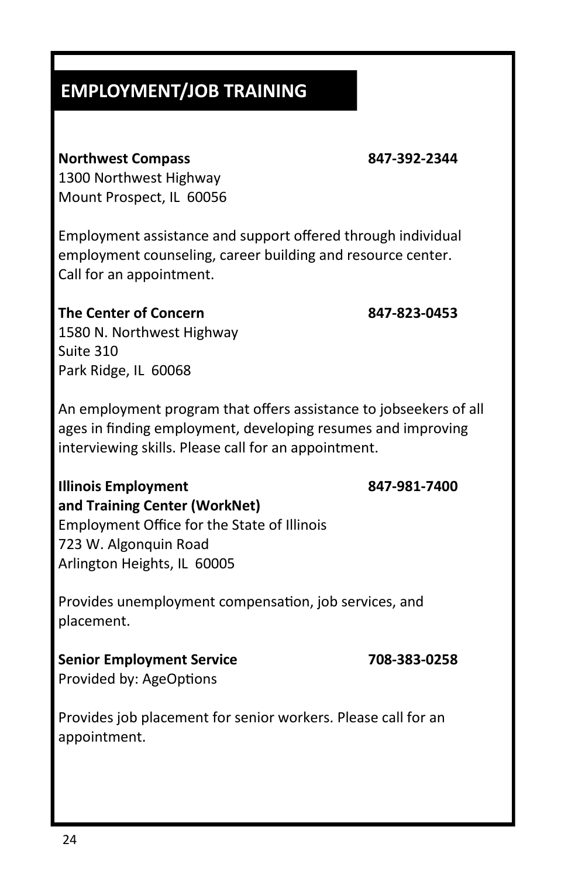## EMPLOYMENT/JOB TRAINING

**Northwest Compass** **847-392-2344**
1300 Northwest Highway
Mount Prospect, IL 60056

Employment assistance and support offered through individual employment counseling, career building and resource center. Call for an appointment.

**The Center of Concern** **847-823-0453**
1580 N. Northwest Highway
Suite 310
Park Ridge, IL 60068

An employment program that offers assistance to jobseekers of all ages in finding employment, developing resumes and improving interviewing skills. Please call for an appointment.

**Illinois Employment and Training Center (WorkNet)** **847-981-7400**
Employment Office for the State of Illinois
723 W. Algonquin Road
Arlington Heights, IL 60005

Provides unemployment compensation, job services, and placement.

**Senior Employment Service** **708-383-0258**
Provided by: AgeOptions

Provides job placement for senior workers. Please call for an appointment.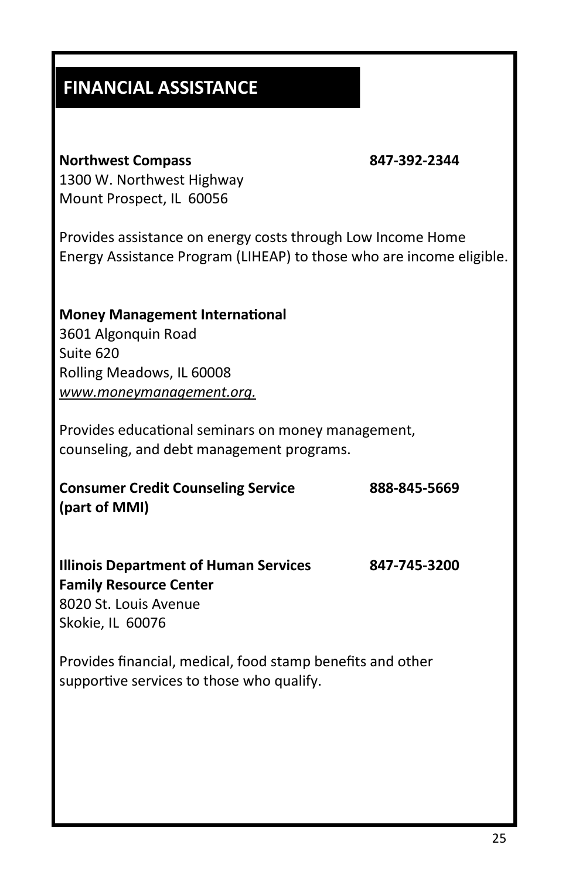## FINANCIAL ASSISTANCE

**Northwest Compass** **847-392-2344**
1300 W. Northwest Highway
Mount Prospect, IL 60056

Provides assistance on energy costs through Low Income Home Energy Assistance Program (LIHEAP) to those who are income eligible.

**Money Management International**
3601 Algonquin Road
Suite 620
Rolling Meadows, IL 60008
*www.moneymanagement.org.*

Provides educational seminars on money management, counseling, and debt management programs.

**Consumer Credit Counseling Service** **888-845-5669**
**(part of MMI)**

**Illinois Department of Human Services** **847-745-3200**
**Family Resource Center**
8020 St. Louis Avenue
Skokie, IL 60076

Provides financial, medical, food stamp benefits and other supportive services to those who qualify.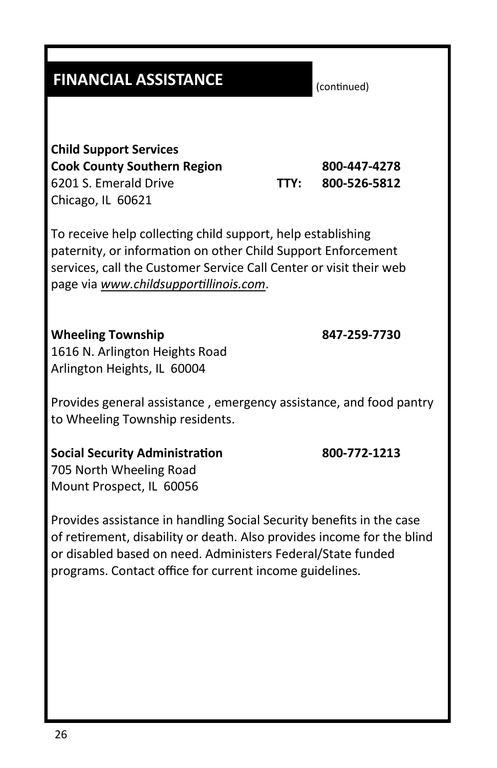## FINANCIAL ASSISTANCE

(continued)

**Child Support Services**
**Cook County Southern Region** **800-447-4278**
6201 S. Emerald Drive **TTY: 800-526-5812**
Chicago, IL 60621

To receive help collecting child support, help establishing paternity, or information on other Child Support Enforcement services, call the Customer Service Call Center or visit their web page via *www.childsupportillinois.com*.

**Wheeling Township** **847-259-7730**
1616 N. Arlington Heights Road
Arlington Heights, IL 60004

Provides general assistance , emergency assistance, and food pantry to Wheeling Township residents.

**Social Security Administration** **800-772-1213**
705 North Wheeling Road
Mount Prospect, IL 60056

Provides assistance in handling Social Security benefits in the case of retirement, disability or death. Also provides income for the blind or disabled based on need. Administers Federal/State funded programs. Contact office for current income guidelines.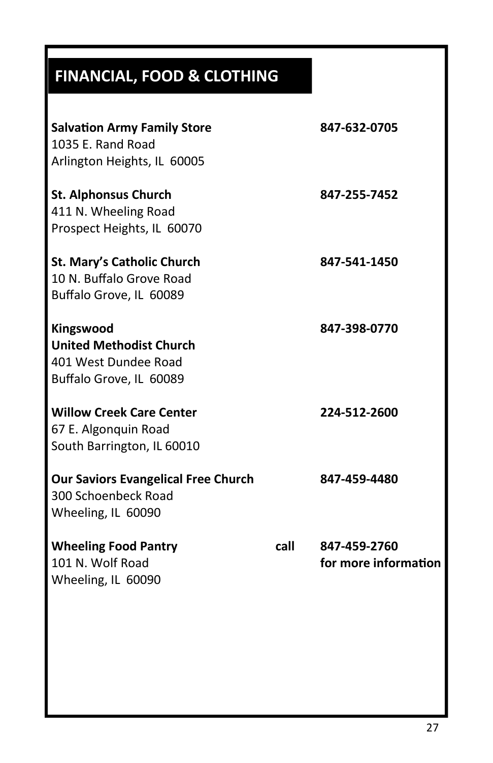## FINANCIAL, FOOD & CLOTHING

**Salvation Army Family Store** — **847-632-0705**
1035 E. Rand Road
Arlington Heights, IL 60005

**St. Alphonsus Church** — **847-255-7452**
411 N. Wheeling Road
Prospect Heights, IL 60070

**St. Mary's Catholic Church** — **847-541-1450**
10 N. Buffalo Grove Road
Buffalo Grove, IL 60089

**Kingswood**
**United Methodist Church** — **847-398-0770**
401 West Dundee Road
Buffalo Grove, IL 60089

**Willow Creek Care Center** — **224-512-2600**
67 E. Algonquin Road
South Barrington, IL 60010

**Our Saviors Evangelical Free Church** — **847-459-4480**
300 Schoenbeck Road
Wheeling, IL 60090

**Wheeling Food Pantry** — **call 847-459-2760 for more information**
101 N. Wolf Road
Wheeling, IL 60090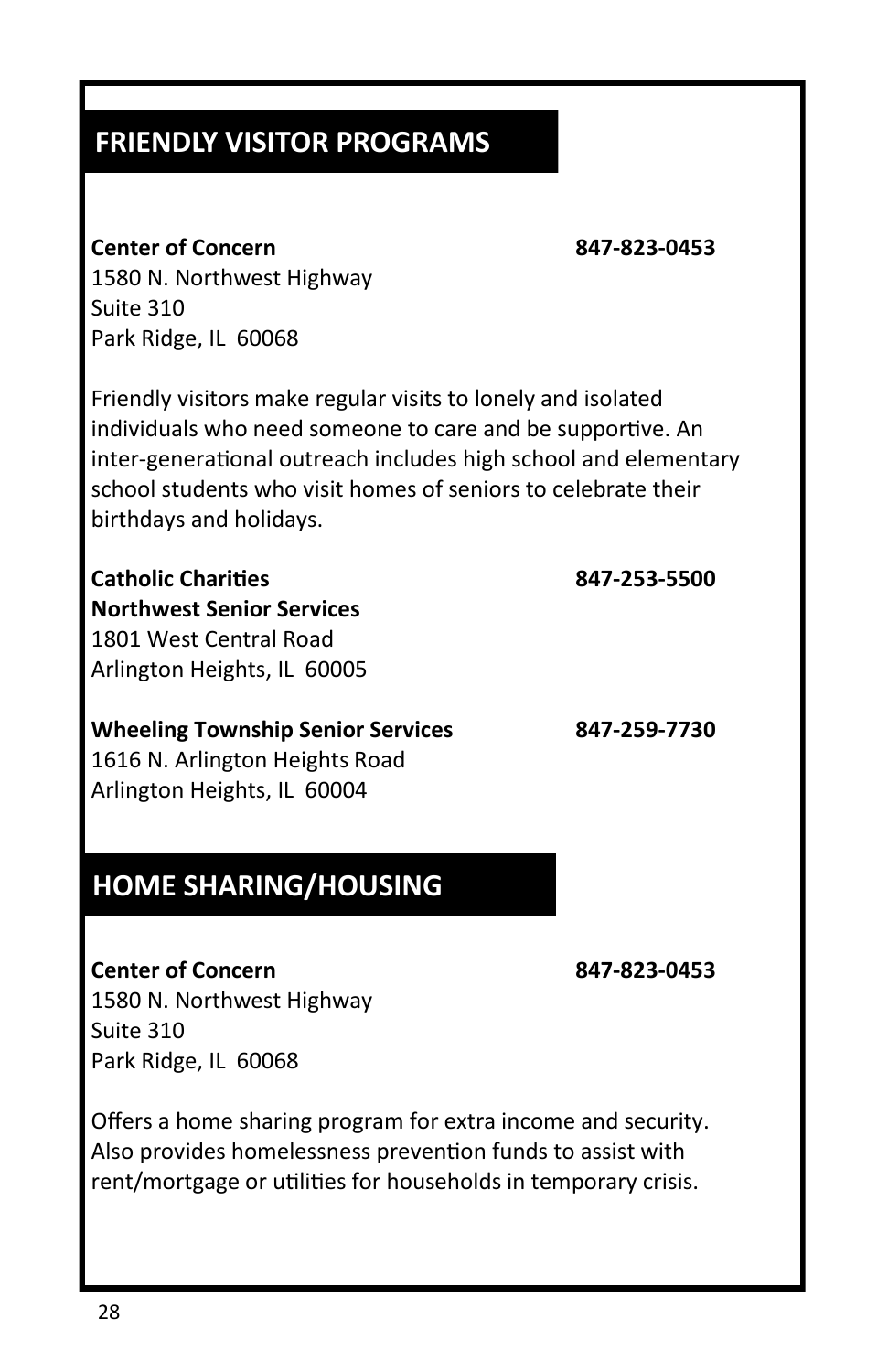## FRIENDLY VISITOR PROGRAMS

**Center of Concern** **847-823-0453**
1580 N. Northwest Highway
Suite 310
Park Ridge, IL 60068

Friendly visitors make regular visits to lonely and isolated individuals who need someone to care and be supportive. An inter-generational outreach includes high school and elementary school students who visit homes of seniors to celebrate their birthdays and holidays.

**Catholic Charities** **847-253-5500**
**Northwest Senior Services**
1801 West Central Road
Arlington Heights, IL 60005

**Wheeling Township Senior Services** **847-259-7730**
1616 N. Arlington Heights Road
Arlington Heights, IL 60004

## HOME SHARING/HOUSING

**Center of Concern** **847-823-0453**
1580 N. Northwest Highway
Suite 310
Park Ridge, IL 60068

Offers a home sharing program for extra income and security. Also provides homelessness prevention funds to assist with rent/mortgage or utilities for households in temporary crisis.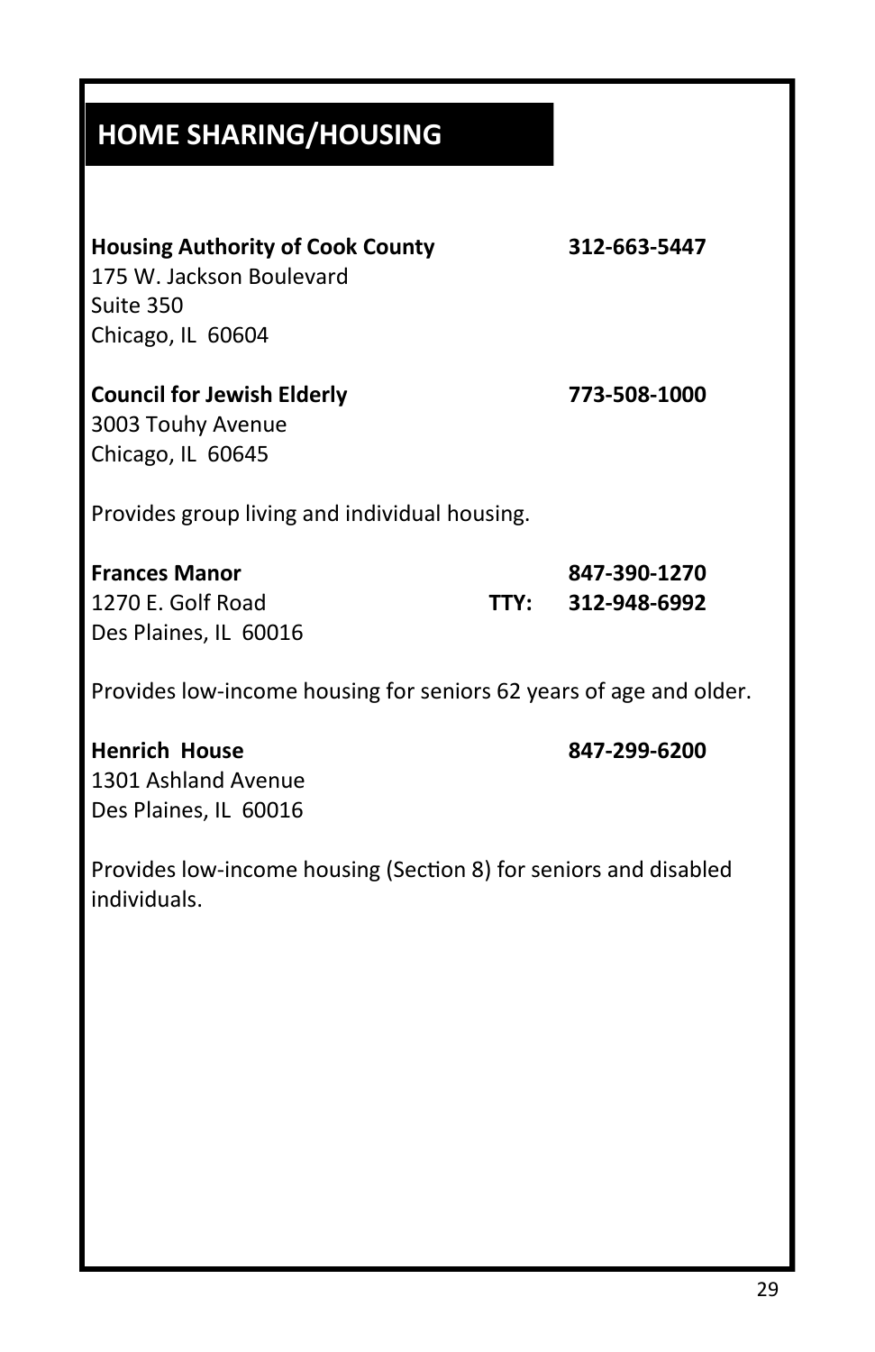## HOME SHARING/HOUSING

**Housing Authority of Cook County** **312-663-5447**
175 W. Jackson Boulevard
Suite 350
Chicago, IL 60604

**Council for Jewish Elderly** **773-508-1000**
3003 Touhy Avenue
Chicago, IL 60645

Provides group living and individual housing.

**Frances Manor** **847-390-1270**
1270 E. Golf Road **TTY: 312-948-6992**
Des Plaines, IL 60016

Provides low-income housing for seniors 62 years of age and older.

**Henrich House** **847-299-6200**
1301 Ashland Avenue
Des Plaines, IL 60016

Provides low-income housing (Section 8) for seniors and disabled individuals.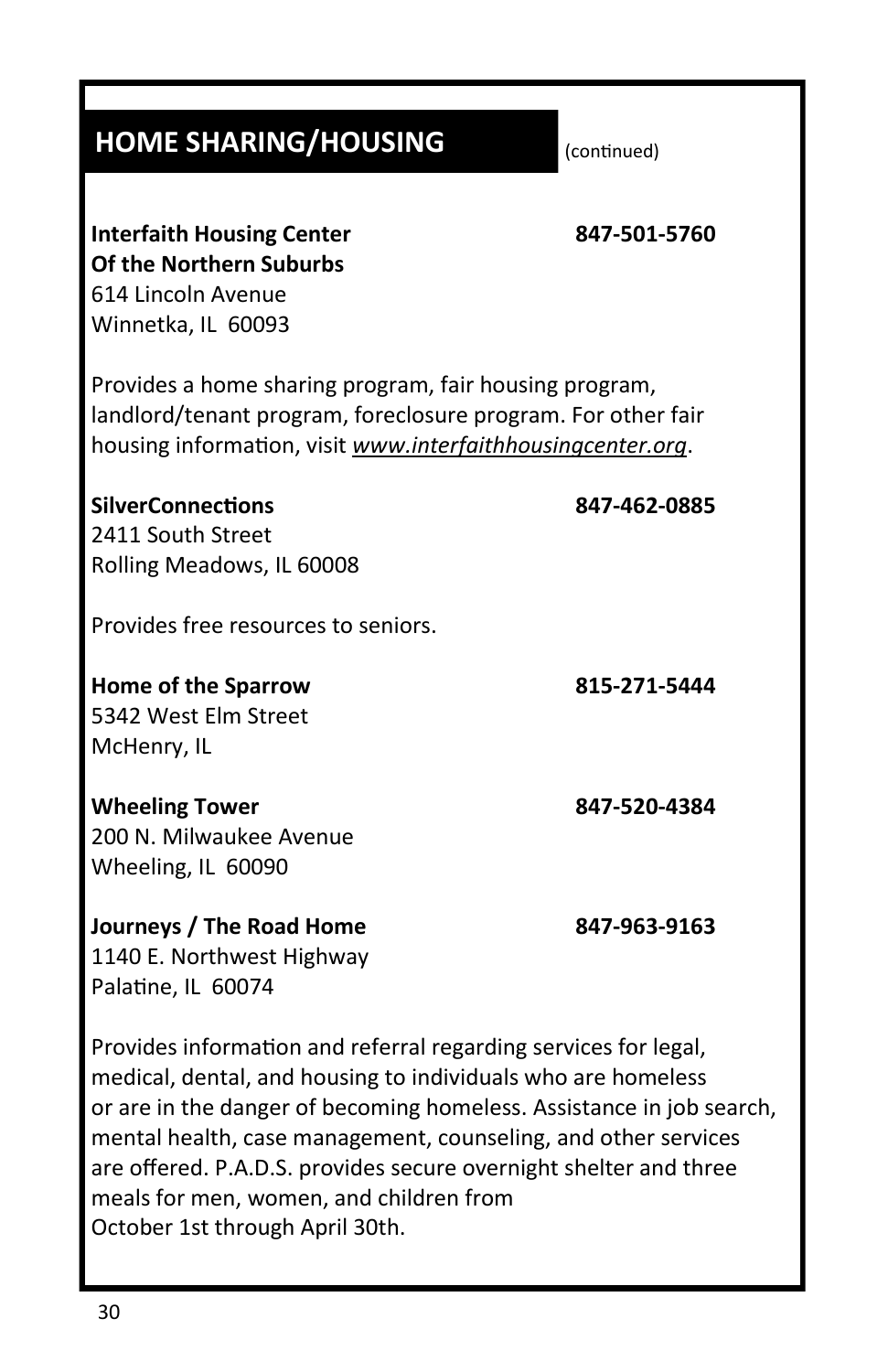## HOME SHARING/HOUSING (continued)

**Interfaith Housing Center Of the Northern Suburbs** **847-501-5760**
614 Lincoln Avenue
Winnetka, IL 60093

Provides a home sharing program, fair housing program, landlord/tenant program, foreclosure program. For other fair housing information, visit ***www.interfaithhousingcenter.org***.

**SilverConnections** **847-462-0885**
2411 South Street
Rolling Meadows, IL 60008

Provides free resources to seniors.

**Home of the Sparrow** **815-271-5444**
5342 West Elm Street
McHenry, IL

**Wheeling Tower** **847-520-4384**
200 N. Milwaukee Avenue
Wheeling, IL 60090

**Journeys / The Road Home** **847-963-9163**
1140 E. Northwest Highway
Palatine, IL 60074

Provides information and referral regarding services for legal, medical, dental, and housing to individuals who are homeless or are in the danger of becoming homeless. Assistance in job search, mental health, case management, counseling, and other services are offered. P.A.D.S. provides secure overnight shelter and three meals for men, women, and children from October 1st through April 30th.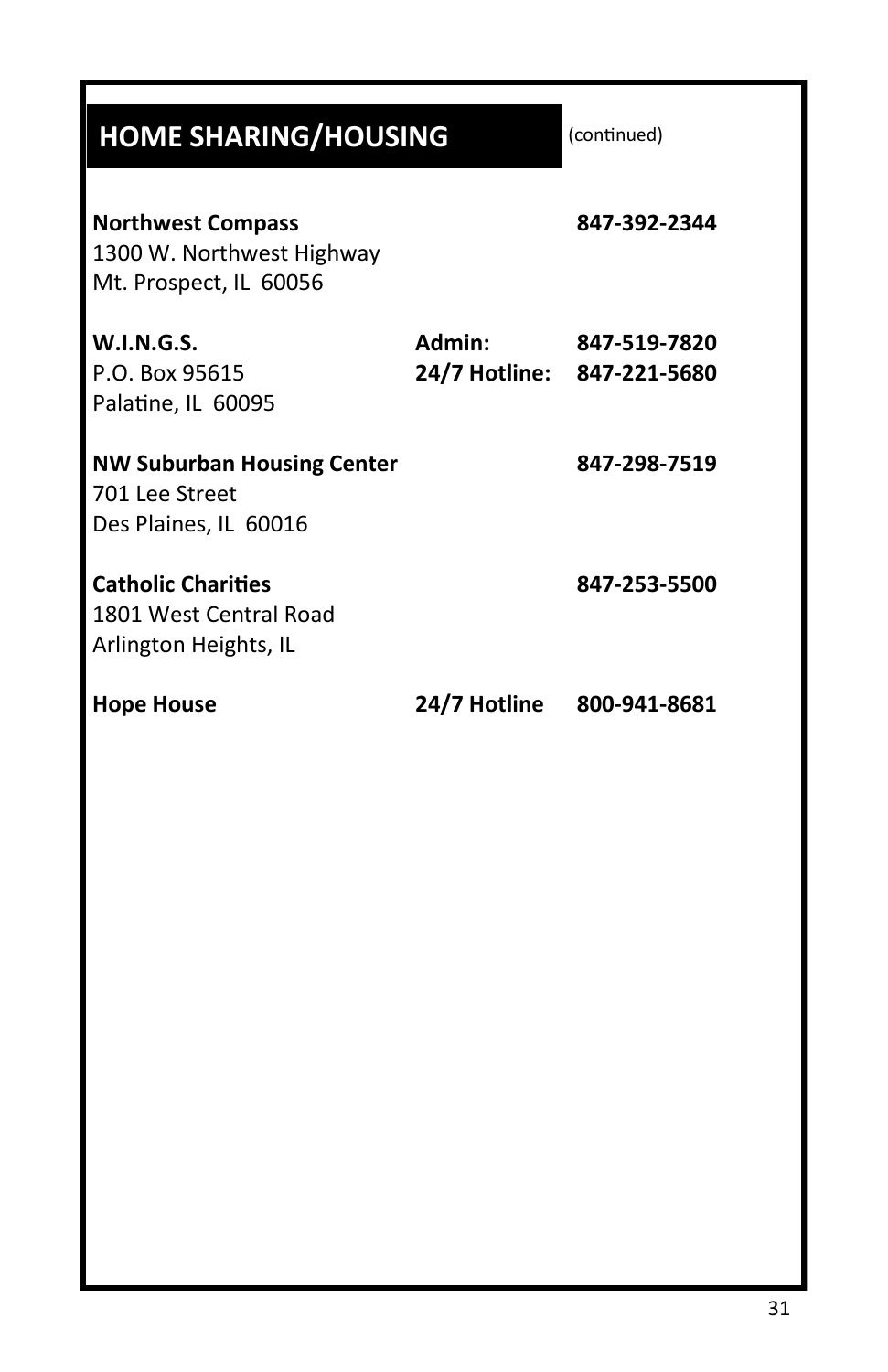## HOME SHARING/HOUSING (continued)

**Northwest Compass** **847-392-2344**
1300 W. Northwest Highway
Mt. Prospect, IL 60056

**W.I.N.G.S.** **Admin: 847-519-7820**
P.O. Box 95615 **24/7 Hotline: 847-221-5680**
Palatine, IL 60095

**NW Suburban Housing Center** **847-298-7519**
701 Lee Street
Des Plaines, IL 60016

**Catholic Charities** **847-253-5500**
1801 West Central Road
Arlington Heights, IL

**Hope House** **24/7 Hotline 800-941-8681**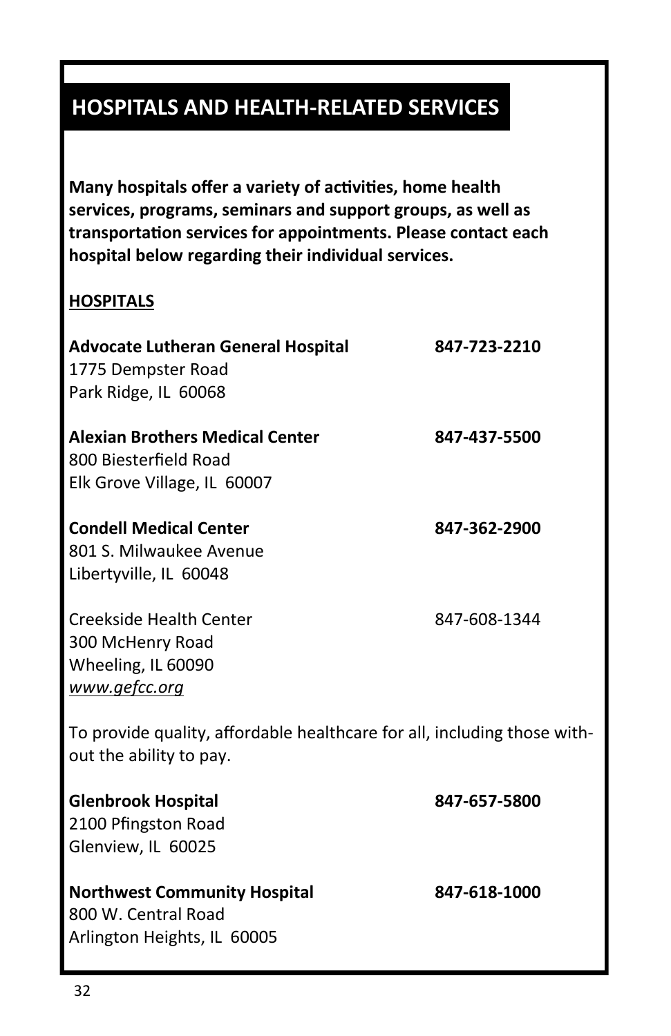# HOSPITALS AND HEALTH-RELATED SERVICES

**Many hospitals offer a variety of activities, home health services, programs, seminars and support groups, as well as transportation services for appointments. Please contact each hospital below regarding their individual services.**

## HOSPITALS

**Advocate Lutheran General Hospital** **847-723-2210**
1775 Dempster Road
Park Ridge, IL 60068

**Alexian Brothers Medical Center** **847-437-5500**
800 Biesterfield Road
Elk Grove Village, IL 60007

**Condell Medical Center** **847-362-2900**
801 S. Milwaukee Avenue
Libertyville, IL 60048

Creekside Health Center 847-608-1344
300 McHenry Road
Wheeling, IL 60090
*www.gefcc.org*

To provide quality, affordable healthcare for all, including those without the ability to pay.

**Glenbrook Hospital** **847-657-5800**
2100 Pfingston Road
Glenview, IL 60025

**Northwest Community Hospital** **847-618-1000**
800 W. Central Road
Arlington Heights, IL 60005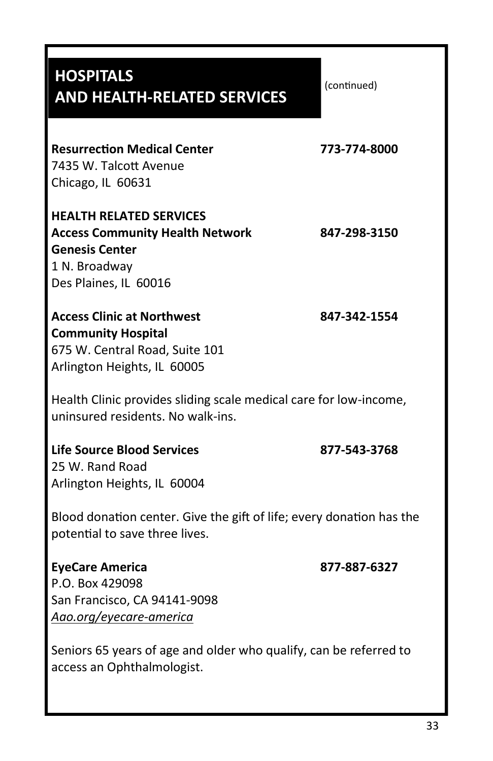## HOSPITALS AND HEALTH-RELATED SERVICES

(continued)

**Resurrection Medical Center** **773-774-8000**
7435 W. Talcott Avenue
Chicago, IL 60631

**HEALTH RELATED SERVICES**

**Access Community Health Network** **847-298-3150**
**Genesis Center**
1 N. Broadway
Des Plaines, IL 60016

**Access Clinic at Northwest Community Hospital** **847-342-1554**
675 W. Central Road, Suite 101
Arlington Heights, IL 60005

Health Clinic provides sliding scale medical care for low-income, uninsured residents. No walk-ins.

**Life Source Blood Services** **877-543-3768**
25 W. Rand Road
Arlington Heights, IL 60004

Blood donation center. Give the gift of life; every donation has the potential to save three lives.

**EyeCare America** **877-887-6327**
P.O. Box 429098
San Francisco, CA 94141-9098
*Aao.org/eyecare-america*

Seniors 65 years of age and older who qualify, can be referred to access an Ophthalmologist.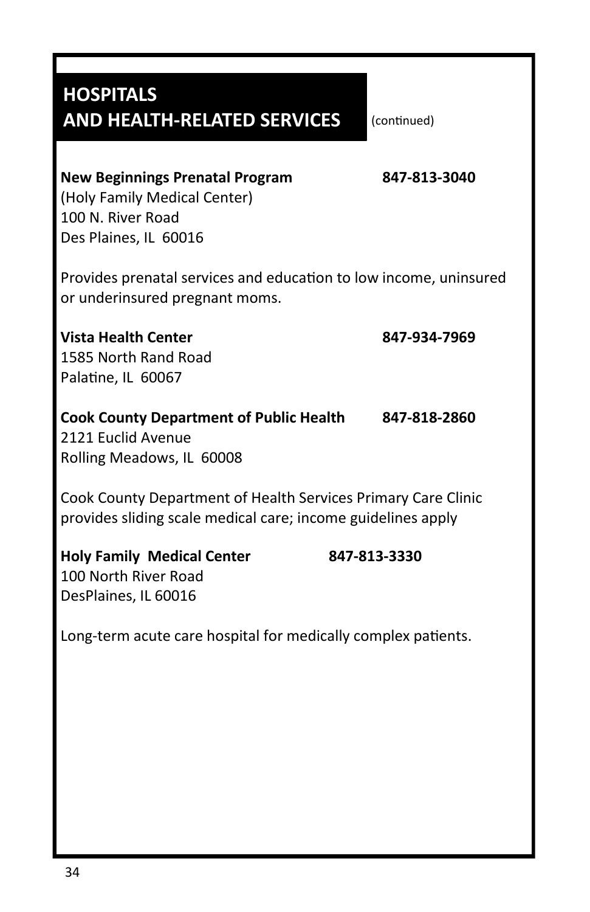## HOSPITALS AND HEALTH-RELATED SERVICES (continued)

**New Beginnings Prenatal Program** **847-813-3040**
(Holy Family Medical Center)
100 N. River Road
Des Plaines, IL 60016

Provides prenatal services and education to low income, uninsured or underinsured pregnant moms.

**Vista Health Center** **847-934-7969**
1585 North Rand Road
Palatine, IL 60067

**Cook County Department of Public Health** **847-818-2860**
2121 Euclid Avenue
Rolling Meadows, IL 60008

Cook County Department of Health Services Primary Care Clinic provides sliding scale medical care; income guidelines apply

**Holy Family Medical Center** **847-813-3330**
100 North River Road
DesPlaines, IL 60016

Long-term acute care hospital for medically complex patients.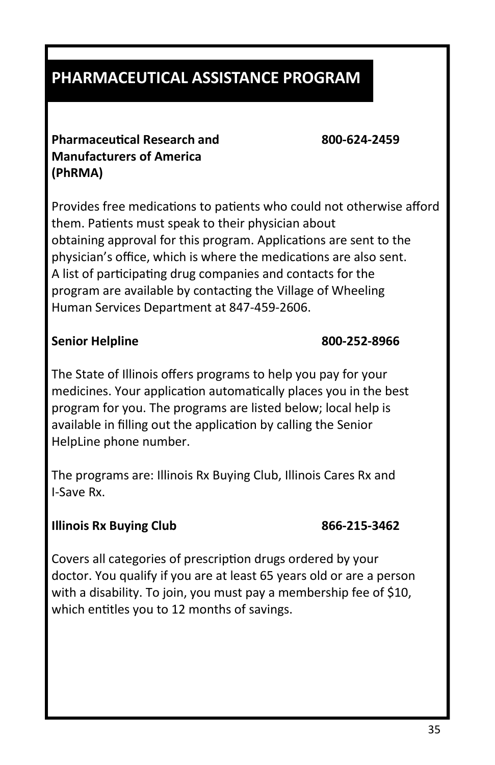# PHARMACEUTICAL ASSISTANCE PROGRAM

**Pharmaceutical Research and Manufacturers of America (PhRMA)** **800-624-2459**

Provides free medications to patients who could not otherwise afford them. Patients must speak to their physician about obtaining approval for this program. Applications are sent to the physician's office, which is where the medications are also sent. A list of participating drug companies and contacts for the program are available by contacting the Village of Wheeling Human Services Department at 847-459-2606.

**Senior Helpline** **800-252-8966**

The State of Illinois offers programs to help you pay for your medicines. Your application automatically places you in the best program for you. The programs are listed below; local help is available in filling out the application by calling the Senior HelpLine phone number.

The programs are: Illinois Rx Buying Club, Illinois Cares Rx and I-Save Rx.

**Illinois Rx Buying Club** **866-215-3462**

Covers all categories of prescription drugs ordered by your doctor. You qualify if you are at least 65 years old or are a person with a disability. To join, you must pay a membership fee of $10, which entitles you to 12 months of savings.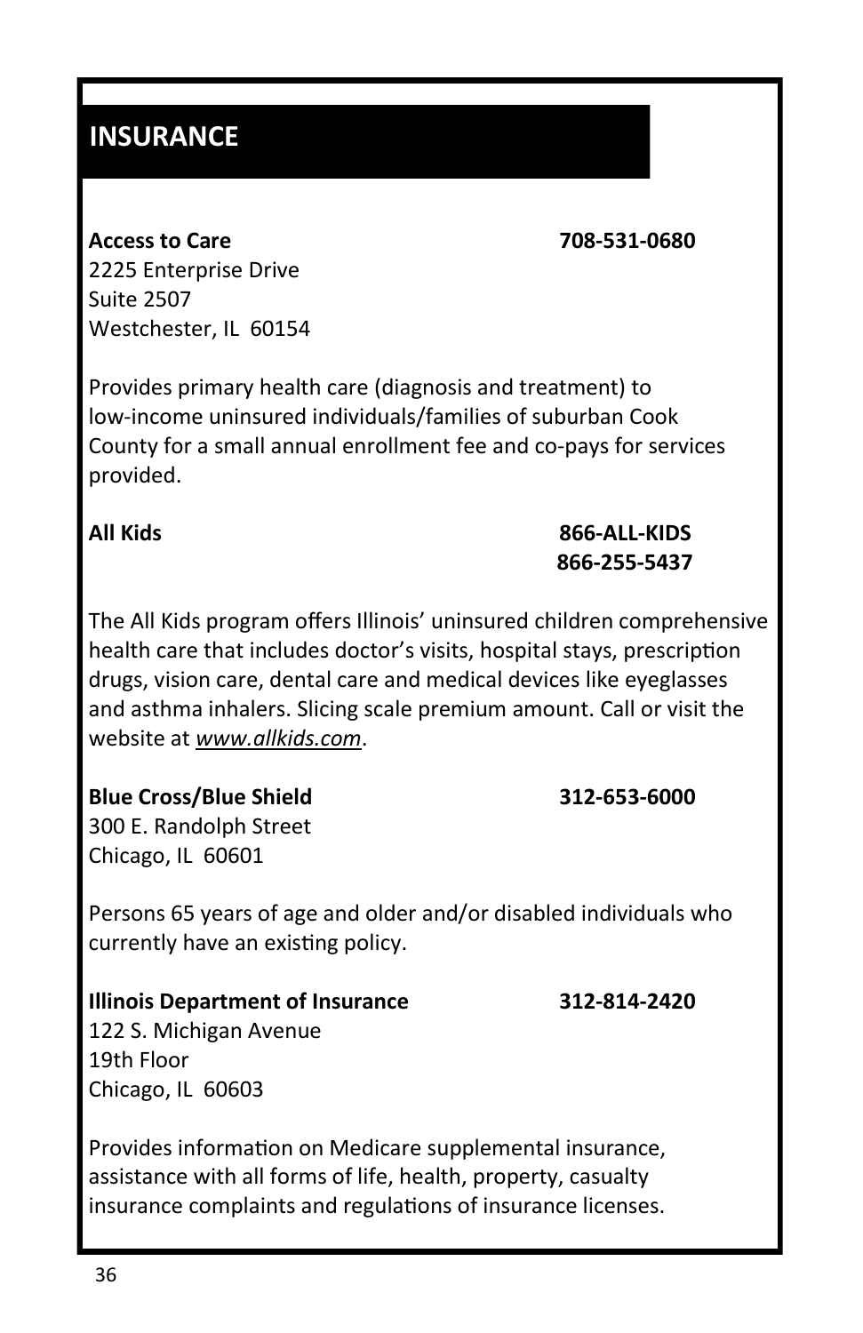## INSURANCE

**Access to Care** **708-531-0680**
2225 Enterprise Drive
Suite 2507
Westchester, IL 60154

Provides primary health care (diagnosis and treatment) to low-income uninsured individuals/families of suburban Cook County for a small annual enrollment fee and co-pays for services provided.

**All Kids** **866-ALL-KIDS**
**866-255-5437**

The All Kids program offers Illinois' uninsured children comprehensive health care that includes doctor's visits, hospital stays, prescription drugs, vision care, dental care and medical devices like eyeglasses and asthma inhalers. Slicing scale premium amount. Call or visit the website at *www.allkids.com*.

**Blue Cross/Blue Shield** **312-653-6000**
300 E. Randolph Street
Chicago, IL 60601

Persons 65 years of age and older and/or disabled individuals who currently have an existing policy.

**Illinois Department of Insurance** **312-814-2420**
122 S. Michigan Avenue
19th Floor
Chicago, IL 60603

Provides information on Medicare supplemental insurance, assistance with all forms of life, health, property, casualty insurance complaints and regulations of insurance licenses.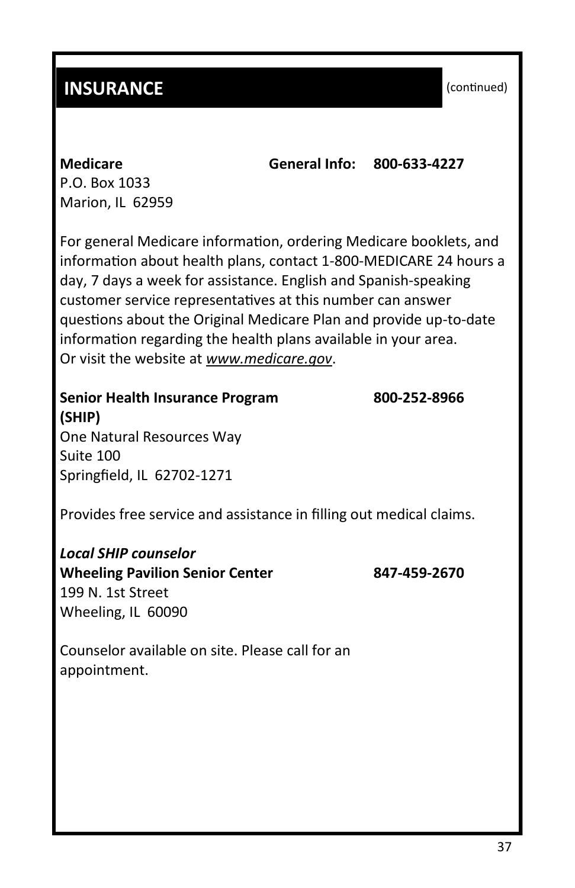## INSURANCE

(continued)

**Medicare** **General Info: 800-633-4227**
P.O. Box 1033
Marion, IL 62959

For general Medicare information, ordering Medicare booklets, and information about health plans, contact 1-800-MEDICARE 24 hours a day, 7 days a week for assistance. English and Spanish-speaking customer service representatives at this number can answer questions about the Original Medicare Plan and provide up-to-date information regarding the health plans available in your area. Or visit the website at ***www.medicare.gov***.

**Senior Health Insurance Program (SHIP)** **800-252-8966**
One Natural Resources Way
Suite 100
Springfield, IL 62702-1271

Provides free service and assistance in filling out medical claims.

***Local SHIP counselor***
**Wheeling Pavilion Senior Center** **847-459-2670**
199 N. 1st Street
Wheeling, IL 60090

Counselor available on site. Please call for an appointment.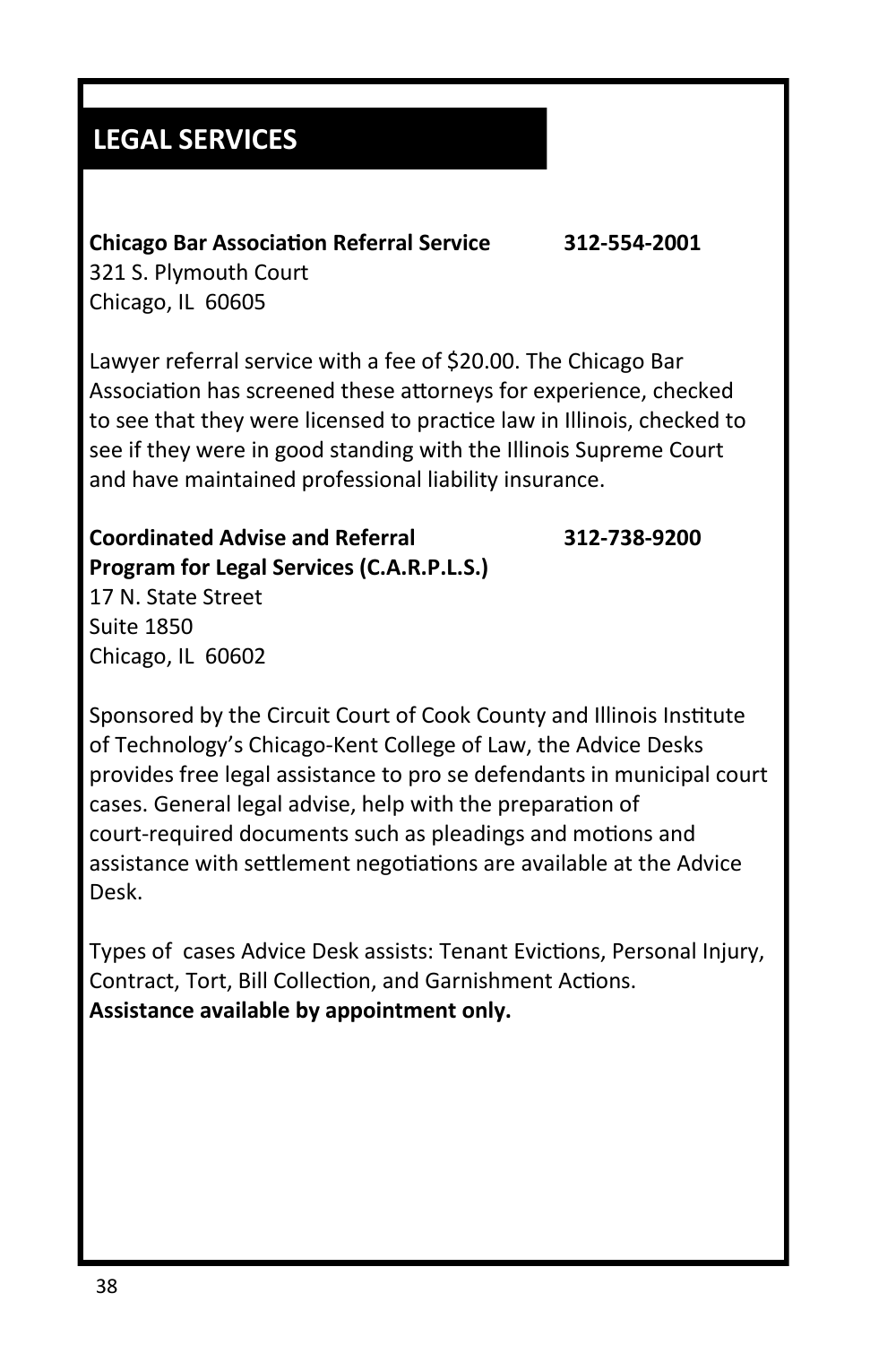## LEGAL SERVICES

**Chicago Bar Association Referral Service** **312-554-2001**
321 S. Plymouth Court
Chicago, IL 60605

Lawyer referral service with a fee of $20.00. The Chicago Bar Association has screened these attorneys for experience, checked to see that they were licensed to practice law in Illinois, checked to see if they were in good standing with the Illinois Supreme Court and have maintained professional liability insurance.

**Coordinated Advise and Referral Program for Legal Services (C.A.R.P.L.S.)** **312-738-9200**
17 N. State Street
Suite 1850
Chicago, IL 60602

Sponsored by the Circuit Court of Cook County and Illinois Institute of Technology's Chicago-Kent College of Law, the Advice Desks provides free legal assistance to pro se defendants in municipal court cases. General legal advise, help with the preparation of court-required documents such as pleadings and motions and assistance with settlement negotiations are available at the Advice Desk.

Types of cases Advice Desk assists: Tenant Evictions, Personal Injury, Contract, Tort, Bill Collection, and Garnishment Actions.
**Assistance available by appointment only.**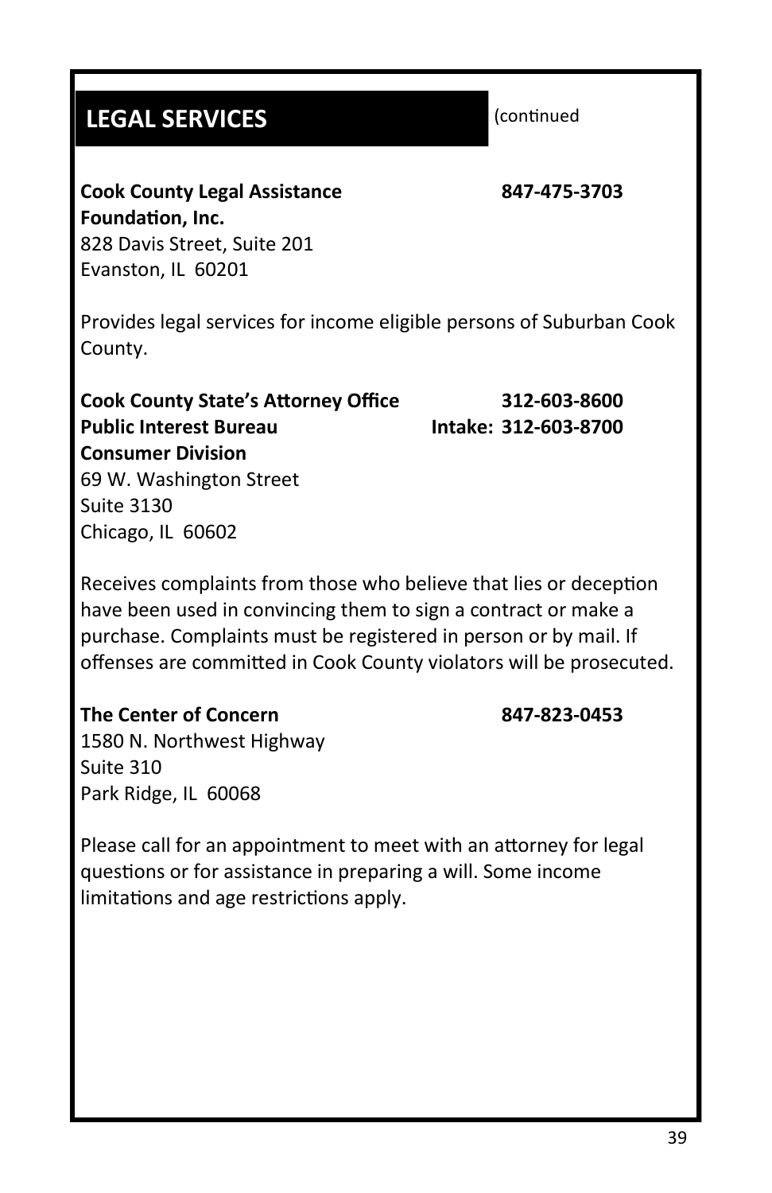## LEGAL SERVICES

(continued

**Cook County Legal Assistance Foundation, Inc.** **847-475-3703**
828 Davis Street, Suite 201
Evanston, IL 60201

Provides legal services for income eligible persons of Suburban Cook County.

**Cook County State's Attorney Office** **312-603-8600**
**Public Interest Bureau** **Intake: 312-603-8700**
**Consumer Division**
69 W. Washington Street
Suite 3130
Chicago, IL 60602

Receives complaints from those who believe that lies or deception have been used in convincing them to sign a contract or make a purchase. Complaints must be registered in person or by mail. If offenses are committed in Cook County violators will be prosecuted.

**The Center of Concern** **847-823-0453**
1580 N. Northwest Highway
Suite 310
Park Ridge, IL 60068

Please call for an appointment to meet with an attorney for legal questions or for assistance in preparing a will. Some income limitations and age restrictions apply.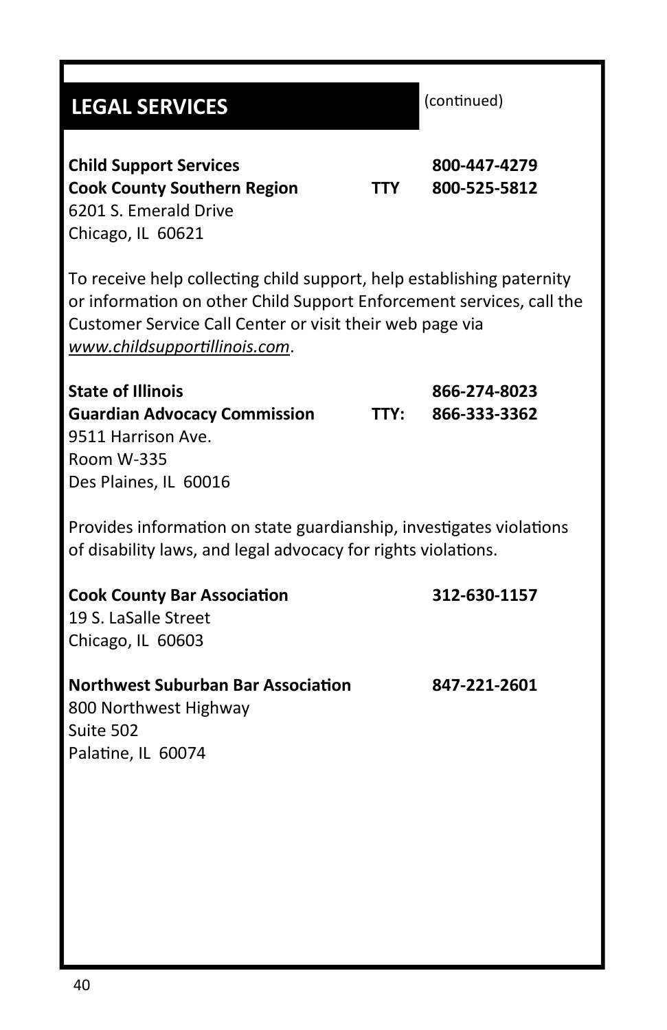## LEGAL SERVICES

(continued)

**Child Support Services** **800-447-4279**
**Cook County Southern Region** **TTY 800-525-5812**
6201 S. Emerald Drive
Chicago, IL 60621

To receive help collecting child support, help establishing paternity or information on other Child Support Enforcement services, call the Customer Service Call Center or visit their web page via *www.childsupportillinois.com*.

**State of Illinois** **866-274-8023**
**Guardian Advocacy Commission** **TTY: 866-333-3362**
9511 Harrison Ave.
Room W-335
Des Plaines, IL 60016

Provides information on state guardianship, investigates violations of disability laws, and legal advocacy for rights violations.

**Cook County Bar Association** **312-630-1157**
19 S. LaSalle Street
Chicago, IL 60603

**Northwest Suburban Bar Association** **847-221-2601**
800 Northwest Highway
Suite 502
Palatine, IL 60074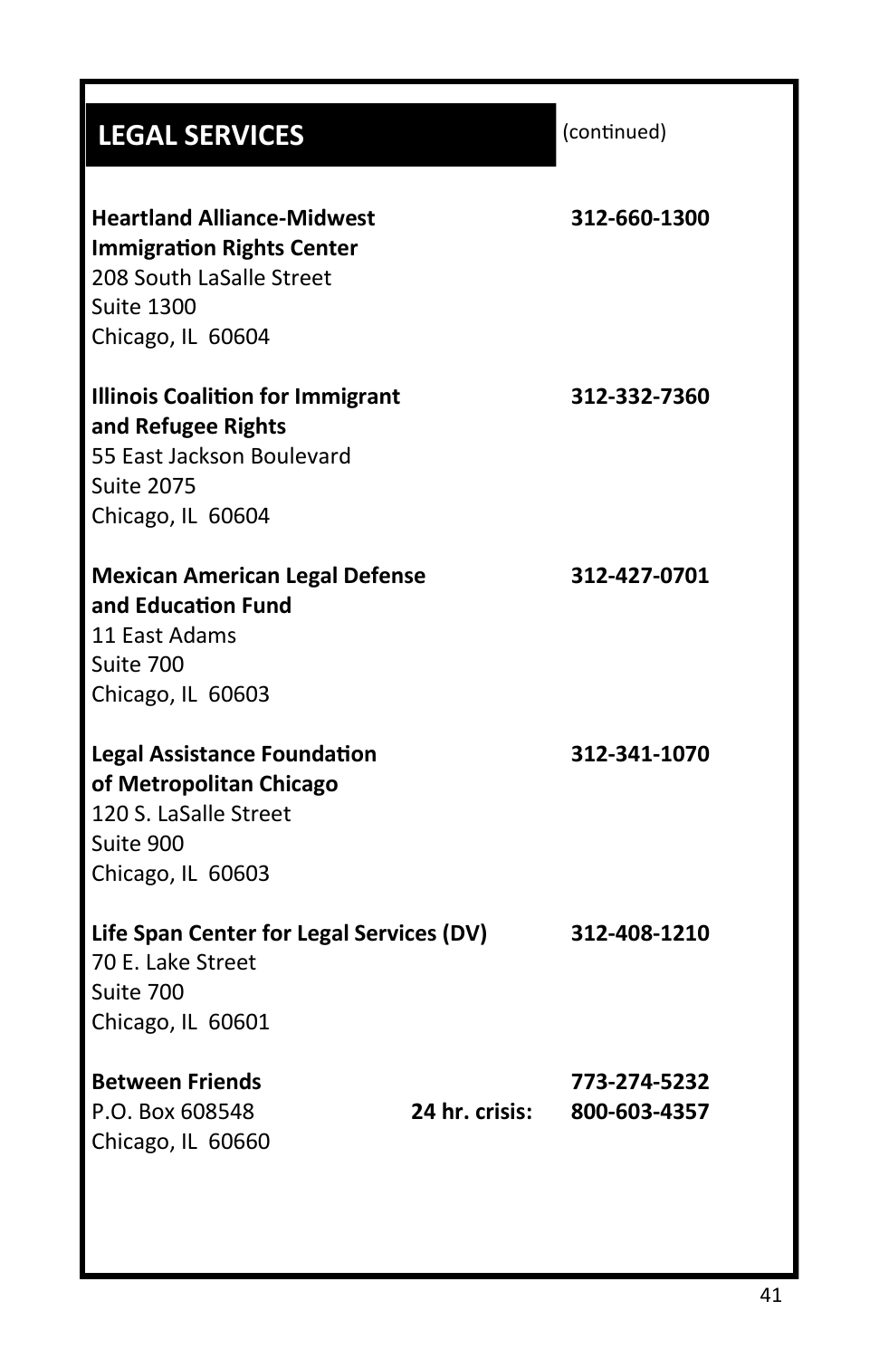## LEGAL SERVICES

(continued)

**Heartland Alliance-Midwest Immigration Rights Center** — **312-660-1300**
208 South LaSalle Street
Suite 1300
Chicago, IL 60604

**Illinois Coalition for Immigrant and Refugee Rights** — **312-332-7360**
55 East Jackson Boulevard
Suite 2075
Chicago, IL 60604

**Mexican American Legal Defense and Education Fund** — **312-427-0701**
11 East Adams
Suite 700
Chicago, IL 60603

**Legal Assistance Foundation of Metropolitan Chicago** — **312-341-1070**
120 S. LaSalle Street
Suite 900
Chicago, IL 60603

**Life Span Center for Legal Services (DV)** — **312-408-1210**
70 E. Lake Street
Suite 700
Chicago, IL 60601

**Between Friends** — **773-274-5232**
P.O. Box 608548 — **24 hr. crisis: 800-603-4357**
Chicago, IL 60660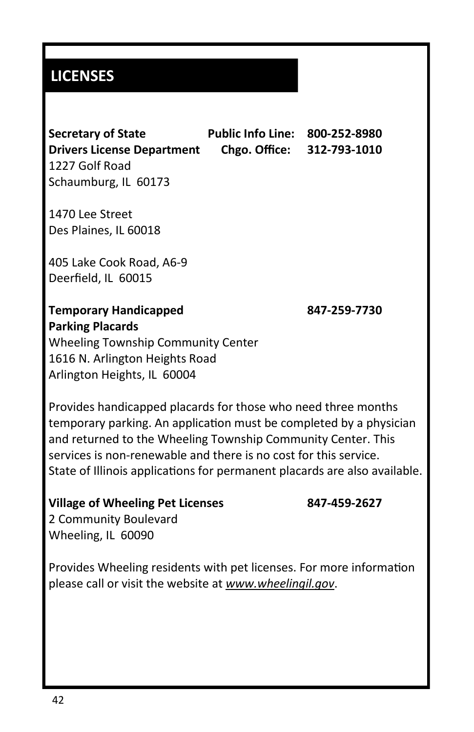# LICENSES

**Secretary of State** **Public Info Line: 800-252-8980**
**Drivers License Department** **Chgo. Office: 312-793-1010**
1227 Golf Road
Schaumburg, IL 60173

1470 Lee Street
Des Plaines, IL 60018

405 Lake Cook Road, A6-9
Deerfield, IL 60015

**Temporary Handicapped Parking Placards** **847-259-7730**
Wheeling Township Community Center
1616 N. Arlington Heights Road
Arlington Heights, IL 60004

Provides handicapped placards for those who need three months temporary parking. An application must be completed by a physician and returned to the Wheeling Township Community Center. This services is non-renewable and there is no cost for this service. State of Illinois applications for permanent placards are also available.

**Village of Wheeling Pet Licenses** **847-459-2627**
2 Community Boulevard
Wheeling, IL 60090

Provides Wheeling residents with pet licenses. For more information please call or visit the website at *www.wheelingil.gov*.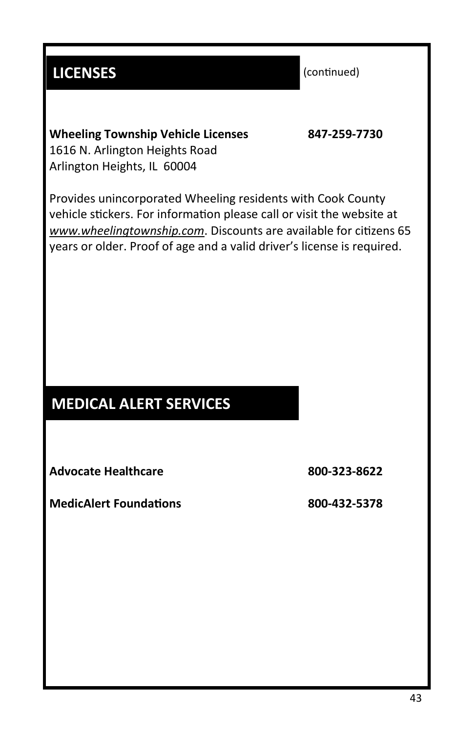## LICENSES

(continued)

**Wheeling Township Vehicle Licenses** **847-259-7730**
1616 N. Arlington Heights Road
Arlington Heights, IL 60004

Provides unincorporated Wheeling residents with Cook County vehicle stickers. For information please call or visit the website at *www.wheelingtownship.com*. Discounts are available for citizens 65 years or older. Proof of age and a valid driver's license is required.

## MEDICAL ALERT SERVICES

**Advocate Healthcare** **800-323-8622**

**MedicAlert Foundations** **800-432-5378**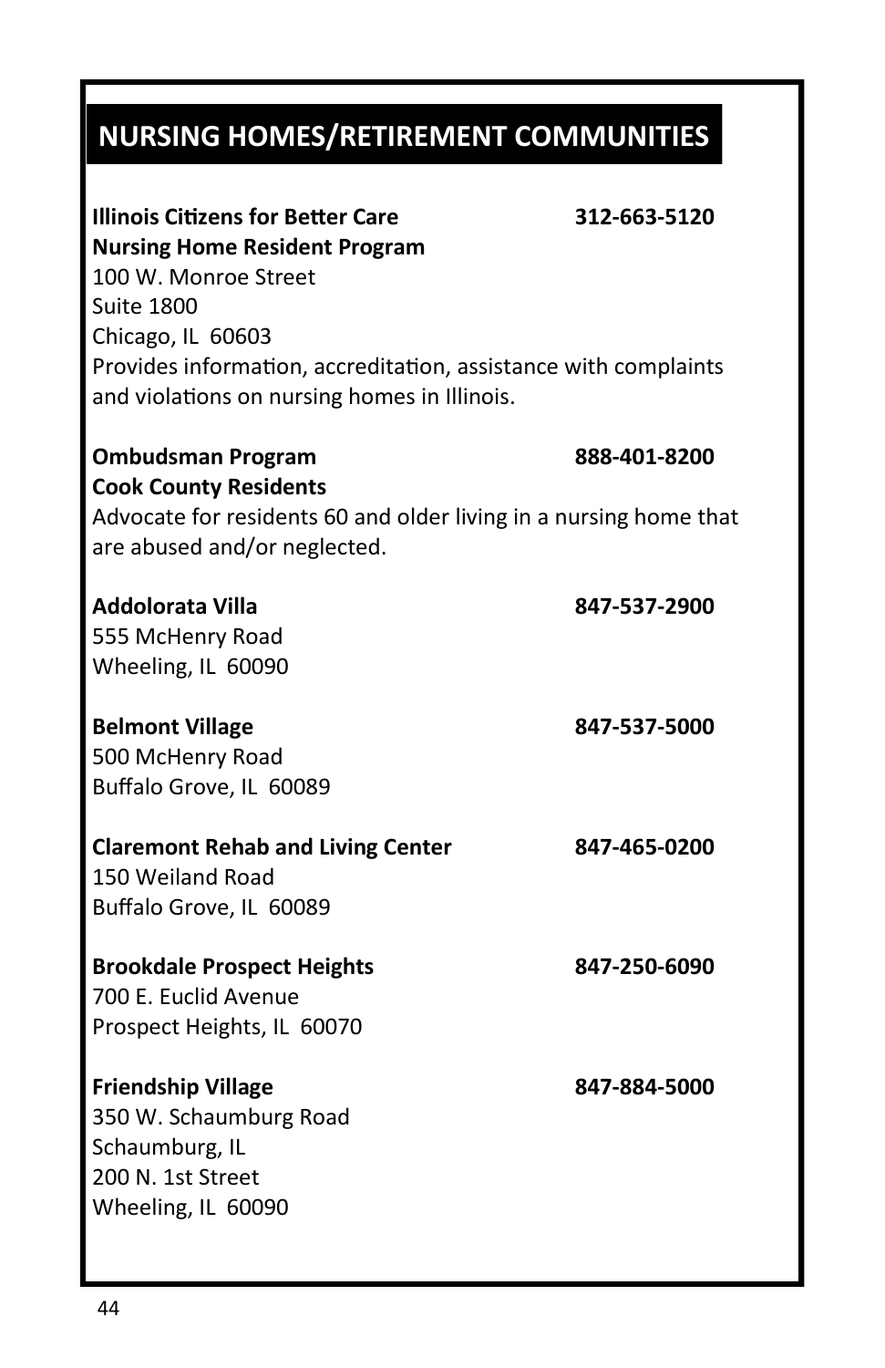## NURSING HOMES/RETIREMENT COMMUNITIES

**Illinois Citizens for Better Care** **312-663-5120**
**Nursing Home Resident Program**
100 W. Monroe Street
Suite 1800
Chicago, IL 60603
Provides information, accreditation, assistance with complaints and violations on nursing homes in Illinois.

**Ombudsman Program** **888-401-8200**
**Cook County Residents**
Advocate for residents 60 and older living in a nursing home that are abused and/or neglected.

**Addolorata Villa** **847-537-2900**
555 McHenry Road
Wheeling, IL 60090

**Belmont Village** **847-537-5000**
500 McHenry Road
Buffalo Grove, IL 60089

**Claremont Rehab and Living Center** **847-465-0200**
150 Weiland Road
Buffalo Grove, IL 60089

**Brookdale Prospect Heights** **847-250-6090**
700 E. Euclid Avenue
Prospect Heights, IL 60070

**Friendship Village** **847-884-5000**
350 W. Schaumburg Road
Schaumburg, IL
200 N. 1st Street
Wheeling, IL 60090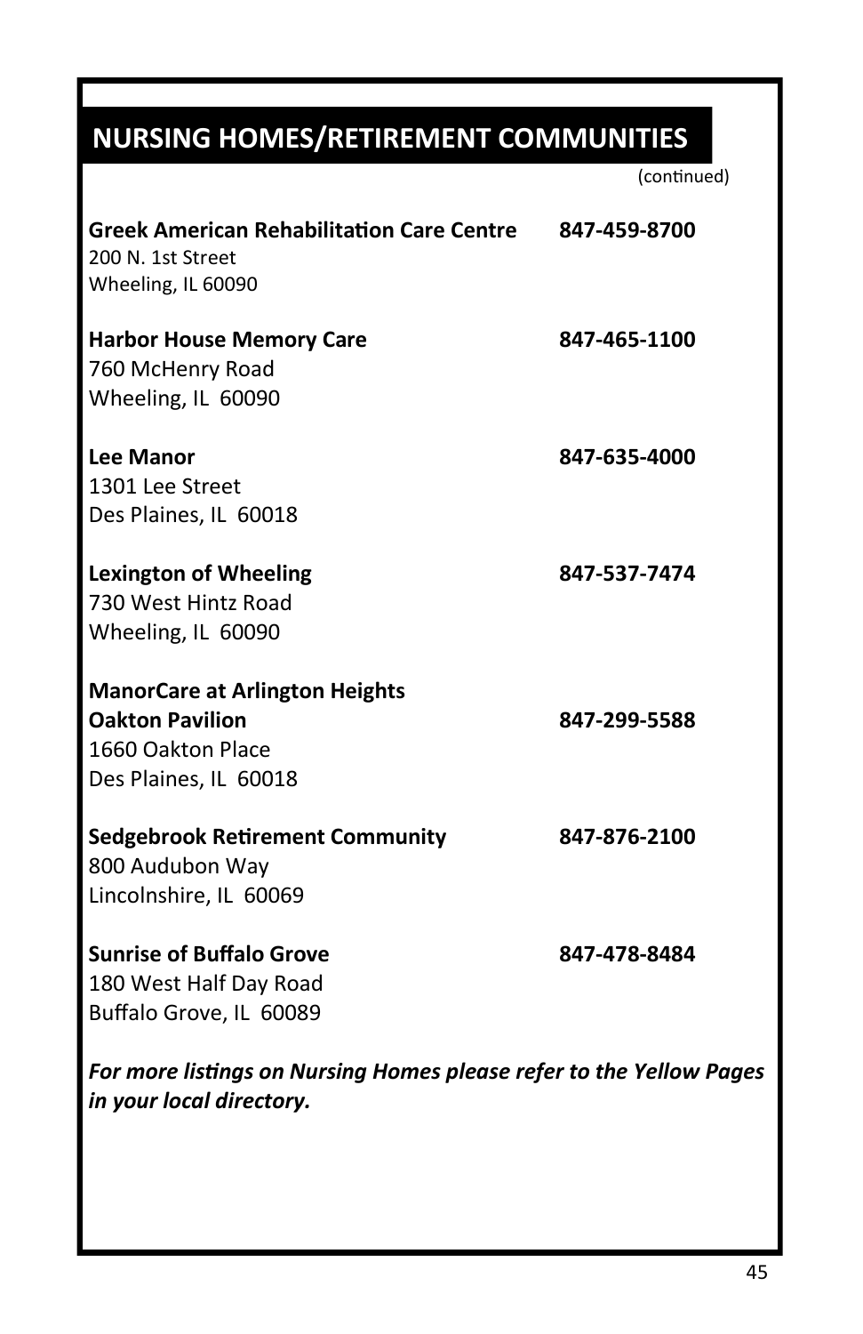## NURSING HOMES/RETIREMENT COMMUNITIES

(continued)

**Greek American Rehabilitation Care Centre** **847-459-8700**
200 N. 1st Street
Wheeling, IL 60090

**Harbor House Memory Care** **847-465-1100**
760 McHenry Road
Wheeling, IL 60090

**Lee Manor** **847-635-4000**
1301 Lee Street
Des Plaines, IL 60018

**Lexington of Wheeling** **847-537-7474**
730 West Hintz Road
Wheeling, IL 60090

**ManorCare at Arlington Heights**
**Oakton Pavilion** **847-299-5588**
1660 Oakton Place
Des Plaines, IL 60018

**Sedgebrook Retirement Community** **847-876-2100**
800 Audubon Way
Lincolnshire, IL 60069

**Sunrise of Buffalo Grove** **847-478-8484**
180 West Half Day Road
Buffalo Grove, IL 60089

***For more listings on Nursing Homes please refer to the Yellow Pages in your local directory.***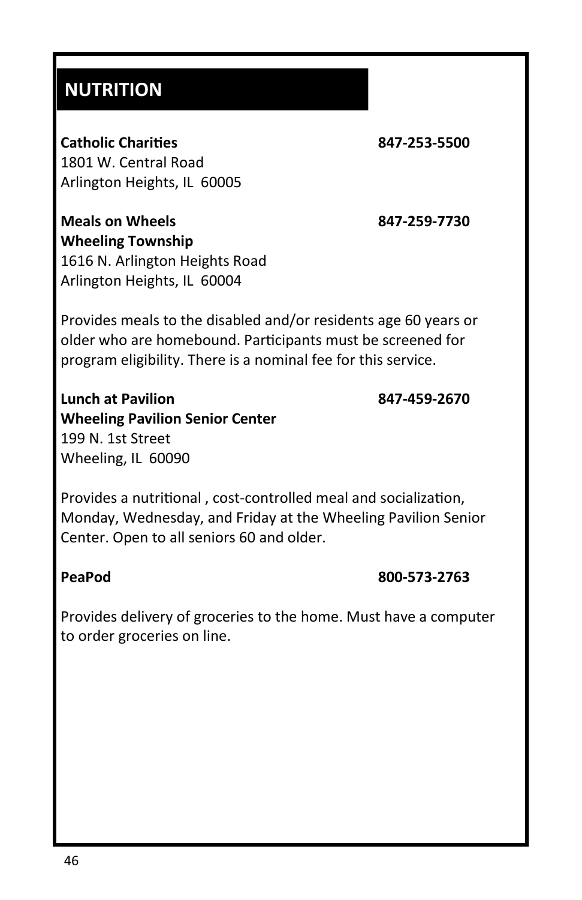## NUTRITION

**Catholic Charities** **847-253-5500**
1801 W. Central Road
Arlington Heights, IL 60005

**Meals on Wheels** **847-259-7730**
**Wheeling Township**
1616 N. Arlington Heights Road
Arlington Heights, IL 60004

Provides meals to the disabled and/or residents age 60 years or older who are homebound. Participants must be screened for program eligibility. There is a nominal fee for this service.

**Lunch at Pavilion** **847-459-2670**
**Wheeling Pavilion Senior Center**
199 N. 1st Street
Wheeling, IL 60090

Provides a nutritional , cost-controlled meal and socialization, Monday, Wednesday, and Friday at the Wheeling Pavilion Senior Center. Open to all seniors 60 and older.

**PeaPod** **800-573-2763**

Provides delivery of groceries to the home. Must have a computer to order groceries on line.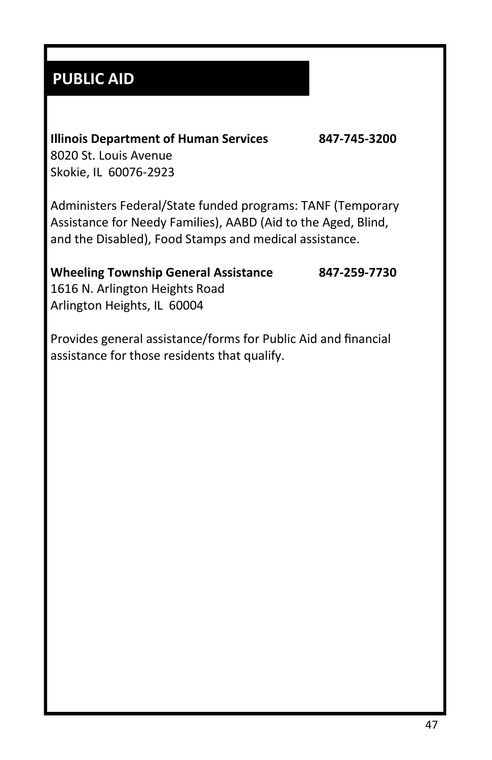## PUBLIC AID

**Illinois Department of Human Services** **847-745-3200**
8020 St. Louis Avenue
Skokie, IL 60076-2923

Administers Federal/State funded programs: TANF (Temporary Assistance for Needy Families), AABD (Aid to the Aged, Blind, and the Disabled), Food Stamps and medical assistance.

**Wheeling Township General Assistance** **847-259-7730**
1616 N. Arlington Heights Road
Arlington Heights, IL 60004

Provides general assistance/forms for Public Aid and financial assistance for those residents that qualify.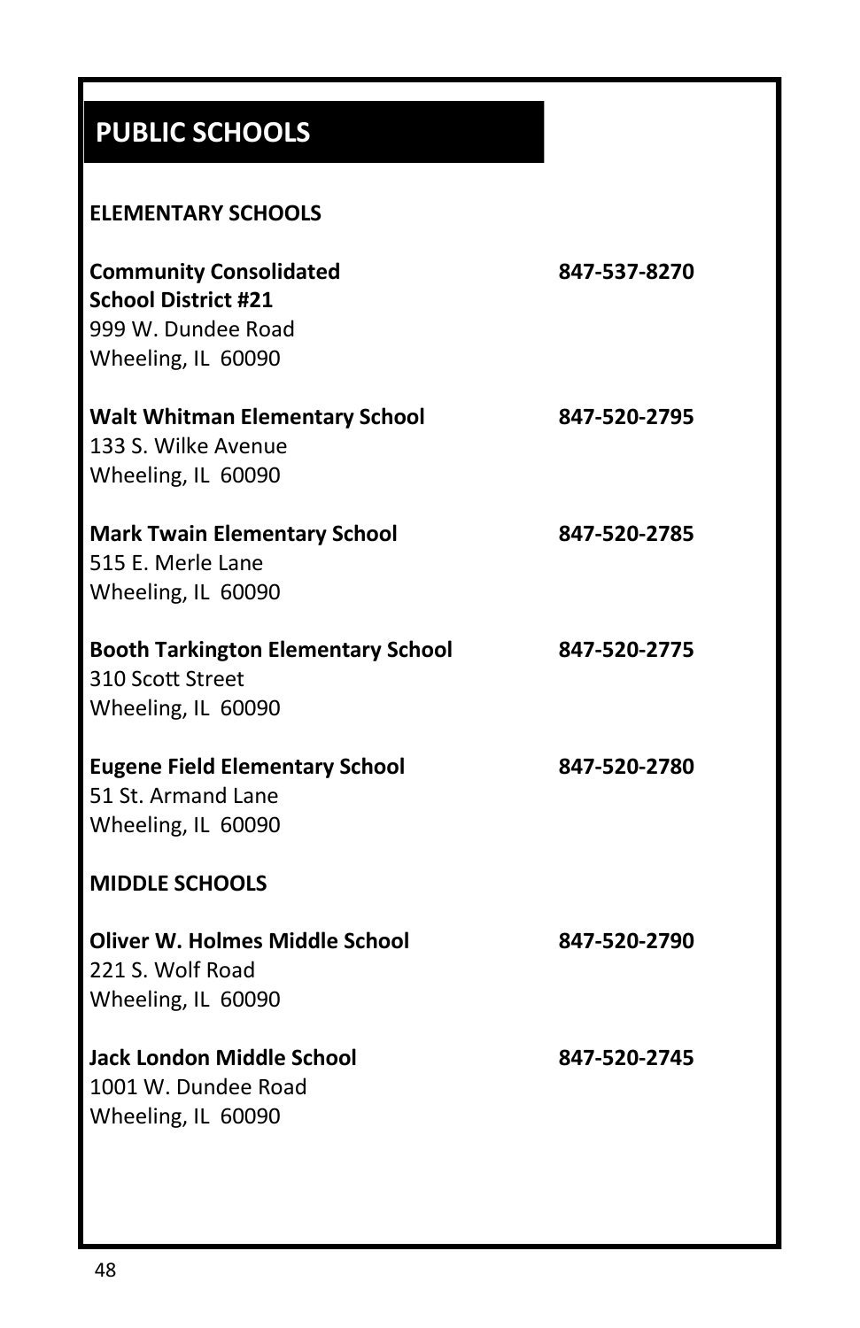# PUBLIC SCHOOLS

## ELEMENTARY SCHOOLS

**Community Consolidated School District #21** — **847-537-8270**
999 W. Dundee Road
Wheeling, IL 60090

**Walt Whitman Elementary School** — **847-520-2795**
133 S. Wilke Avenue
Wheeling, IL 60090

**Mark Twain Elementary School** — **847-520-2785**
515 E. Merle Lane
Wheeling, IL 60090

**Booth Tarkington Elementary School** — **847-520-2775**
310 Scott Street
Wheeling, IL 60090

**Eugene Field Elementary School** — **847-520-2780**
51 St. Armand Lane
Wheeling, IL 60090

## MIDDLE SCHOOLS

**Oliver W. Holmes Middle School** — **847-520-2790**
221 S. Wolf Road
Wheeling, IL 60090

**Jack London Middle School** — **847-520-2745**
1001 W. Dundee Road
Wheeling, IL 60090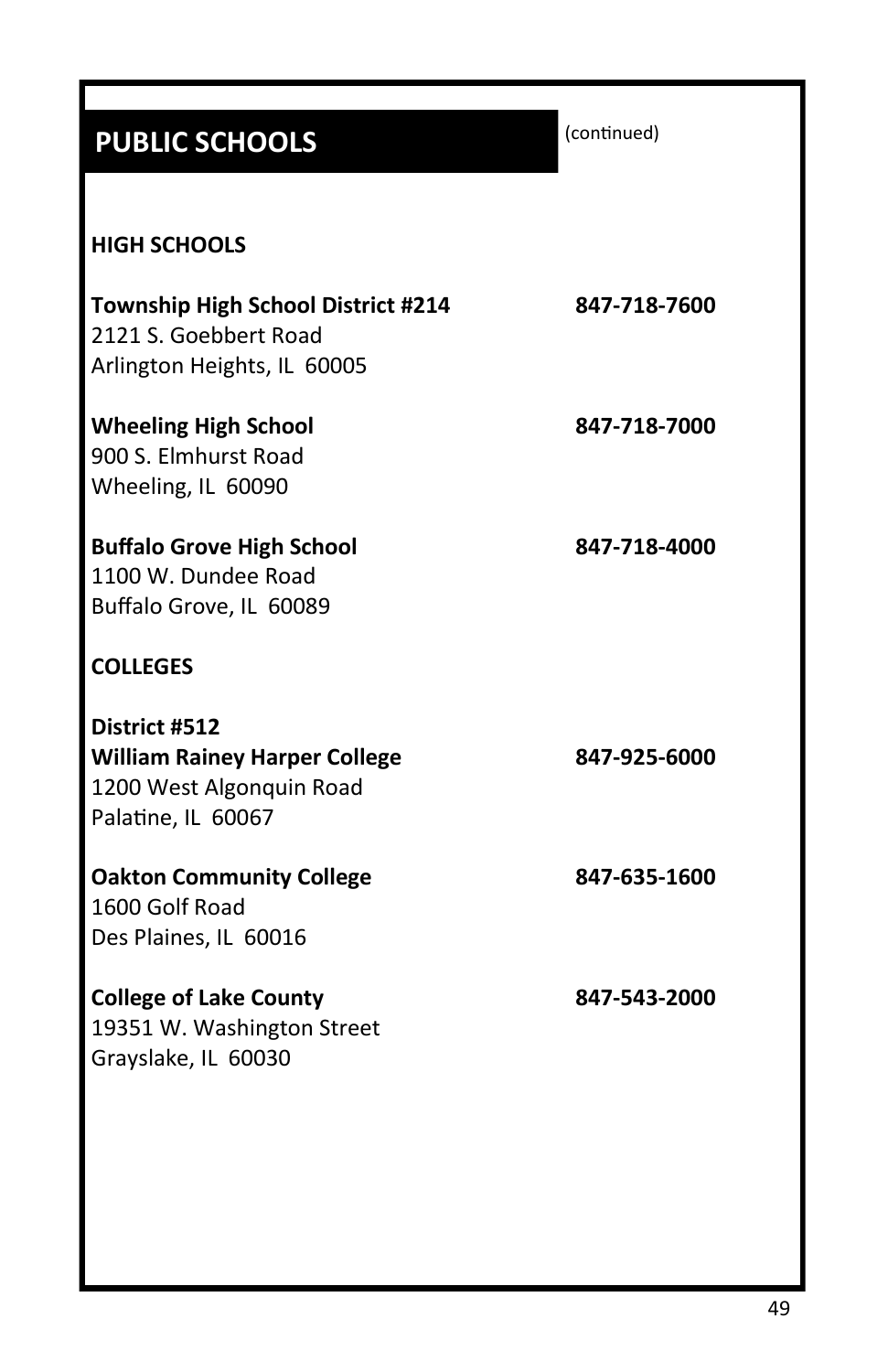## PUBLIC SCHOOLS

(continued)

### HIGH SCHOOLS

**Township High School District #214** — **847-718-7600**
2121 S. Goebbert Road
Arlington Heights, IL 60005

**Wheeling High School** — **847-718-7000**
900 S. Elmhurst Road
Wheeling, IL 60090

**Buffalo Grove High School** — **847-718-4000**
1100 W. Dundee Road
Buffalo Grove, IL 60089

### COLLEGES

**District #512**
**William Rainey Harper College** — **847-925-6000**
1200 West Algonquin Road
Palatine, IL 60067

**Oakton Community College** — **847-635-1600**
1600 Golf Road
Des Plaines, IL 60016

**College of Lake County** — **847-543-2000**
19351 W. Washington Street
Grayslake, IL 60030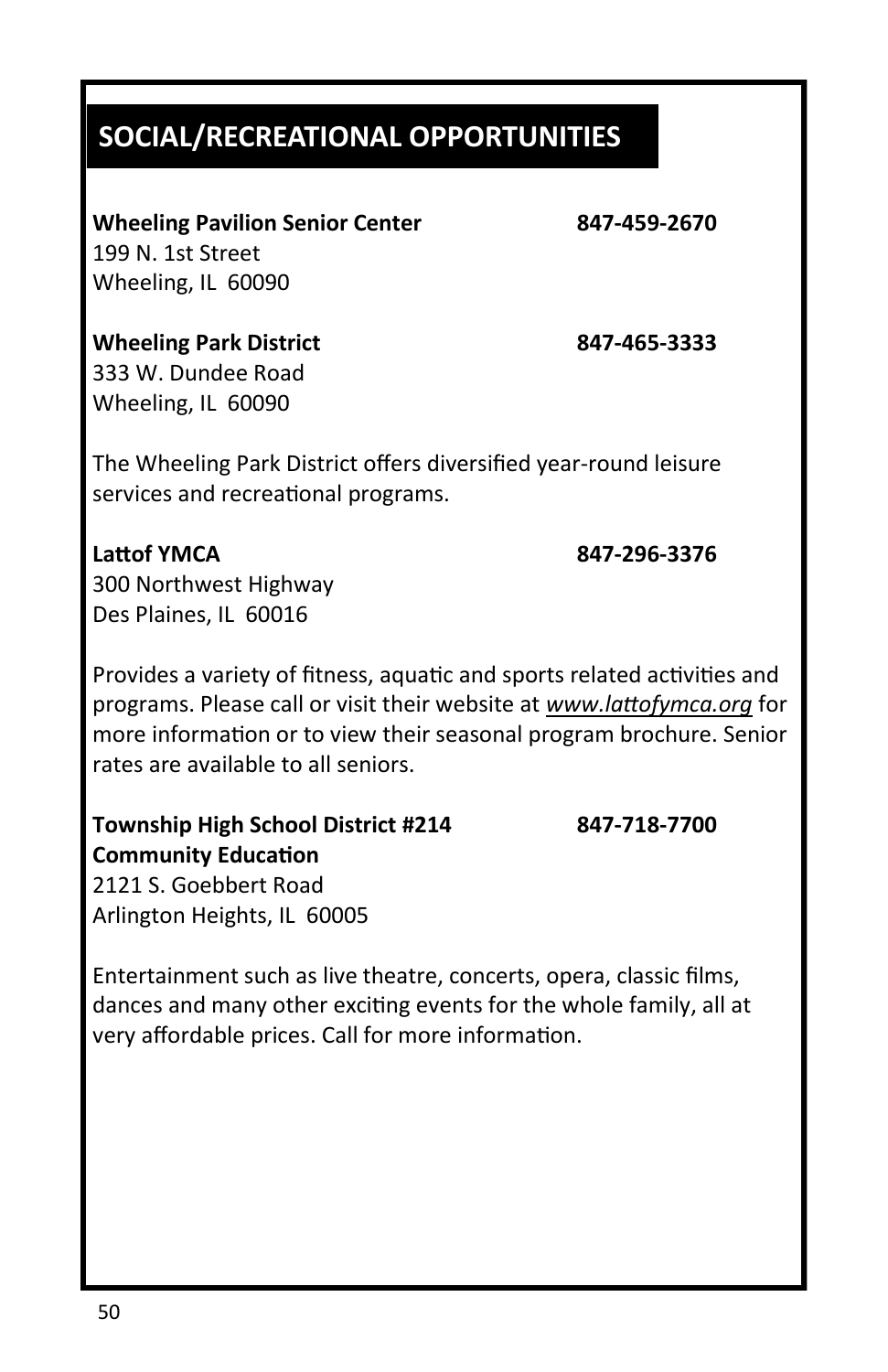## SOCIAL/RECREATIONAL OPPORTUNITIES

**Wheeling Pavilion Senior Center** **847-459-2670**
199 N. 1st Street
Wheeling, IL 60090

**Wheeling Park District** **847-465-3333**
333 W. Dundee Road
Wheeling, IL 60090

The Wheeling Park District offers diversified year-round leisure services and recreational programs.

**Lattof YMCA** **847-296-3376**
300 Northwest Highway
Des Plaines, IL 60016

Provides a variety of fitness, aquatic and sports related activities and programs. Please call or visit their website at *www.lattofymca.org* for more information or to view their seasonal program brochure. Senior rates are available to all seniors.

**Township High School District #214** **847-718-7700**
**Community Education**
2121 S. Goebbert Road
Arlington Heights, IL 60005

Entertainment such as live theatre, concerts, opera, classic films, dances and many other exciting events for the whole family, all at very affordable prices. Call for more information.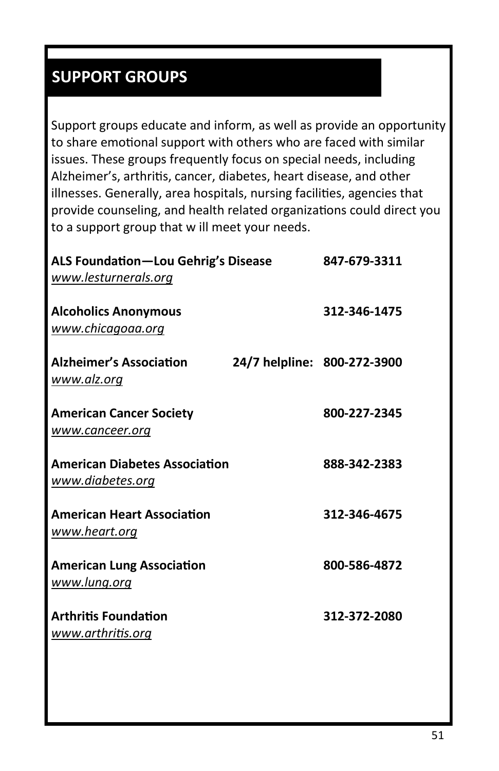## SUPPORT GROUPS

Support groups educate and inform, as well as provide an opportunity to share emotional support with others who are faced with similar issues. These groups frequently focus on special needs, including Alzheimer's, arthritis, cancer, diabetes, heart disease, and other illnesses. Generally, area hospitals, nursing facilities, agencies that provide counseling, and health related organizations could direct you to a support group that w ill meet your needs.

**ALS Foundation—Lou Gehrig's Disease** **847-679-3311**
*www.lesturnerals.org*

**Alcoholics Anonymous** **312-346-1475**
*www.chicagoaa.org*

**Alzheimer's Association** **24/7 helpline: 800-272-3900**
*www.alz.org*

**American Cancer Society** **800-227-2345**
*www.canceer.org*

**American Diabetes Association** **888-342-2383**
*www.diabetes.org*

**American Heart Association** **312-346-4675**
*www.heart.org*

**American Lung Association** **800-586-4872**
*www.lung.org*

**Arthritis Foundation** **312-372-2080**
*www.arthritis.org*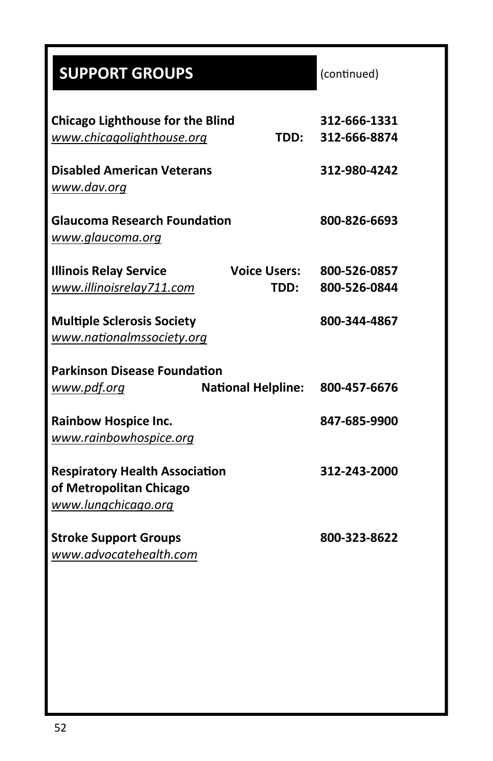## SUPPORT GROUPS (continued)

**Chicago Lighthouse for the Blind** — **312-666-1331**
*www.chicagolighthouse.org* — **TDD: 312-666-8874**

**Disabled American Veterans** — **312-980-4242**
*www.dav.org*

**Glaucoma Research Foundation** — **800-826-6693**
*www.glaucoma.org*

**Illinois Relay Service** — **Voice Users: 800-526-0857**
*www.illinoisrelay711.com* — **TDD: 800-526-0844**

**Multiple Sclerosis Society** — **800-344-4867**
*www.nationalmssociety.org*

**Parkinson Disease Foundation**
*www.pdf.org* — **National Helpline: 800-457-6676**

**Rainbow Hospice Inc.** — **847-685-9900**
*www.rainbowhospice.org*

**Respiratory Health Association of Metropolitan Chicago** — **312-243-2000**
*www.lungchicago.org*

**Stroke Support Groups** — **800-323-8622**
*www.advocatehealth.com*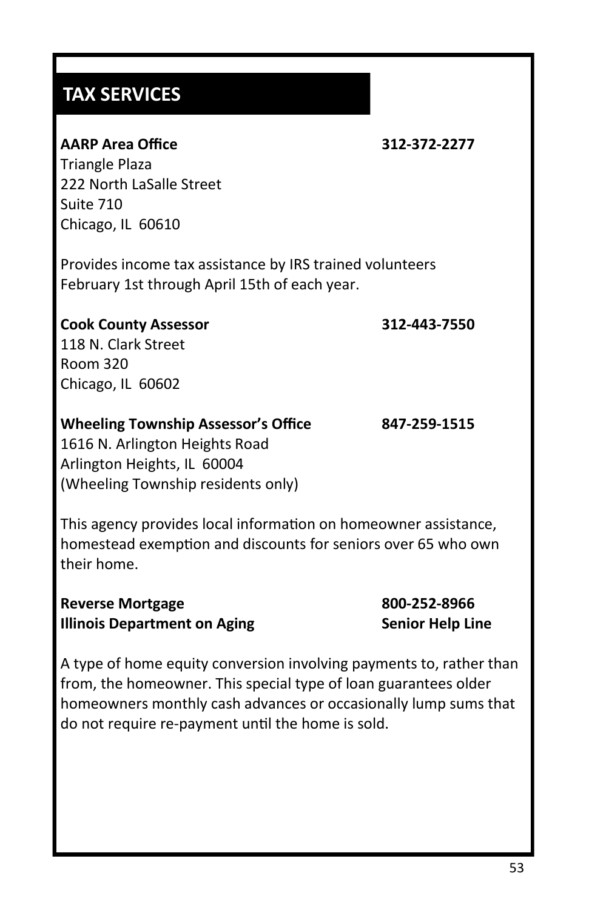## TAX SERVICES

**AARP Area Office** **312-372-2277**
Triangle Plaza
222 North LaSalle Street
Suite 710
Chicago, IL 60610

Provides income tax assistance by IRS trained volunteers February 1st through April 15th of each year.

**Cook County Assessor** **312-443-7550**
118 N. Clark Street
Room 320
Chicago, IL 60602

**Wheeling Township Assessor's Office** **847-259-1515**
1616 N. Arlington Heights Road
Arlington Heights, IL 60004
(Wheeling Township residents only)

This agency provides local information on homeowner assistance, homestead exemption and discounts for seniors over 65 who own their home.

**Reverse Mortgage** **800-252-8966**
**Illinois Department on Aging** **Senior Help Line**

A type of home equity conversion involving payments to, rather than from, the homeowner. This special type of loan guarantees older homeowners monthly cash advances or occasionally lump sums that do not require re-payment until the home is sold.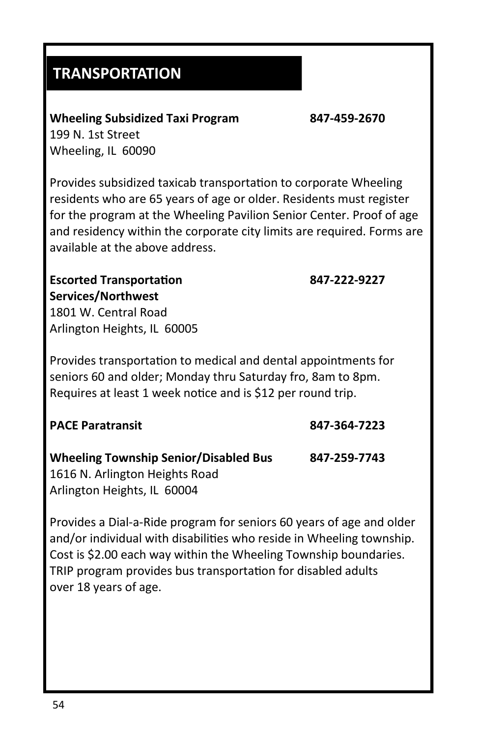# TRANSPORTATION

**Wheeling Subsidized Taxi Program** **847-459-2670**
199 N. 1st Street
Wheeling, IL 60090

Provides subsidized taxicab transportation to corporate Wheeling residents who are 65 years of age or older. Residents must register for the program at the Wheeling Pavilion Senior Center. Proof of age and residency within the corporate city limits are required. Forms are available at the above address.

**Escorted Transportation Services/Northwest** **847-222-9227**
1801 W. Central Road
Arlington Heights, IL 60005

Provides transportation to medical and dental appointments for seniors 60 and older; Monday thru Saturday fro, 8am to 8pm. Requires at least 1 week notice and is $12 per round trip.

**PACE Paratransit** **847-364-7223**

**Wheeling Township Senior/Disabled Bus** **847-259-7743**
1616 N. Arlington Heights Road
Arlington Heights, IL 60004

Provides a Dial-a-Ride program for seniors 60 years of age and older and/or individual with disabilities who reside in Wheeling township. Cost is $2.00 each way within the Wheeling Township boundaries. TRIP program provides bus transportation for disabled adults over 18 years of age.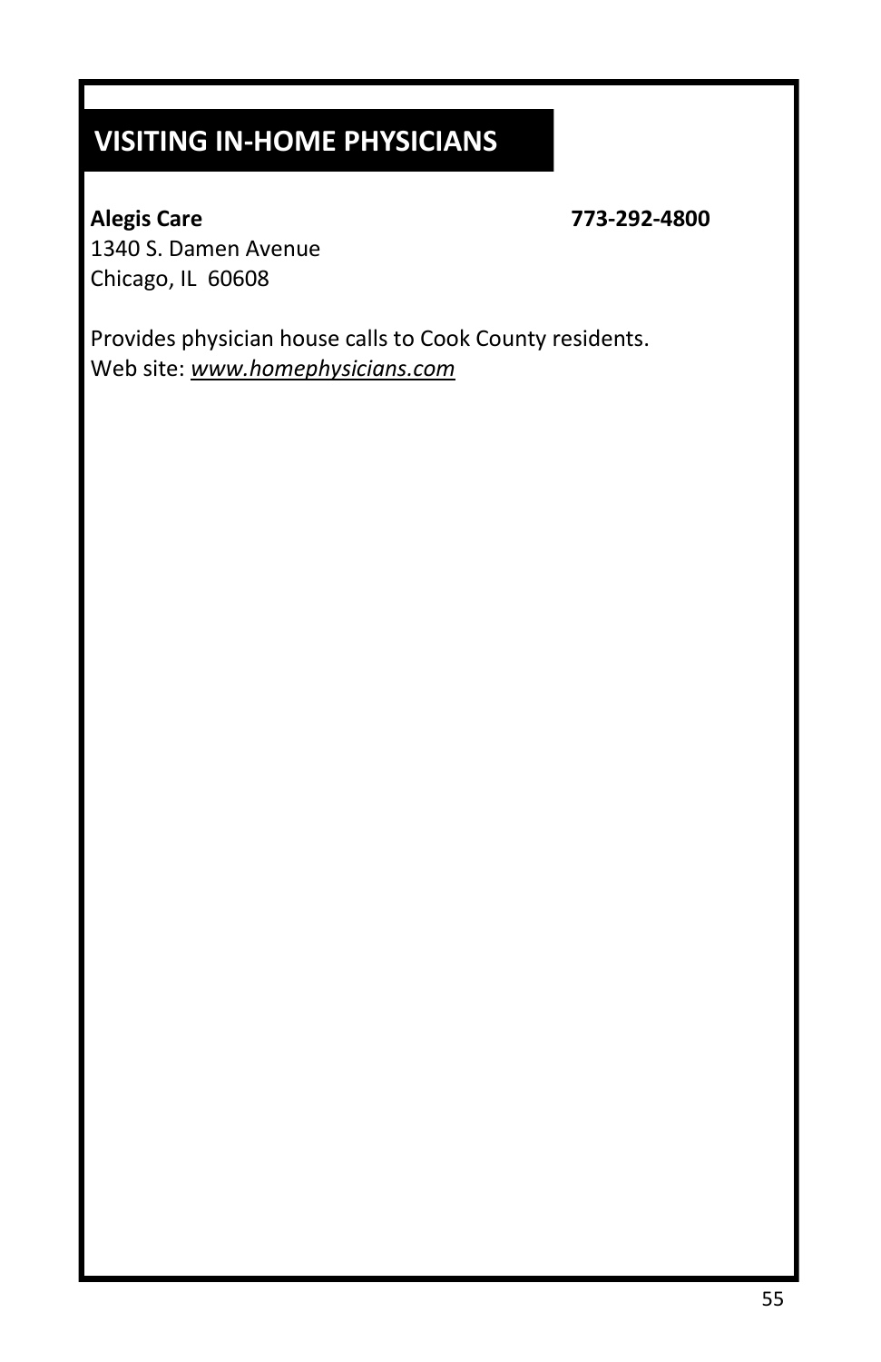## VISITING IN-HOME PHYSICIANS

**Alegis Care** **773-292-4800**
1340 S. Damen Avenue
Chicago, IL 60608

Provides physician house calls to Cook County residents.
Web site: *www.homephysicians.com*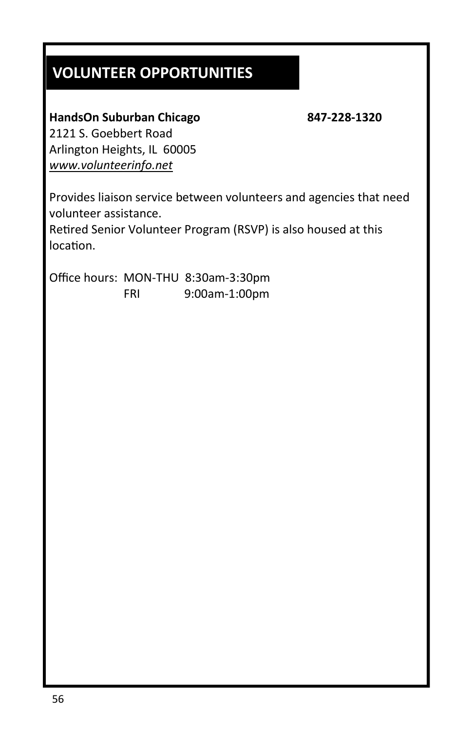## VOLUNTEER OPPORTUNITIES

**HandsOn Suburban Chicago** **847-228-1320**
2121 S. Goebbert Road
Arlington Heights, IL 60005
*www.volunteerinfo.net*

Provides liaison service between volunteers and agencies that need volunteer assistance.
Retired Senior Volunteer Program (RSVP) is also housed at this location.

Office hours: MON-THU 8:30am-3:30pm
FRI 9:00am-1:00pm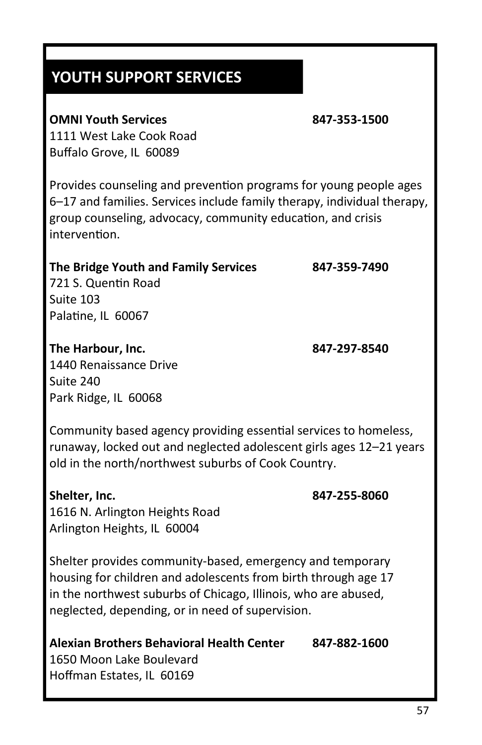## YOUTH SUPPORT SERVICES

**OMNI Youth Services** **847-353-1500**
1111 West Lake Cook Road
Buffalo Grove, IL 60089

Provides counseling and prevention programs for young people ages 6–17 and families. Services include family therapy, individual therapy, group counseling, advocacy, community education, and crisis intervention.

**The Bridge Youth and Family Services** **847-359-7490**
721 S. Quentin Road
Suite 103
Palatine, IL 60067

**The Harbour, Inc.** **847-297-8540**
1440 Renaissance Drive
Suite 240
Park Ridge, IL 60068

Community based agency providing essential services to homeless, runaway, locked out and neglected adolescent girls ages 12–21 years old in the north/northwest suburbs of Cook Country.

**Shelter, Inc.** **847-255-8060**
1616 N. Arlington Heights Road
Arlington Heights, IL 60004

Shelter provides community-based, emergency and temporary housing for children and adolescents from birth through age 17 in the northwest suburbs of Chicago, Illinois, who are abused, neglected, depending, or in need of supervision.

**Alexian Brothers Behavioral Health Center** **847-882-1600**
1650 Moon Lake Boulevard
Hoffman Estates, IL 60169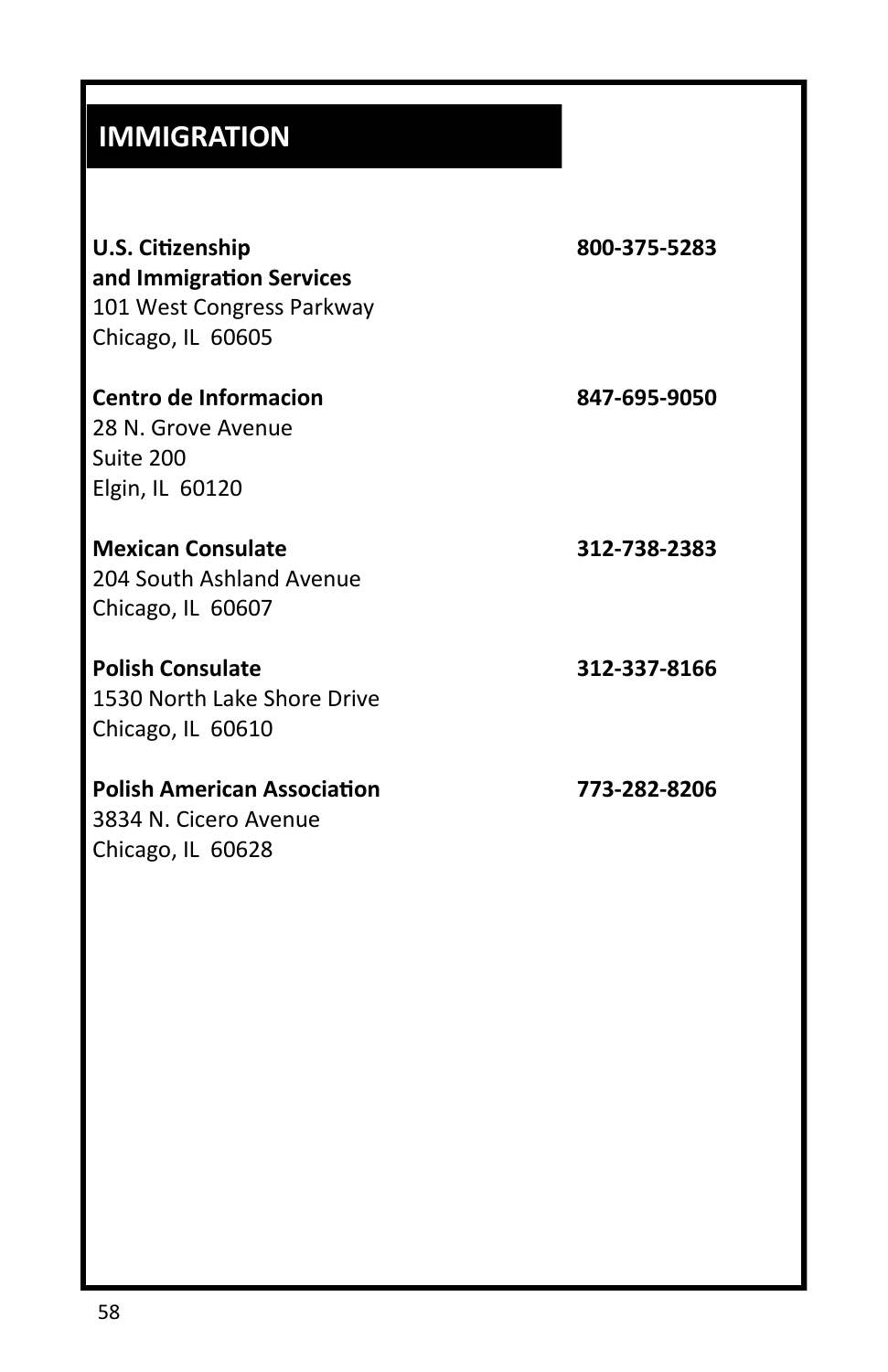## IMMIGRATION

**U.S. Citizenship and Immigration Services** — **800-375-5283**
101 West Congress Parkway
Chicago, IL 60605

**Centro de Informacion** — **847-695-9050**
28 N. Grove Avenue
Suite 200
Elgin, IL 60120

**Mexican Consulate** — **312-738-2383**
204 South Ashland Avenue
Chicago, IL 60607

**Polish Consulate** — **312-337-8166**
1530 North Lake Shore Drive
Chicago, IL 60610

**Polish American Association** — **773-282-8206**
3834 N. Cicero Avenue
Chicago, IL 60628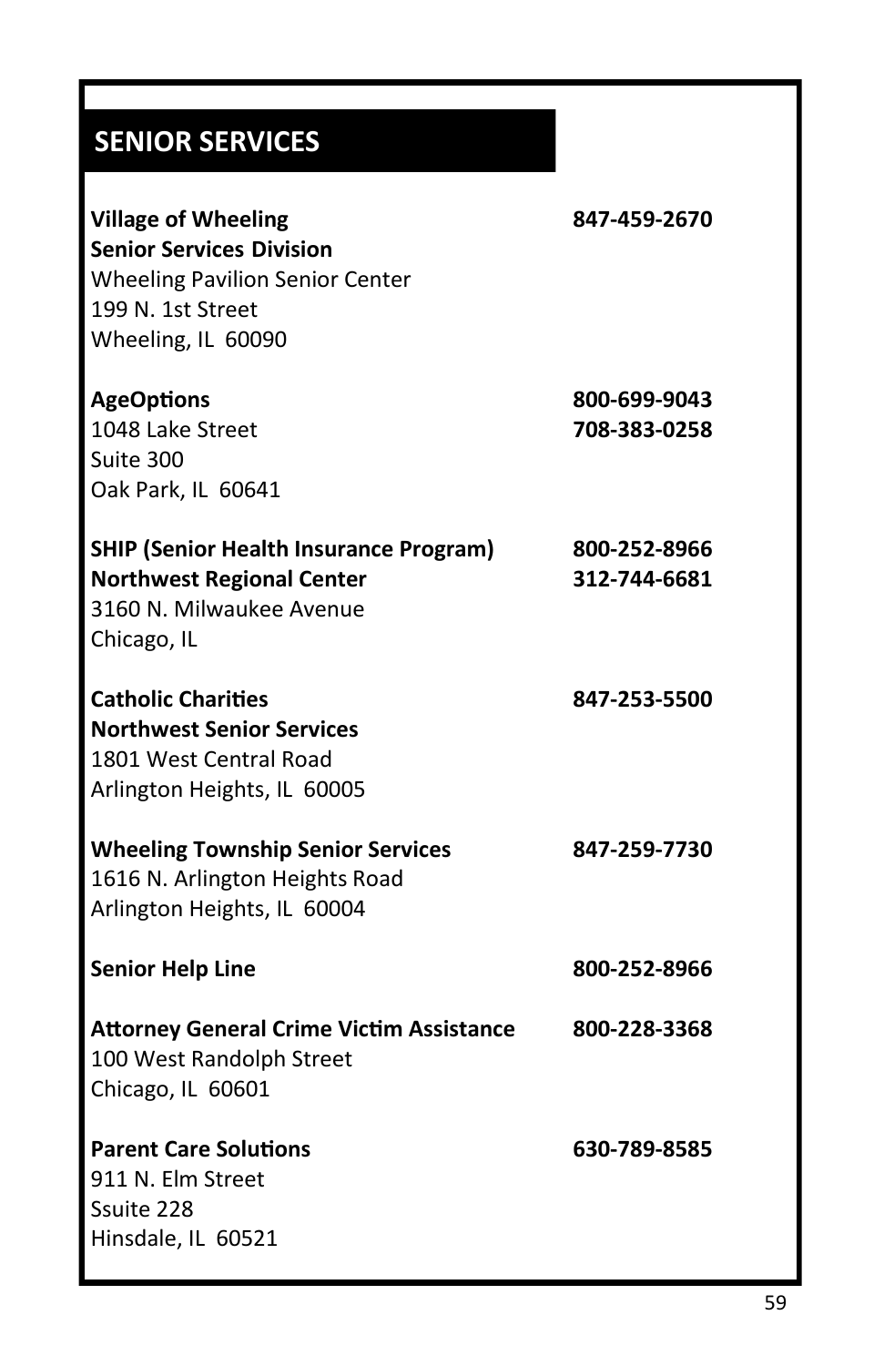## SENIOR SERVICES

**Village of Wheeling** **847-459-2670**
**Senior Services Division**
Wheeling Pavilion Senior Center
199 N. 1st Street
Wheeling, IL 60090

**AgeOptions** **800-699-9043**
1048 Lake Street **708-383-0258**
Suite 300
Oak Park, IL 60641

**SHIP (Senior Health Insurance Program)** **800-252-8966**
**Northwest Regional Center** **312-744-6681**
3160 N. Milwaukee Avenue
Chicago, IL

**Catholic Charities** **847-253-5500**
**Northwest Senior Services**
1801 West Central Road
Arlington Heights, IL 60005

**Wheeling Township Senior Services** **847-259-7730**
1616 N. Arlington Heights Road
Arlington Heights, IL 60004

**Senior Help Line** **800-252-8966**

**Attorney General Crime Victim Assistance** **800-228-3368**
100 West Randolph Street
Chicago, IL 60601

**Parent Care Solutions** **630-789-8585**
911 N. Elm Street
Ssuite 228
Hinsdale, IL 60521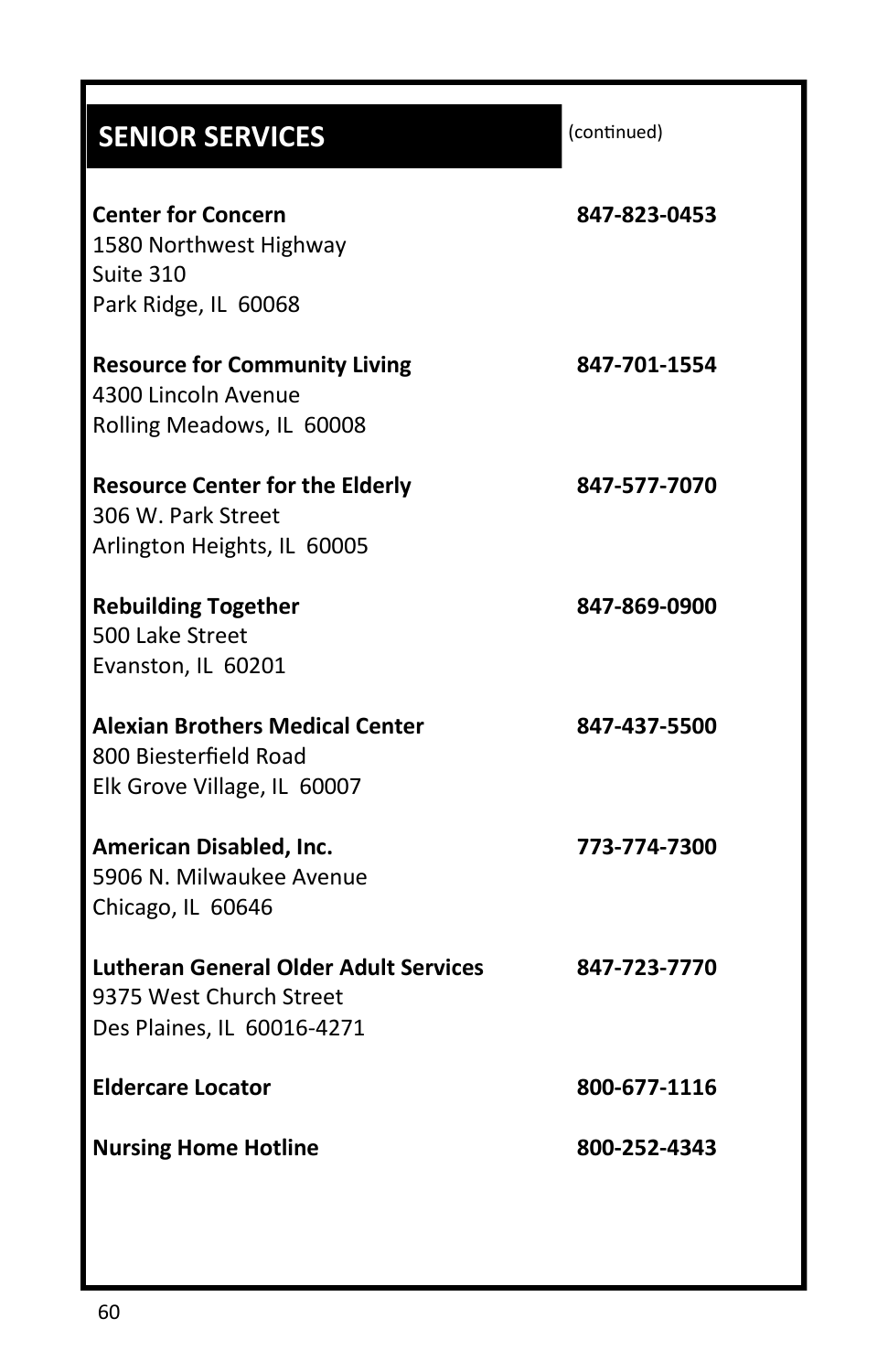## SENIOR SERVICES (continued)

**Center for Concern** **847-823-0453**
1580 Northwest Highway
Suite 310
Park Ridge, IL 60068

**Resource for Community Living** **847-701-1554**
4300 Lincoln Avenue
Rolling Meadows, IL 60008

**Resource Center for the Elderly** **847-577-7070**
306 W. Park Street
Arlington Heights, IL 60005

**Rebuilding Together** **847-869-0900**
500 Lake Street
Evanston, IL 60201

**Alexian Brothers Medical Center** **847-437-5500**
800 Biesterfield Road
Elk Grove Village, IL 60007

**American Disabled, Inc.** **773-774-7300**
5906 N. Milwaukee Avenue
Chicago, IL 60646

**Lutheran General Older Adult Services** **847-723-7770**
9375 West Church Street
Des Plaines, IL 60016-4271

**Eldercare Locator** **800-677-1116**

**Nursing Home Hotline** **800-252-4343**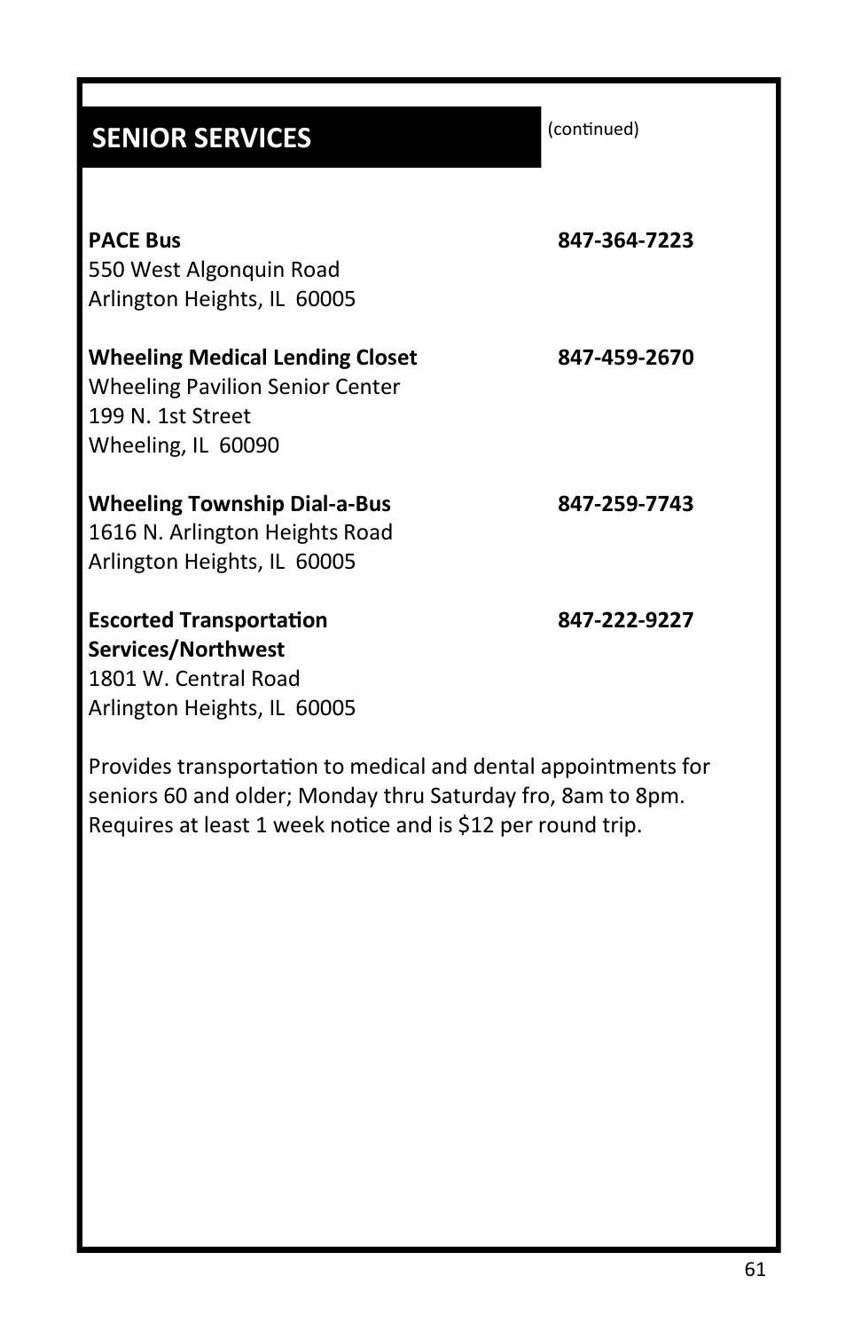## SENIOR SERVICES

(continued)

**PACE Bus** **847-364-7223**
550 West Algonquin Road
Arlington Heights, IL 60005

**Wheeling Medical Lending Closet** **847-459-2670**
Wheeling Pavilion Senior Center
199 N. 1st Street
Wheeling, IL 60090

**Wheeling Township Dial-a-Bus** **847-259-7743**
1616 N. Arlington Heights Road
Arlington Heights, IL 60005

**Escorted Transportation Services/Northwest** **847-222-9227**
1801 W. Central Road
Arlington Heights, IL 60005

Provides transportation to medical and dental appointments for seniors 60 and older; Monday thru Saturday fro, 8am to 8pm. Requires at least 1 week notice and is $12 per round trip.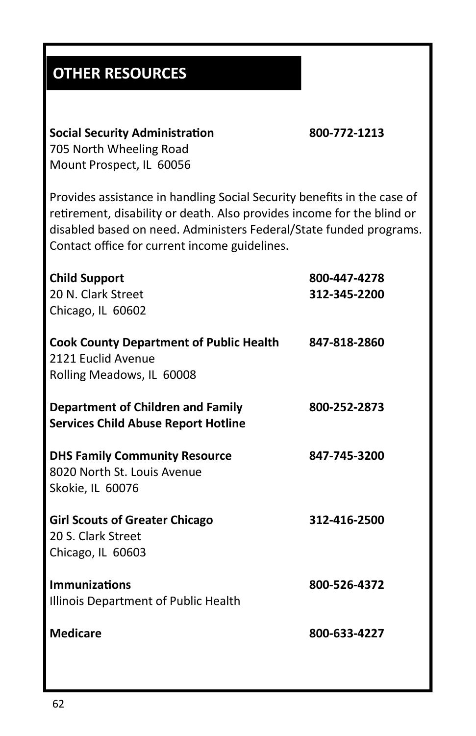## OTHER RESOURCES

**Social Security Administration** **800-772-1213**
705 North Wheeling Road
Mount Prospect, IL 60056

Provides assistance in handling Social Security benefits in the case of retirement, disability or death. Also provides income for the blind or disabled based on need. Administers Federal/State funded programs. Contact office for current income guidelines.

**Child Support** **800-447-4278**
20 N. Clark Street **312-345-2200**
Chicago, IL 60602

**Cook County Department of Public Health** **847-818-2860**
2121 Euclid Avenue
Rolling Meadows, IL 60008

**Department of Children and Family Services Child Abuse Report Hotline** **800-252-2873**

**DHS Family Community Resource** **847-745-3200**
8020 North St. Louis Avenue
Skokie, IL 60076

**Girl Scouts of Greater Chicago** **312-416-2500**
20 S. Clark Street
Chicago, IL 60603

**Immunizations** **800-526-4372**
Illinois Department of Public Health

**Medicare** **800-633-4227**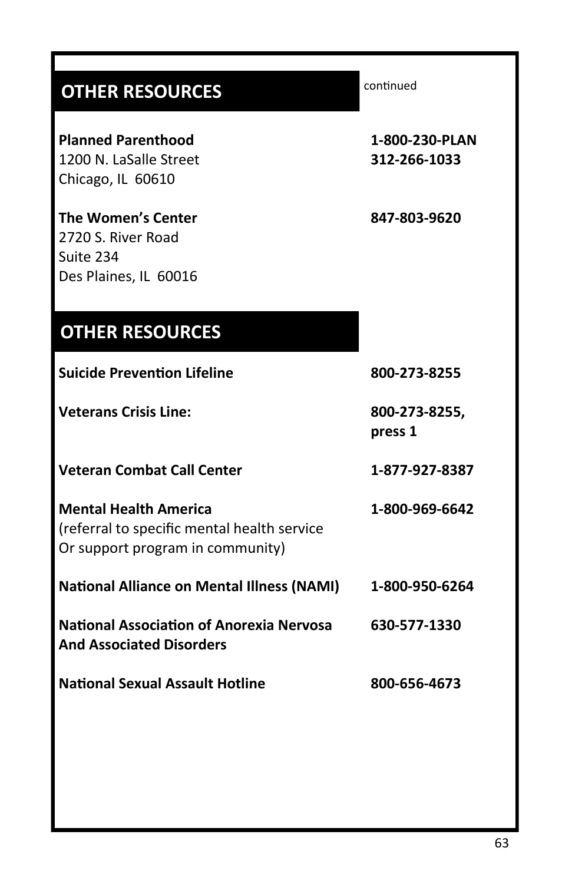## OTHER RESOURCES

continued

**Planned Parenthood** — **1-800-230-PLAN** / **312-266-1033**
1200 N. LaSalle Street
Chicago, IL 60610

**The Women's Center** — **847-803-9620**
2720 S. River Road
Suite 234
Des Plaines, IL 60016

## OTHER RESOURCES

| Resource | Phone |
|---|---|
| **Suicide Prevention Lifeline** | **800-273-8255** |
| **Veterans Crisis Line:** | **800-273-8255, press 1** |
| **Veteran Combat Call Center** | **1-877-927-8387** |
| **Mental Health America** (referral to specific mental health service Or support program in community) | **1-800-969-6642** |
| **National Alliance on Mental Illness (NAMI)** | **1-800-950-6264** |
| **National Association of Anorexia Nervosa And Associated Disorders** | **630-577-1330** |
| **National Sexual Assault Hotline** | **800-656-4673** |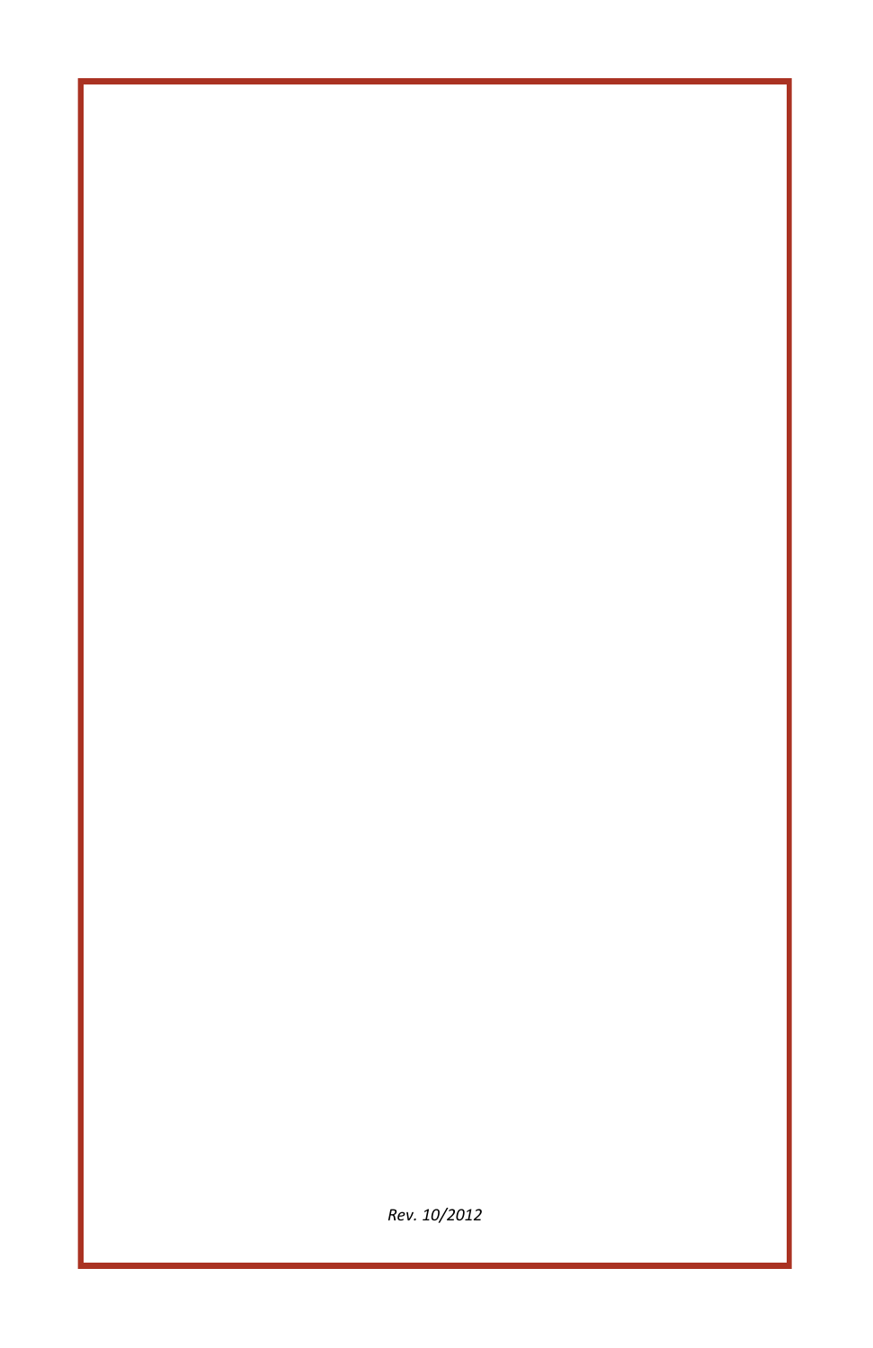*Rev. 10/2012*